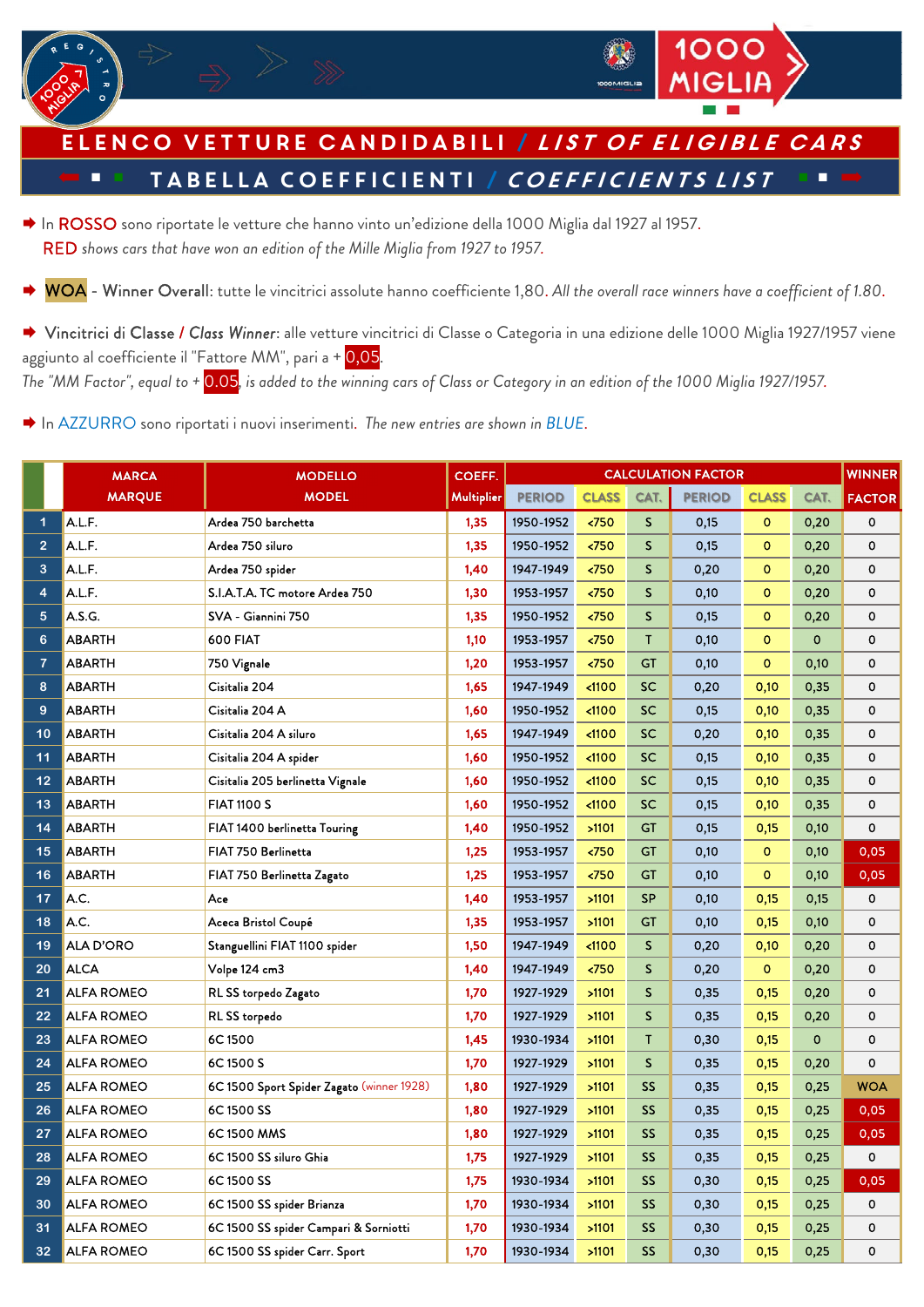# ELENCO VETTURE CANDIDABILI / *LIST OF ELIGIBLE CARS*

## TABELLA COEFFICIENTI / *COEFFICIENTS LIST*

➡ In ROSSO sono riportate le vetture che hanno vinto un'edizione della 1000 Miglia dal 1927 al 1957.
RED *shows cars that have won an edition of the Mille Miglia from 1927 to 1957.*

➡ **WOA** - **Winner Overall**: tutte le vincitrici assolute hanno coefficiente 1,80. *All the overall race winners have a coefficient of 1.80.*

➡ **Vincitrici di Classe / *Class Winner***: alle vetture vincitrici di Classe o Categoria in una edizione delle 1000 Miglia 1927/1957 viene aggiunto al coefficiente il "Fattore MM", pari a + 0,05.
*The "MM Factor", equal to + 0.05, is added to the winning cars of Class or Category in an edition of the 1000 Miglia 1927/1957.*

➡ In AZZURRO sono riportati i nuovi inserimenti. *The new entries are shown in BLUE.*

| | MARCA MARQUE | MODELLO MODEL | COEFF. Multiplier | CALCULATION FACTOR | | | | | | WINNER FACTOR |
|---|---|---|---|---|---|---|---|---|---|---|
| | | | | PERIOD | CLASS | CAT. | PERIOD | CLASS | CAT. | |
| 1 | A.L.F. | Ardea 750 barchetta | 1,35 | 1950-1952 | <750 | S | 0,15 | 0 | 0,20 | 0 |
| 2 | A.L.F. | Ardea 750 siluro | 1,35 | 1950-1952 | <750 | S | 0,15 | 0 | 0,20 | 0 |
| 3 | A.L.F. | Ardea 750 spider | 1,40 | 1947-1949 | <750 | S | 0,20 | 0 | 0,20 | 0 |
| 4 | A.L.F. | S.I.A.T.A. TC motore Ardea 750 | 1,30 | 1953-1957 | <750 | S | 0,10 | 0 | 0,20 | 0 |
| 5 | A.S.G. | SVA - Giannini 750 | 1,35 | 1950-1952 | <750 | S | 0,15 | 0 | 0,20 | 0 |
| 6 | ABARTH | 600 FIAT | 1,10 | 1953-1957 | <750 | T | 0,10 | 0 | 0 | 0 |
| 7 | ABARTH | 750 Vignale | 1,20 | 1953-1957 | <750 | GT | 0,10 | 0 | 0,10 | 0 |
| 8 | ABARTH | Cisitalia 204 | 1,65 | 1947-1949 | <1100 | SC | 0,20 | 0,10 | 0,35 | 0 |
| 9 | ABARTH | Cisitalia 204 A | 1,60 | 1950-1952 | <1100 | SC | 0,15 | 0,10 | 0,35 | 0 |
| 10 | ABARTH | Cisitalia 204 A siluro | 1,65 | 1947-1949 | <1100 | SC | 0,20 | 0,10 | 0,35 | 0 |
| 11 | ABARTH | Cisitalia 204 A spider | 1,60 | 1950-1952 | <1100 | SC | 0,15 | 0,10 | 0,35 | 0 |
| 12 | ABARTH | Cisitalia 205 berlinetta Vignale | 1,60 | 1950-1952 | <1100 | SC | 0,15 | 0,10 | 0,35 | 0 |
| 13 | ABARTH | FIAT 1100 S | 1,60 | 1950-1952 | <1100 | SC | 0,15 | 0,10 | 0,35 | 0 |
| 14 | ABARTH | FIAT 1400 berlinetta Touring | 1,40 | 1950-1952 | >1101 | GT | 0,15 | 0,15 | 0,10 | 0 |
| 15 | ABARTH | FIAT 750 Berlinetta | 1,25 | 1953-1957 | <750 | GT | 0,10 | 0 | 0,10 | 0,05 |
| 16 | ABARTH | FIAT 750 Berlinetta Zagato | 1,25 | 1953-1957 | <750 | GT | 0,10 | 0 | 0,10 | 0,05 |
| 17 | A.C. | Ace | 1,40 | 1953-1957 | >1101 | SP | 0,10 | 0,15 | 0,15 | 0 |
| 18 | A.C. | Aceca Bristol Coupé | 1,35 | 1953-1957 | >1101 | GT | 0,10 | 0,15 | 0,10 | 0 |
| 19 | ALA D'ORO | Stanguellini FIAT 1100 spider | 1,50 | 1947-1949 | <1100 | S | 0,20 | 0,10 | 0,20 | 0 |
| 20 | ALCA | Volpe 124 cm3 | 1,40 | 1947-1949 | <750 | S | 0,20 | 0 | 0,20 | 0 |
| 21 | ALFA ROMEO | RL SS torpedo Zagato | 1,70 | 1927-1929 | >1101 | S | 0,35 | 0,15 | 0,20 | 0 |
| 22 | ALFA ROMEO | RL SS torpedo | 1,70 | 1927-1929 | >1101 | S | 0,35 | 0,15 | 0,20 | 0 |
| 23 | ALFA ROMEO | 6C 1500 | 1,45 | 1930-1934 | >1101 | T | 0,30 | 0,15 | 0 | 0 |
| 24 | ALFA ROMEO | 6C 1500 S | 1,70 | 1927-1929 | >1101 | S | 0,35 | 0,15 | 0,20 | 0 |
| 25 | ALFA ROMEO | 6C 1500 Sport Spider Zagato (winner 1928) | 1,80 | 1927-1929 | >1101 | SS | 0,35 | 0,15 | 0,25 | WOA |
| 26 | ALFA ROMEO | 6C 1500 SS | 1,80 | 1927-1929 | >1101 | SS | 0,35 | 0,15 | 0,25 | 0,05 |
| 27 | ALFA ROMEO | 6C 1500 MMS | 1,80 | 1927-1929 | >1101 | SS | 0,35 | 0,15 | 0,25 | 0,05 |
| 28 | ALFA ROMEO | 6C 1500 SS siluro Ghia | 1,75 | 1927-1929 | >1101 | SS | 0,35 | 0,15 | 0,25 | 0 |
| 29 | ALFA ROMEO | 6C 1500 SS | 1,75 | 1930-1934 | >1101 | SS | 0,30 | 0,15 | 0,25 | 0,05 |
| 30 | ALFA ROMEO | 6C 1500 SS spider Brianza | 1,70 | 1930-1934 | >1101 | SS | 0,30 | 0,15 | 0,25 | 0 |
| 31 | ALFA ROMEO | 6C 1500 SS spider Campari & Sorniotti | 1,70 | 1930-1934 | >1101 | SS | 0,30 | 0,15 | 0,25 | 0 |
| 32 | ALFA ROMEO | 6C 1500 SS spider Carr. Sport | 1,70 | 1930-1934 | >1101 | SS | 0,30 | 0,15 | 0,25 | 0 |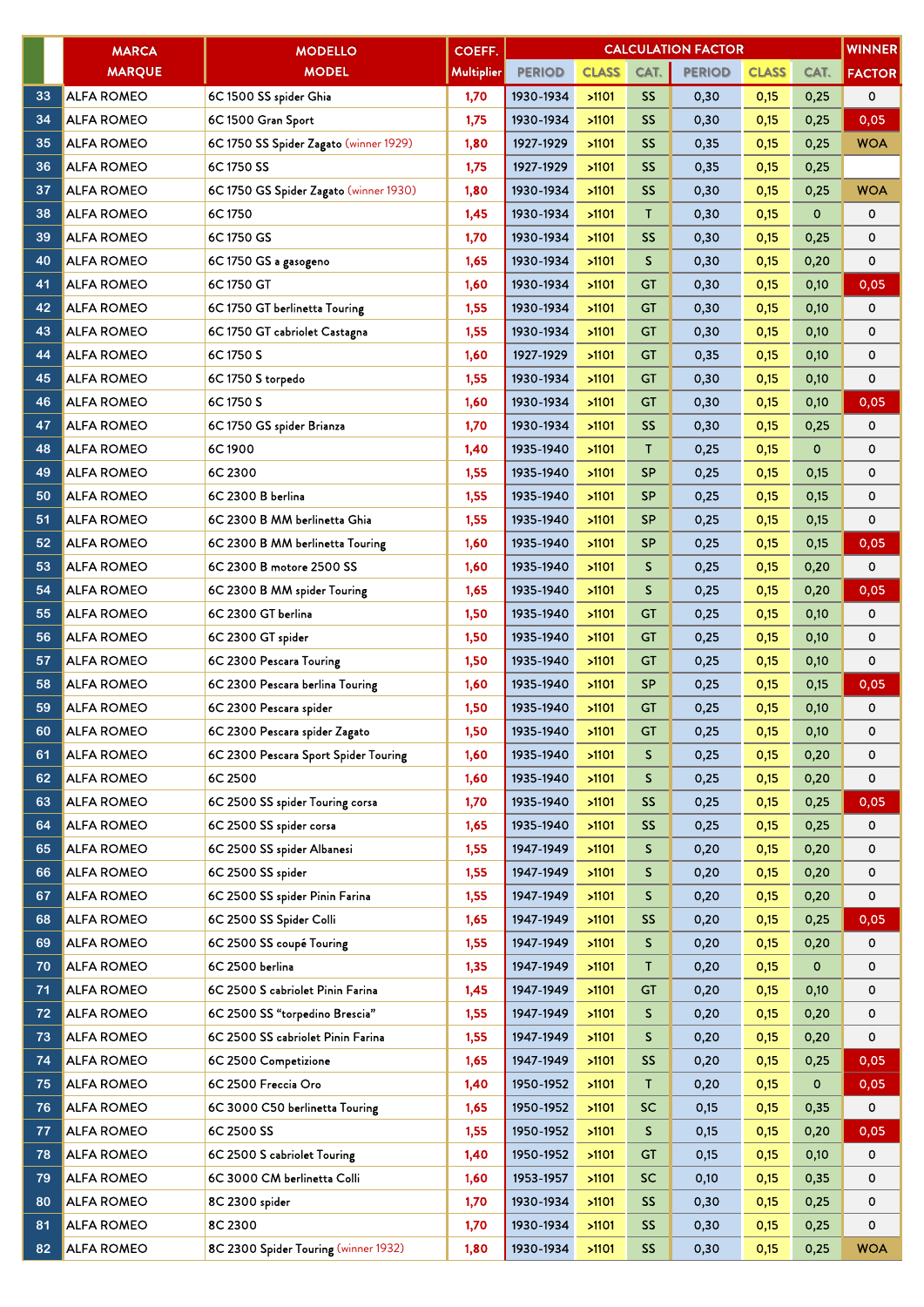| | MARCA MARQUE | MODELLO MODEL | COEFF. Multiplier | CALCULATION FACTOR | | | | | | WINNER FACTOR |
|---|---|---|---|---|---|---|---|---|---|---|
| | | | | PERIOD | CLASS | CAT. | PERIOD | CLASS | CAT. | |
| 33 | ALFA ROMEO | 6C 1500 SS spider Ghia | 1,70 | 1930-1934 | >1101 | SS | 0,30 | 0,15 | 0,25 | 0 |
| 34 | ALFA ROMEO | 6C 1500 Gran Sport | 1,75 | 1930-1934 | >1101 | SS | 0,30 | 0,15 | 0,25 | 0,05 |
| 35 | ALFA ROMEO | 6C 1750 SS Spider Zagato (winner 1929) | 1,80 | 1927-1929 | >1101 | SS | 0,35 | 0,15 | 0,25 | WOA |
| 36 | ALFA ROMEO | 6C 1750 SS | 1,75 | 1927-1929 | >1101 | SS | 0,35 | 0,15 | 0,25 | |
| 37 | ALFA ROMEO | 6C 1750 GS Spider Zagato (winner 1930) | 1,80 | 1930-1934 | >1101 | SS | 0,30 | 0,15 | 0,25 | WOA |
| 38 | ALFA ROMEO | 6C 1750 | 1,45 | 1930-1934 | >1101 | T | 0,30 | 0,15 | 0 | 0 |
| 39 | ALFA ROMEO | 6C 1750 GS | 1,70 | 1930-1934 | >1101 | SS | 0,30 | 0,15 | 0,25 | 0 |
| 40 | ALFA ROMEO | 6C 1750 GS a gasogeno | 1,65 | 1930-1934 | >1101 | S | 0,30 | 0,15 | 0,20 | 0 |
| 41 | ALFA ROMEO | 6C 1750 GT | 1,60 | 1930-1934 | >1101 | GT | 0,30 | 0,15 | 0,10 | 0,05 |
| 42 | ALFA ROMEO | 6C 1750 GT berlinetta Touring | 1,55 | 1930-1934 | >1101 | GT | 0,30 | 0,15 | 0,10 | 0 |
| 43 | ALFA ROMEO | 6C 1750 GT cabriolet Castagna | 1,55 | 1930-1934 | >1101 | GT | 0,30 | 0,15 | 0,10 | 0 |
| 44 | ALFA ROMEO | 6C 1750 S | 1,60 | 1927-1929 | >1101 | GT | 0,35 | 0,15 | 0,10 | 0 |
| 45 | ALFA ROMEO | 6C 1750 S torpedo | 1,55 | 1930-1934 | >1101 | GT | 0,30 | 0,15 | 0,10 | 0 |
| 46 | ALFA ROMEO | 6C 1750 S | 1,60 | 1930-1934 | >1101 | GT | 0,30 | 0,15 | 0,10 | 0,05 |
| 47 | ALFA ROMEO | 6C 1750 GS spider Brianza | 1,70 | 1930-1934 | >1101 | SS | 0,30 | 0,15 | 0,25 | 0 |
| 48 | ALFA ROMEO | 6C 1900 | 1,40 | 1935-1940 | >1101 | T | 0,25 | 0,15 | 0 | 0 |
| 49 | ALFA ROMEO | 6C 2300 | 1,55 | 1935-1940 | >1101 | SP | 0,25 | 0,15 | 0,15 | 0 |
| 50 | ALFA ROMEO | 6C 2300 B berlina | 1,55 | 1935-1940 | >1101 | SP | 0,25 | 0,15 | 0,15 | 0 |
| 51 | ALFA ROMEO | 6C 2300 B MM berlinetta Ghia | 1,55 | 1935-1940 | >1101 | SP | 0,25 | 0,15 | 0,15 | 0 |
| 52 | ALFA ROMEO | 6C 2300 B MM berlinetta Touring | 1,60 | 1935-1940 | >1101 | SP | 0,25 | 0,15 | 0,15 | 0,05 |
| 53 | ALFA ROMEO | 6C 2300 B motore 2500 SS | 1,60 | 1935-1940 | >1101 | S | 0,25 | 0,15 | 0,20 | 0 |
| 54 | ALFA ROMEO | 6C 2300 B MM spider Touring | 1,65 | 1935-1940 | >1101 | S | 0,25 | 0,15 | 0,20 | 0,05 |
| 55 | ALFA ROMEO | 6C 2300 GT berlina | 1,50 | 1935-1940 | >1101 | GT | 0,25 | 0,15 | 0,10 | 0 |
| 56 | ALFA ROMEO | 6C 2300 GT spider | 1,50 | 1935-1940 | >1101 | GT | 0,25 | 0,15 | 0,10 | 0 |
| 57 | ALFA ROMEO | 6C 2300 Pescara Touring | 1,50 | 1935-1940 | >1101 | GT | 0,25 | 0,15 | 0,10 | 0 |
| 58 | ALFA ROMEO | 6C 2300 Pescara berlina Touring | 1,60 | 1935-1940 | >1101 | SP | 0,25 | 0,15 | 0,15 | 0,05 |
| 59 | ALFA ROMEO | 6C 2300 Pescara spider | 1,50 | 1935-1940 | >1101 | GT | 0,25 | 0,15 | 0,10 | 0 |
| 60 | ALFA ROMEO | 6C 2300 Pescara spider Zagato | 1,50 | 1935-1940 | >1101 | GT | 0,25 | 0,15 | 0,10 | 0 |
| 61 | ALFA ROMEO | 6C 2300 Pescara Sport Spider Touring | 1,60 | 1935-1940 | >1101 | S | 0,25 | 0,15 | 0,20 | 0 |
| 62 | ALFA ROMEO | 6C 2500 | 1,60 | 1935-1940 | >1101 | S | 0,25 | 0,15 | 0,20 | 0 |
| 63 | ALFA ROMEO | 6C 2500 SS spider Touring corsa | 1,70 | 1935-1940 | >1101 | SS | 0,25 | 0,15 | 0,25 | 0,05 |
| 64 | ALFA ROMEO | 6C 2500 SS spider corsa | 1,65 | 1935-1940 | >1101 | SS | 0,25 | 0,15 | 0,25 | 0 |
| 65 | ALFA ROMEO | 6C 2500 SS spider Albanesi | 1,55 | 1947-1949 | >1101 | S | 0,20 | 0,15 | 0,20 | 0 |
| 66 | ALFA ROMEO | 6C 2500 SS spider | 1,55 | 1947-1949 | >1101 | S | 0,20 | 0,15 | 0,20 | 0 |
| 67 | ALFA ROMEO | 6C 2500 SS spider Pinin Farina | 1,55 | 1947-1949 | >1101 | S | 0,20 | 0,15 | 0,20 | 0 |
| 68 | ALFA ROMEO | 6C 2500 SS Spider Colli | 1,65 | 1947-1949 | >1101 | SS | 0,20 | 0,15 | 0,25 | 0,05 |
| 69 | ALFA ROMEO | 6C 2500 SS coupé Touring | 1,55 | 1947-1949 | >1101 | S | 0,20 | 0,15 | 0,20 | 0 |
| 70 | ALFA ROMEO | 6C 2500 berlina | 1,35 | 1947-1949 | >1101 | T | 0,20 | 0,15 | 0 | 0 |
| 71 | ALFA ROMEO | 6C 2500 S cabriolet Pinin Farina | 1,45 | 1947-1949 | >1101 | GT | 0,20 | 0,15 | 0,10 | 0 |
| 72 | ALFA ROMEO | 6C 2500 SS "torpedino Brescia" | 1,55 | 1947-1949 | >1101 | S | 0,20 | 0,15 | 0,20 | 0 |
| 73 | ALFA ROMEO | 6C 2500 SS cabriolet Pinin Farina | 1,55 | 1947-1949 | >1101 | S | 0,20 | 0,15 | 0,20 | 0 |
| 74 | ALFA ROMEO | 6C 2500 Competizione | 1,65 | 1947-1949 | >1101 | SS | 0,20 | 0,15 | 0,25 | 0,05 |
| 75 | ALFA ROMEO | 6C 2500 Freccia Oro | 1,40 | 1950-1952 | >1101 | T | 0,20 | 0,15 | 0 | 0,05 |
| 76 | ALFA ROMEO | 6C 3000 C50 berlinetta Touring | 1,65 | 1950-1952 | >1101 | SC | 0,15 | 0,15 | 0,35 | 0 |
| 77 | ALFA ROMEO | 6C 2500 SS | 1,55 | 1950-1952 | >1101 | S | 0,15 | 0,15 | 0,20 | 0,05 |
| 78 | ALFA ROMEO | 6C 2500 S cabriolet Touring | 1,40 | 1950-1952 | >1101 | GT | 0,15 | 0,15 | 0,10 | 0 |
| 79 | ALFA ROMEO | 6C 3000 CM berlinetta Colli | 1,60 | 1953-1957 | >1101 | SC | 0,10 | 0,15 | 0,35 | 0 |
| 80 | ALFA ROMEO | 8C 2300 spider | 1,70 | 1930-1934 | >1101 | SS | 0,30 | 0,15 | 0,25 | 0 |
| 81 | ALFA ROMEO | 8C 2300 | 1,70 | 1930-1934 | >1101 | SS | 0,30 | 0,15 | 0,25 | 0 |
| 82 | ALFA ROMEO | 8C 2300 Spider Touring (winner 1932) | 1,80 | 1930-1934 | >1101 | SS | 0,30 | 0,15 | 0,25 | WOA |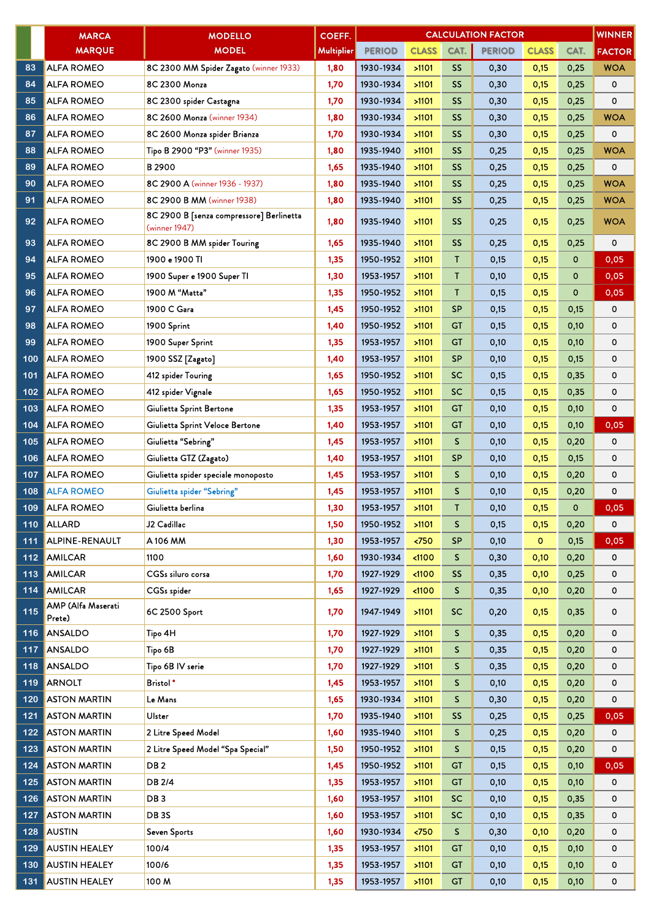| | MARCA MARQUE | MODELLO MODEL | COEFF. Multiplier | CALCULATION FACTOR | | | | | | WINNER FACTOR |
|---|---|---|---|---|---|---|---|---|---|---|
| | | | | PERIOD | CLASS | CAT. | PERIOD | CLASS | CAT. | |
| 83 | ALFA ROMEO | 8C 2300 MM Spider Zagato (winner 1933) | 1,80 | 1930-1934 | >1101 | SS | 0,30 | 0,15 | 0,25 | WOA |
| 84 | ALFA ROMEO | 8C 2300 Monza | 1,70 | 1930-1934 | >1101 | SS | 0,30 | 0,15 | 0,25 | 0 |
| 85 | ALFA ROMEO | 8C 2300 spider Castagna | 1,70 | 1930-1934 | >1101 | SS | 0,30 | 0,15 | 0,25 | 0 |
| 86 | ALFA ROMEO | 8C 2600 Monza (winner 1934) | 1,80 | 1930-1934 | >1101 | SS | 0,30 | 0,15 | 0,25 | WOA |
| 87 | ALFA ROMEO | 8C 2600 Monza spider Brianza | 1,70 | 1930-1934 | >1101 | SS | 0,30 | 0,15 | 0,25 | 0 |
| 88 | ALFA ROMEO | Tipo B 2900 "P3" (winner 1935) | 1,80 | 1935-1940 | >1101 | SS | 0,25 | 0,15 | 0,25 | WOA |
| 89 | ALFA ROMEO | B 2900 | 1,65 | 1935-1940 | >1101 | SS | 0,25 | 0,15 | 0,25 | 0 |
| 90 | ALFA ROMEO | 8C 2900 A (winner 1936 - 1937) | 1,80 | 1935-1940 | >1101 | SS | 0,25 | 0,15 | 0,25 | WOA |
| 91 | ALFA ROMEO | 8C 2900 B MM (winner 1938) | 1,80 | 1935-1940 | >1101 | SS | 0,25 | 0,15 | 0,25 | WOA |
| 92 | ALFA ROMEO | 8C 2900 B [senza compressore] Berlinetta (winner 1947) | 1,80 | 1935-1940 | >1101 | SS | 0,25 | 0,15 | 0,25 | WOA |
| 93 | ALFA ROMEO | 8C 2900 B MM spider Touring | 1,65 | 1935-1940 | >1101 | SS | 0,25 | 0,15 | 0,25 | 0 |
| 94 | ALFA ROMEO | 1900 e 1900 TI | 1,35 | 1950-1952 | >1101 | T | 0,15 | 0,15 | 0 | 0,05 |
| 95 | ALFA ROMEO | 1900 Super e 1900 Super TI | 1,30 | 1953-1957 | >1101 | T | 0,10 | 0,15 | 0 | 0,05 |
| 96 | ALFA ROMEO | 1900 M "Matta" | 1,35 | 1950-1952 | >1101 | T | 0,15 | 0,15 | 0 | 0,05 |
| 97 | ALFA ROMEO | 1900 C Gara | 1,45 | 1950-1952 | >1101 | SP | 0,15 | 0,15 | 0,15 | 0 |
| 98 | ALFA ROMEO | 1900 Sprint | 1,40 | 1950-1952 | >1101 | GT | 0,15 | 0,15 | 0,10 | 0 |
| 99 | ALFA ROMEO | 1900 Super Sprint | 1,35 | 1953-1957 | >1101 | GT | 0,10 | 0,15 | 0,10 | 0 |
| 100 | ALFA ROMEO | 1900 SSZ [Zagato] | 1,40 | 1953-1957 | >1101 | SP | 0,10 | 0,15 | 0,15 | 0 |
| 101 | ALFA ROMEO | 412 spider Touring | 1,65 | 1950-1952 | >1101 | SC | 0,15 | 0,15 | 0,35 | 0 |
| 102 | ALFA ROMEO | 412 spider Vignale | 1,65 | 1950-1952 | >1101 | SC | 0,15 | 0,15 | 0,35 | 0 |
| 103 | ALFA ROMEO | Giulietta Sprint Bertone | 1,35 | 1953-1957 | >1101 | GT | 0,10 | 0,15 | 0,10 | 0 |
| 104 | ALFA ROMEO | Giulietta Sprint Veloce Bertone | 1,40 | 1953-1957 | >1101 | GT | 0,10 | 0,15 | 0,10 | 0,05 |
| 105 | ALFA ROMEO | Giulietta "Sebring" | 1,45 | 1953-1957 | >1101 | S | 0,10 | 0,15 | 0,20 | 0 |
| 106 | ALFA ROMEO | Giulietta GTZ (Zagato) | 1,40 | 1953-1957 | >1101 | SP | 0,10 | 0,15 | 0,15 | 0 |
| 107 | ALFA ROMEO | Giulietta spider speciale monoposto | 1,45 | 1953-1957 | >1101 | S | 0,10 | 0,15 | 0,20 | 0 |
| 108 | ALFA ROMEO | Giulietta spider "Sebring" | 1,45 | 1953-1957 | >1101 | S | 0,10 | 0,15 | 0,20 | 0 |
| 109 | ALFA ROMEO | Giulietta berlina | 1,30 | 1953-1957 | >1101 | T | 0,10 | 0,15 | 0 | 0,05 |
| 110 | ALLARD | J2 Cadillac | 1,50 | 1950-1952 | >1101 | S | 0,15 | 0,15 | 0,20 | 0 |
| 111 | ALPINE-RENAULT | A 106 MM | 1,30 | 1953-1957 | <750 | SP | 0,10 | 0 | 0,15 | 0,05 |
| 112 | AMILCAR | 1100 | 1,60 | 1930-1934 | <1100 | S | 0,30 | 0,10 | 0,20 | 0 |
| 113 | AMILCAR | CGSs siluro corsa | 1,70 | 1927-1929 | <1100 | SS | 0,35 | 0,10 | 0,25 | 0 |
| 114 | AMILCAR | CGSs spider | 1,65 | 1927-1929 | <1100 | S | 0,35 | 0,10 | 0,20 | 0 |
| 115 | AMP (Alfa Maserati Prete) | 6C 2500 Sport | 1,70 | 1947-1949 | >1101 | SC | 0,20 | 0,15 | 0,35 | 0 |
| 116 | ANSALDO | Tipo 4H | 1,70 | 1927-1929 | >1101 | S | 0,35 | 0,15 | 0,20 | 0 |
| 117 | ANSALDO | Tipo 6B | 1,70 | 1927-1929 | >1101 | S | 0,35 | 0,15 | 0,20 | 0 |
| 118 | ANSALDO | Tipo 6B IV serie | 1,70 | 1927-1929 | >1101 | S | 0,35 | 0,15 | 0,20 | 0 |
| 119 | ARNOLT | Bristol * | 1,45 | 1953-1957 | >1101 | S | 0,10 | 0,15 | 0,20 | 0 |
| 120 | ASTON MARTIN | Le Mans | 1,65 | 1930-1934 | >1101 | S | 0,30 | 0,15 | 0,20 | 0 |
| 121 | ASTON MARTIN | Ulster | 1,70 | 1935-1940 | >1101 | SS | 0,25 | 0,15 | 0,25 | 0,05 |
| 122 | ASTON MARTIN | 2 Litre Speed Model | 1,60 | 1935-1940 | >1101 | S | 0,25 | 0,15 | 0,20 | 0 |
| 123 | ASTON MARTIN | 2 Litre Speed Model "Spa Special" | 1,50 | 1950-1952 | >1101 | S | 0,15 | 0,15 | 0,20 | 0 |
| 124 | ASTON MARTIN | DB 2 | 1,45 | 1950-1952 | >1101 | GT | 0,15 | 0,15 | 0,10 | 0,05 |
| 125 | ASTON MARTIN | DB 2/4 | 1,35 | 1953-1957 | >1101 | GT | 0,10 | 0,15 | 0,10 | 0 |
| 126 | ASTON MARTIN | DB 3 | 1,60 | 1953-1957 | >1101 | SC | 0,10 | 0,15 | 0,35 | 0 |
| 127 | ASTON MARTIN | DB 3S | 1,60 | 1953-1957 | >1101 | SC | 0,10 | 0,15 | 0,35 | 0 |
| 128 | AUSTIN | Seven Sports | 1,60 | 1930-1934 | <750 | S | 0,30 | 0,10 | 0,20 | 0 |
| 129 | AUSTIN HEALEY | 100/4 | 1,35 | 1953-1957 | >1101 | GT | 0,10 | 0,15 | 0,10 | 0 |
| 130 | AUSTIN HEALEY | 100/6 | 1,35 | 1953-1957 | >1101 | GT | 0,10 | 0,15 | 0,10 | 0 |
| 131 | AUSTIN HEALEY | 100 M | 1,35 | 1953-1957 | >1101 | GT | 0,10 | 0,15 | 0,10 | 0 |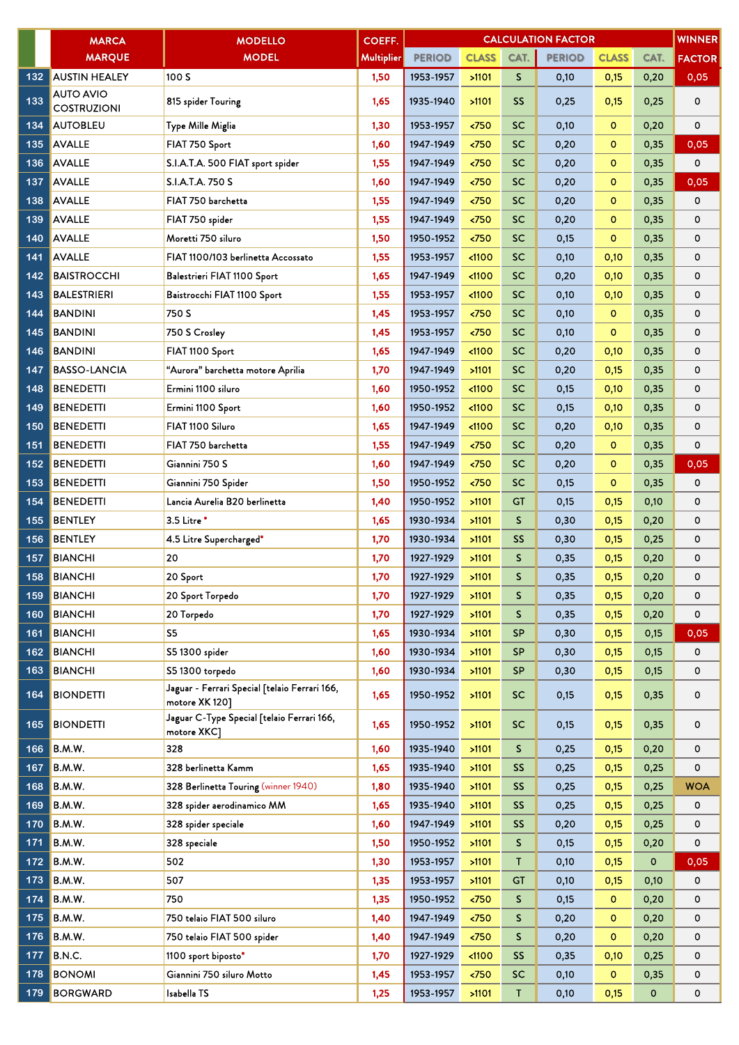| | MARCA MARQUE | MODELLO MODEL | COEFF. Multiplier | CALCULATION FACTOR | | | | | | WINNER FACTOR |
|---|---|---|---|---|---|---|---|---|---|---|
| | | | | PERIOD | CLASS | CAT. | PERIOD | CLASS | CAT. | |
| 132 | AUSTIN HEALEY | 100 S | 1,50 | 1953-1957 | >1101 | S | 0,10 | 0,15 | 0,20 | 0,05 |
| 133 | AUTO AVIO COSTRUZIONI | 815 spider Touring | 1,65 | 1935-1940 | >1101 | SS | 0,25 | 0,15 | 0,25 | 0 |
| 134 | AUTOBLEU | Type Mille Miglia | 1,30 | 1953-1957 | <750 | SC | 0,10 | 0 | 0,20 | 0 |
| 135 | AVALLE | FIAT 750 Sport | 1,60 | 1947-1949 | <750 | SC | 0,20 | 0 | 0,35 | 0,05 |
| 136 | AVALLE | S.I.A.T.A. 500 FIAT sport spider | 1,55 | 1947-1949 | <750 | SC | 0,20 | 0 | 0,35 | 0 |
| 137 | AVALLE | S.I.A.T.A. 750 S | 1,60 | 1947-1949 | <750 | SC | 0,20 | 0 | 0,35 | 0,05 |
| 138 | AVALLE | FIAT 750 barchetta | 1,55 | 1947-1949 | <750 | SC | 0,20 | 0 | 0,35 | 0 |
| 139 | AVALLE | FIAT 750 spider | 1,55 | 1947-1949 | <750 | SC | 0,20 | 0 | 0,35 | 0 |
| 140 | AVALLE | Moretti 750 siluro | 1,50 | 1950-1952 | <750 | SC | 0,15 | 0 | 0,35 | 0 |
| 141 | AVALLE | FIAT 1100/103 berlinetta Accossato | 1,55 | 1953-1957 | <1100 | SC | 0,10 | 0,10 | 0,35 | 0 |
| 142 | BAISTROCCHI | Balestrieri FIAT 1100 Sport | 1,65 | 1947-1949 | <1100 | SC | 0,20 | 0,10 | 0,35 | 0 |
| 143 | BALESTRIERI | Baistrocchi FIAT 1100 Sport | 1,55 | 1953-1957 | <1100 | SC | 0,10 | 0,10 | 0,35 | 0 |
| 144 | BANDINI | 750 S | 1,45 | 1953-1957 | <750 | SC | 0,10 | 0 | 0,35 | 0 |
| 145 | BANDINI | 750 S Crosley | 1,45 | 1953-1957 | <750 | SC | 0,10 | 0 | 0,35 | 0 |
| 146 | BANDINI | FIAT 1100 Sport | 1,65 | 1947-1949 | <1100 | SC | 0,20 | 0,10 | 0,35 | 0 |
| 147 | BASSO-LANCIA | "Aurora" barchetta motore Aprilia | 1,70 | 1947-1949 | >1101 | SC | 0,20 | 0,15 | 0,35 | 0 |
| 148 | BENEDETTI | Ermini 1100 siluro | 1,60 | 1950-1952 | <1100 | SC | 0,15 | 0,10 | 0,35 | 0 |
| 149 | BENEDETTI | Ermini 1100 Sport | 1,60 | 1950-1952 | <1100 | SC | 0,15 | 0,10 | 0,35 | 0 |
| 150 | BENEDETTI | FIAT 1100 Siluro | 1,65 | 1947-1949 | <1100 | SC | 0,20 | 0,10 | 0,35 | 0 |
| 151 | BENEDETTI | FIAT 750 barchetta | 1,55 | 1947-1949 | <750 | SC | 0,20 | 0 | 0,35 | 0 |
| 152 | BENEDETTI | Giannini 750 S | 1,60 | 1947-1949 | <750 | SC | 0,20 | 0 | 0,35 | 0,05 |
| 153 | BENEDETTI | Giannini 750 Spider | 1,50 | 1950-1952 | <750 | SC | 0,15 | 0 | 0,35 | 0 |
| 154 | BENEDETTI | Lancia Aurelia B20 berlinetta | 1,40 | 1950-1952 | >1101 | GT | 0,15 | 0,15 | 0,10 | 0 |
| 155 | BENTLEY | 3.5 Litre * | 1,65 | 1930-1934 | >1101 | S | 0,30 | 0,15 | 0,20 | 0 |
| 156 | BENTLEY | 4.5 Litre Supercharged* | 1,70 | 1930-1934 | >1101 | SS | 0,30 | 0,15 | 0,25 | 0 |
| 157 | BIANCHI | 20 | 1,70 | 1927-1929 | >1101 | S | 0,35 | 0,15 | 0,20 | 0 |
| 158 | BIANCHI | 20 Sport | 1,70 | 1927-1929 | >1101 | S | 0,35 | 0,15 | 0,20 | 0 |
| 159 | BIANCHI | 20 Sport Torpedo | 1,70 | 1927-1929 | >1101 | S | 0,35 | 0,15 | 0,20 | 0 |
| 160 | BIANCHI | 20 Torpedo | 1,70 | 1927-1929 | >1101 | S | 0,35 | 0,15 | 0,20 | 0 |
| 161 | BIANCHI | S5 | 1,65 | 1930-1934 | >1101 | SP | 0,30 | 0,15 | 0,15 | 0,05 |
| 162 | BIANCHI | S5 1300 spider | 1,60 | 1930-1934 | >1101 | SP | 0,30 | 0,15 | 0,15 | 0 |
| 163 | BIANCHI | S5 1300 torpedo | 1,60 | 1930-1934 | >1101 | SP | 0,30 | 0,15 | 0,15 | 0 |
| 164 | BIONDETTI | Jaguar - Ferrari Special [telaio Ferrari 166, motore XK 120] | 1,65 | 1950-1952 | >1101 | SC | 0,15 | 0,15 | 0,35 | 0 |
| 165 | BIONDETTI | Jaguar C-Type Special [telaio Ferrari 166, motore XKC] | 1,65 | 1950-1952 | >1101 | SC | 0,15 | 0,15 | 0,35 | 0 |
| 166 | B.M.W. | 328 | 1,60 | 1935-1940 | >1101 | S | 0,25 | 0,15 | 0,20 | 0 |
| 167 | B.M.W. | 328 berlinetta Kamm | 1,65 | 1935-1940 | >1101 | SS | 0,25 | 0,15 | 0,25 | 0 |
| 168 | B.M.W. | 328 Berlinetta Touring (winner 1940) | 1,80 | 1935-1940 | >1101 | SS | 0,25 | 0,15 | 0,25 | WOA |
| 169 | B.M.W. | 328 spider aerodinamico MM | 1,65 | 1935-1940 | >1101 | SS | 0,25 | 0,15 | 0,25 | 0 |
| 170 | B.M.W. | 328 spider speciale | 1,60 | 1947-1949 | >1101 | SS | 0,20 | 0,15 | 0,25 | 0 |
| 171 | B.M.W. | 328 speciale | 1,50 | 1950-1952 | >1101 | S | 0,15 | 0,15 | 0,20 | 0 |
| 172 | B.M.W. | 502 | 1,30 | 1953-1957 | >1101 | T | 0,10 | 0,15 | 0 | 0,05 |
| 173 | B.M.W. | 507 | 1,35 | 1953-1957 | >1101 | GT | 0,10 | 0,15 | 0,10 | 0 |
| 174 | B.M.W. | 750 | 1,35 | 1950-1952 | <750 | S | 0,15 | 0 | 0,20 | 0 |
| 175 | B.M.W. | 750 telaio FIAT 500 siluro | 1,40 | 1947-1949 | <750 | S | 0,20 | 0 | 0,20 | 0 |
| 176 | B.M.W. | 750 telaio FIAT 500 spider | 1,40 | 1947-1949 | <750 | S | 0,20 | 0 | 0,20 | 0 |
| 177 | B.N.C. | 1100 sport biposto* | 1,70 | 1927-1929 | <1100 | SS | 0,35 | 0,10 | 0,25 | 0 |
| 178 | BONOMI | Giannini 750 siluro Motto | 1,45 | 1953-1957 | <750 | SC | 0,10 | 0 | 0,35 | 0 |
| 179 | BORGWARD | Isabella TS | 1,25 | 1953-1957 | >1101 | T | 0,10 | 0,15 | 0 | 0 |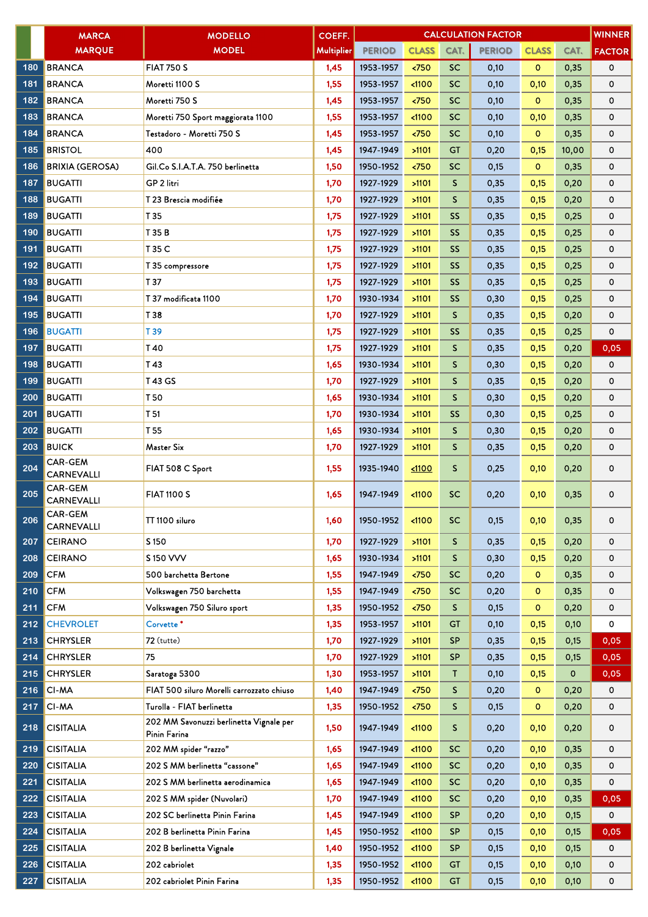| | MARCA MARQUE | MODELLO MODEL | COEFF. Multiplier | CALCULATION FACTOR | | | | | | WINNER FACTOR |
|---|---|---|---|---|---|---|---|---|---|---|
| | | | | PERIOD | CLASS | CAT. | PERIOD | CLASS | CAT. | |
| 180 | BRANCA | FIAT 750 S | 1,45 | 1953-1957 | <750 | SC | 0,10 | 0 | 0,35 | 0 |
| 181 | BRANCA | Moretti 1100 S | 1,55 | 1953-1957 | <1100 | SC | 0,10 | 0,10 | 0,35 | 0 |
| 182 | BRANCA | Moretti 750 S | 1,45 | 1953-1957 | <750 | SC | 0,10 | 0 | 0,35 | 0 |
| 183 | BRANCA | Moretti 750 Sport maggiorata 1100 | 1,55 | 1953-1957 | <1100 | SC | 0,10 | 0,10 | 0,35 | 0 |
| 184 | BRANCA | Testadoro - Moretti 750 S | 1,45 | 1953-1957 | <750 | SC | 0,10 | 0 | 0,35 | 0 |
| 185 | BRISTOL | 400 | 1,45 | 1947-1949 | >1101 | GT | 0,20 | 0,15 | 10,00 | 0 |
| 186 | BRIXIA (GEROSA) | Gil.Co S.I.A.T.A. 750 berlinetta | 1,50 | 1950-1952 | <750 | SC | 0,15 | 0 | 0,35 | 0 |
| 187 | BUGATTI | GP 2 litri | 1,70 | 1927-1929 | >1101 | S | 0,35 | 0,15 | 0,20 | 0 |
| 188 | BUGATTI | T 23 Brescia modifiée | 1,70 | 1927-1929 | >1101 | S | 0,35 | 0,15 | 0,20 | 0 |
| 189 | BUGATTI | T 35 | 1,75 | 1927-1929 | >1101 | SS | 0,35 | 0,15 | 0,25 | 0 |
| 190 | BUGATTI | T 35 B | 1,75 | 1927-1929 | >1101 | SS | 0,35 | 0,15 | 0,25 | 0 |
| 191 | BUGATTI | T 35 C | 1,75 | 1927-1929 | >1101 | SS | 0,35 | 0,15 | 0,25 | 0 |
| 192 | BUGATTI | T 35 compressore | 1,75 | 1927-1929 | >1101 | SS | 0,35 | 0,15 | 0,25 | 0 |
| 193 | BUGATTI | T 37 | 1,75 | 1927-1929 | >1101 | SS | 0,35 | 0,15 | 0,25 | 0 |
| 194 | BUGATTI | T 37 modificata 1100 | 1,70 | 1930-1934 | >1101 | SS | 0,30 | 0,15 | 0,25 | 0 |
| 195 | BUGATTI | T 38 | 1,70 | 1927-1929 | >1101 | S | 0,35 | 0,15 | 0,20 | 0 |
| 196 | BUGATTI | T 39 | 1,75 | 1927-1929 | >1101 | SS | 0,35 | 0,15 | 0,25 | 0 |
| 197 | BUGATTI | T 40 | 1,75 | 1927-1929 | >1101 | S | 0,35 | 0,15 | 0,20 | 0,05 |
| 198 | BUGATTI | T 43 | 1,65 | 1930-1934 | >1101 | S | 0,30 | 0,15 | 0,20 | 0 |
| 199 | BUGATTI | T 43 GS | 1,70 | 1927-1929 | >1101 | S | 0,35 | 0,15 | 0,20 | 0 |
| 200 | BUGATTI | T 50 | 1,65 | 1930-1934 | >1101 | S | 0,30 | 0,15 | 0,20 | 0 |
| 201 | BUGATTI | T 51 | 1,70 | 1930-1934 | >1101 | SS | 0,30 | 0,15 | 0,25 | 0 |
| 202 | BUGATTI | T 55 | 1,65 | 1930-1934 | >1101 | S | 0,30 | 0,15 | 0,20 | 0 |
| 203 | BUICK | Master Six | 1,70 | 1927-1929 | >1101 | S | 0,35 | 0,15 | 0,20 | 0 |
| 204 | CAR-GEM CARNEVALLI | FIAT 508 C Sport | 1,55 | 1935-1940 | <1100 | S | 0,25 | 0,10 | 0,20 | 0 |
| 205 | CAR-GEM CARNEVALLI | FIAT 1100 S | 1,65 | 1947-1949 | <1100 | SC | 0,20 | 0,10 | 0,35 | 0 |
| 206 | CAR-GEM CARNEVALLI | TT 1100 siluro | 1,60 | 1950-1952 | <1100 | SC | 0,15 | 0,10 | 0,35 | 0 |
| 207 | CEIRANO | S 150 | 1,70 | 1927-1929 | >1101 | S | 0,35 | 0,15 | 0,20 | 0 |
| 208 | CEIRANO | S 150 VVV | 1,65 | 1930-1934 | >1101 | S | 0,30 | 0,15 | 0,20 | 0 |
| 209 | CFM | 500 barchetta Bertone | 1,55 | 1947-1949 | <750 | SC | 0,20 | 0 | 0,35 | 0 |
| 210 | CFM | Volkswagen 750 barchetta | 1,55 | 1947-1949 | <750 | SC | 0,20 | 0 | 0,35 | 0 |
| 211 | CFM | Volkswagen 750 Siluro sport | 1,35 | 1950-1952 | <750 | S | 0,15 | 0 | 0,20 | 0 |
| 212 | CHEVROLET | Corvette * | 1,35 | 1953-1957 | >1101 | GT | 0,10 | 0,15 | 0,10 | 0 |
| 213 | CHRYSLER | 72 (tutte) | 1,70 | 1927-1929 | >1101 | SP | 0,35 | 0,15 | 0,15 | 0,05 |
| 214 | CHRYSLER | 75 | 1,70 | 1927-1929 | >1101 | SP | 0,35 | 0,15 | 0,15 | 0,05 |
| 215 | CHRYSLER | Saratoga 5300 | 1,30 | 1953-1957 | >1101 | T | 0,10 | 0,15 | 0 | 0,05 |
| 216 | CI-MA | FIAT 500 siluro Morelli carrozzato chiuso | 1,40 | 1947-1949 | <750 | S | 0,20 | 0 | 0,20 | 0 |
| 217 | CI-MA | Turolla - FIAT berlinetta | 1,35 | 1950-1952 | <750 | S | 0,15 | 0 | 0,20 | 0 |
| 218 | CISITALIA | 202 MM Savonuzzi berlinetta Vignale per Pinin Farina | 1,50 | 1947-1949 | <1100 | S | 0,20 | 0,10 | 0,20 | 0 |
| 219 | CISITALIA | 202 MM spider "razzo" | 1,65 | 1947-1949 | <1100 | SC | 0,20 | 0,10 | 0,35 | 0 |
| 220 | CISITALIA | 202 S MM berlinetta "cassone" | 1,65 | 1947-1949 | <1100 | SC | 0,20 | 0,10 | 0,35 | 0 |
| 221 | CISITALIA | 202 S MM berlinetta aerodinamica | 1,65 | 1947-1949 | <1100 | SC | 0,20 | 0,10 | 0,35 | 0 |
| 222 | CISITALIA | 202 S MM spider (Nuvolari) | 1,70 | 1947-1949 | <1100 | SC | 0,20 | 0,10 | 0,35 | 0,05 |
| 223 | CISITALIA | 202 SC berlinetta Pinin Farina | 1,45 | 1947-1949 | <1100 | SP | 0,20 | 0,10 | 0,15 | 0 |
| 224 | CISITALIA | 202 B berlinetta Pinin Farina | 1,45 | 1950-1952 | <1100 | SP | 0,15 | 0,10 | 0,15 | 0,05 |
| 225 | CISITALIA | 202 B berlinetta Vignale | 1,40 | 1950-1952 | <1100 | SP | 0,15 | 0,10 | 0,15 | 0 |
| 226 | CISITALIA | 202 cabriolet | 1,35 | 1950-1952 | <1100 | GT | 0,15 | 0,10 | 0,10 | 0 |
| 227 | CISITALIA | 202 cabriolet Pinin Farina | 1,35 | 1950-1952 | <1100 | GT | 0,15 | 0,10 | 0,10 | 0 |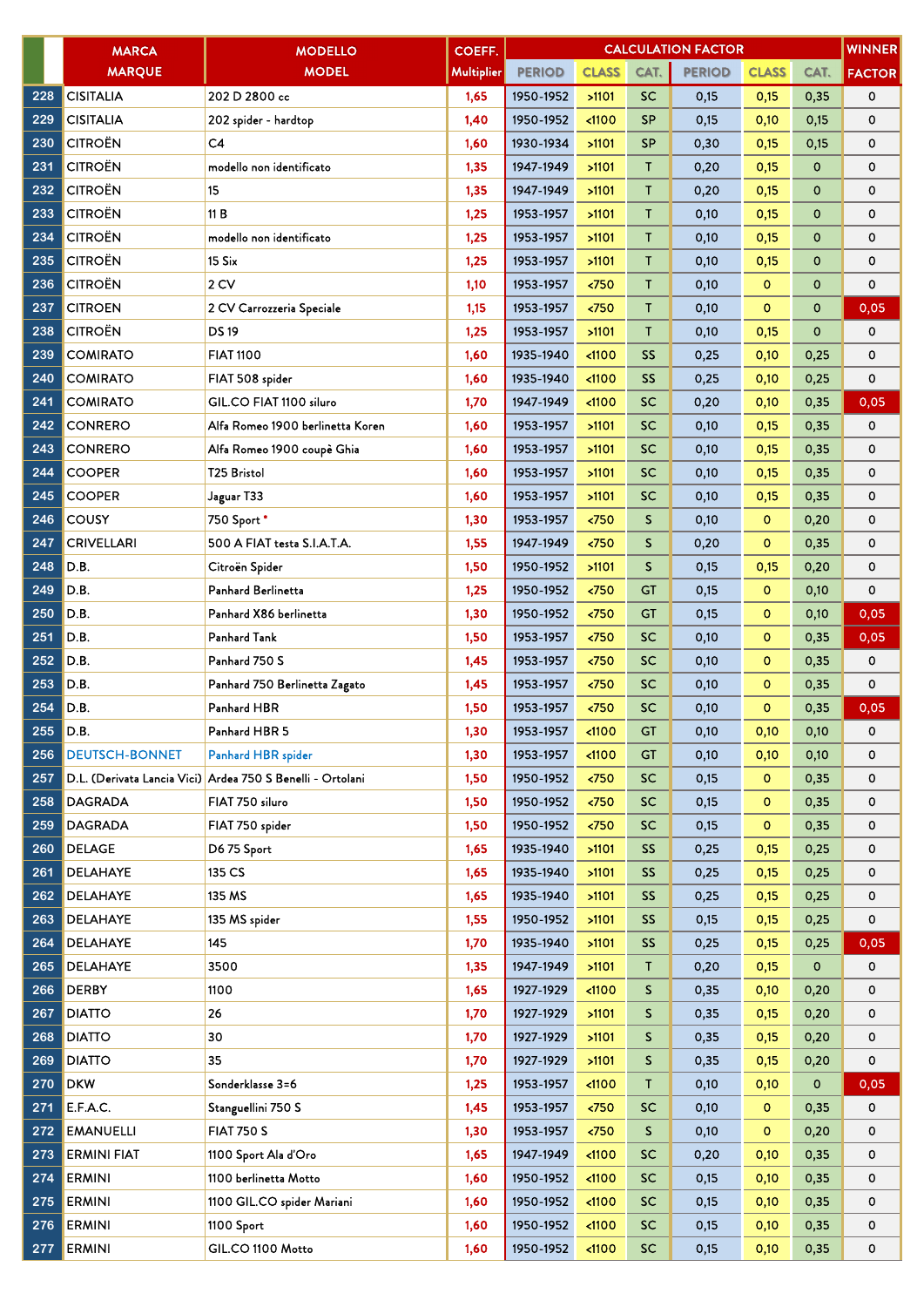| | MARCA MARQUE | MODELLO MODEL | COEFF. Multiplier | CALCULATION FACTOR | | | | | | WINNER FACTOR |
|---|---|---|---|---|---|---|---|---|---|---|
| | | | | PERIOD | CLASS | CAT. | PERIOD | CLASS | CAT. | |
| 228 | CISITALIA | 202 D 2800 cc | 1,65 | 1950-1952 | >1101 | SC | 0,15 | 0,15 | 0,35 | 0 |
| 229 | CISITALIA | 202 spider - hardtop | 1,40 | 1950-1952 | <1100 | SP | 0,15 | 0,10 | 0,15 | 0 |
| 230 | CITROËN | C4 | 1,60 | 1930-1934 | >1101 | SP | 0,30 | 0,15 | 0,15 | 0 |
| 231 | CITROËN | modello non identificato | 1,35 | 1947-1949 | >1101 | T | 0,20 | 0,15 | 0 | 0 |
| 232 | CITROËN | 15 | 1,35 | 1947-1949 | >1101 | T | 0,20 | 0,15 | 0 | 0 |
| 233 | CITROËN | 11 B | 1,25 | 1953-1957 | >1101 | T | 0,10 | 0,15 | 0 | 0 |
| 234 | CITROËN | modello non identificato | 1,25 | 1953-1957 | >1101 | T | 0,10 | 0,15 | 0 | 0 |
| 235 | CITROËN | 15 Six | 1,25 | 1953-1957 | >1101 | T | 0,10 | 0,15 | 0 | 0 |
| 236 | CITROËN | 2 CV | 1,10 | 1953-1957 | <750 | T | 0,10 | 0 | 0 | 0 |
| 237 | CITROEN | 2 CV Carrozzeria Speciale | 1,15 | 1953-1957 | <750 | T | 0,10 | 0 | 0 | 0,05 |
| 238 | CITROËN | DS 19 | 1,25 | 1953-1957 | >1101 | T | 0,10 | 0,15 | 0 | 0 |
| 239 | COMIRATO | FIAT 1100 | 1,60 | 1935-1940 | <1100 | SS | 0,25 | 0,10 | 0,25 | 0 |
| 240 | COMIRATO | FIAT 508 spider | 1,60 | 1935-1940 | <1100 | SS | 0,25 | 0,10 | 0,25 | 0 |
| 241 | COMIRATO | GIL.CO FIAT 1100 siluro | 1,70 | 1947-1949 | <1100 | SC | 0,20 | 0,10 | 0,35 | 0,05 |
| 242 | CONRERO | Alfa Romeo 1900 berlinetta Koren | 1,60 | 1953-1957 | >1101 | SC | 0,10 | 0,15 | 0,35 | 0 |
| 243 | CONRERO | Alfa Romeo 1900 coupè Ghia | 1,60 | 1953-1957 | >1101 | SC | 0,10 | 0,15 | 0,35 | 0 |
| 244 | COOPER | T25 Bristol | 1,60 | 1953-1957 | >1101 | SC | 0,10 | 0,15 | 0,35 | 0 |
| 245 | COOPER | Jaguar T33 | 1,60 | 1953-1957 | >1101 | SC | 0,10 | 0,15 | 0,35 | 0 |
| 246 | COUSY | 750 Sport * | 1,30 | 1953-1957 | <750 | S | 0,10 | 0 | 0,20 | 0 |
| 247 | CRIVELLARI | 500 A FIAT testa S.I.A.T.A. | 1,55 | 1947-1949 | <750 | S | 0,20 | 0 | 0,35 | 0 |
| 248 | D.B. | Citroën Spider | 1,50 | 1950-1952 | >1101 | S | 0,15 | 0,15 | 0,20 | 0 |
| 249 | D.B. | Panhard Berlinetta | 1,25 | 1950-1952 | <750 | GT | 0,15 | 0 | 0,10 | 0 |
| 250 | D.B. | Panhard X86 berlinetta | 1,30 | 1950-1952 | <750 | GT | 0,15 | 0 | 0,10 | 0,05 |
| 251 | D.B. | Panhard Tank | 1,50 | 1953-1957 | <750 | SC | 0,10 | 0 | 0,35 | 0,05 |
| 252 | D.B. | Panhard 750 S | 1,45 | 1953-1957 | <750 | SC | 0,10 | 0 | 0,35 | 0 |
| 253 | D.B. | Panhard 750 Berlinetta Zagato | 1,45 | 1953-1957 | <750 | SC | 0,10 | 0 | 0,35 | 0 |
| 254 | D.B. | Panhard HBR | 1,50 | 1953-1957 | <750 | SC | 0,10 | 0 | 0,35 | 0,05 |
| 255 | D.B. | Panhard HBR 5 | 1,30 | 1953-1957 | <1100 | GT | 0,10 | 0,10 | 0,10 | 0 |
| 256 | DEUTSCH-BONNET | Panhard HBR spider | 1,30 | 1953-1957 | <1100 | GT | 0,10 | 0,10 | 0,10 | 0 |
| 257 | D.L. (Derivata Lancia Vici) | Ardea 750 S Benelli - Ortolani | 1,50 | 1950-1952 | <750 | SC | 0,15 | 0 | 0,35 | 0 |
| 258 | DAGRADA | FIAT 750 siluro | 1,50 | 1950-1952 | <750 | SC | 0,15 | 0 | 0,35 | 0 |
| 259 | DAGRADA | FIAT 750 spider | 1,50 | 1950-1952 | <750 | SC | 0,15 | 0 | 0,35 | 0 |
| 260 | DELAGE | D6 75 Sport | 1,65 | 1935-1940 | >1101 | SS | 0,25 | 0,15 | 0,25 | 0 |
| 261 | DELAHAYE | 135 CS | 1,65 | 1935-1940 | >1101 | SS | 0,25 | 0,15 | 0,25 | 0 |
| 262 | DELAHAYE | 135 MS | 1,65 | 1935-1940 | >1101 | SS | 0,25 | 0,15 | 0,25 | 0 |
| 263 | DELAHAYE | 135 MS spider | 1,55 | 1950-1952 | >1101 | SS | 0,15 | 0,15 | 0,25 | 0 |
| 264 | DELAHAYE | 145 | 1,70 | 1935-1940 | >1101 | SS | 0,25 | 0,15 | 0,25 | 0,05 |
| 265 | DELAHAYE | 3500 | 1,35 | 1947-1949 | >1101 | T | 0,20 | 0,15 | 0 | 0 |
| 266 | DERBY | 1100 | 1,65 | 1927-1929 | <1100 | S | 0,35 | 0,10 | 0,20 | 0 |
| 267 | DIATTO | 26 | 1,70 | 1927-1929 | >1101 | S | 0,35 | 0,15 | 0,20 | 0 |
| 268 | DIATTO | 30 | 1,70 | 1927-1929 | >1101 | S | 0,35 | 0,15 | 0,20 | 0 |
| 269 | DIATTO | 35 | 1,70 | 1927-1929 | >1101 | S | 0,35 | 0,15 | 0,20 | 0 |
| 270 | DKW | Sonderklasse 3=6 | 1,25 | 1953-1957 | <1100 | T | 0,10 | 0,10 | 0 | 0,05 |
| 271 | E.F.A.C. | Stanguellini 750 S | 1,45 | 1953-1957 | <750 | SC | 0,10 | 0 | 0,35 | 0 |
| 272 | EMANUELLI | FIAT 750 S | 1,30 | 1953-1957 | <750 | S | 0,10 | 0 | 0,20 | 0 |
| 273 | ERMINI FIAT | 1100 Sport Ala d'Oro | 1,65 | 1947-1949 | <1100 | SC | 0,20 | 0,10 | 0,35 | 0 |
| 274 | ERMINI | 1100 berlinetta Motto | 1,60 | 1950-1952 | <1100 | SC | 0,15 | 0,10 | 0,35 | 0 |
| 275 | ERMINI | 1100 GIL.CO spider Mariani | 1,60 | 1950-1952 | <1100 | SC | 0,15 | 0,10 | 0,35 | 0 |
| 276 | ERMINI | 1100 Sport | 1,60 | 1950-1952 | <1100 | SC | 0,15 | 0,10 | 0,35 | 0 |
| 277 | ERMINI | GIL.CO 1100 Motto | 1,60 | 1950-1952 | <1100 | SC | 0,15 | 0,10 | 0,35 | 0 |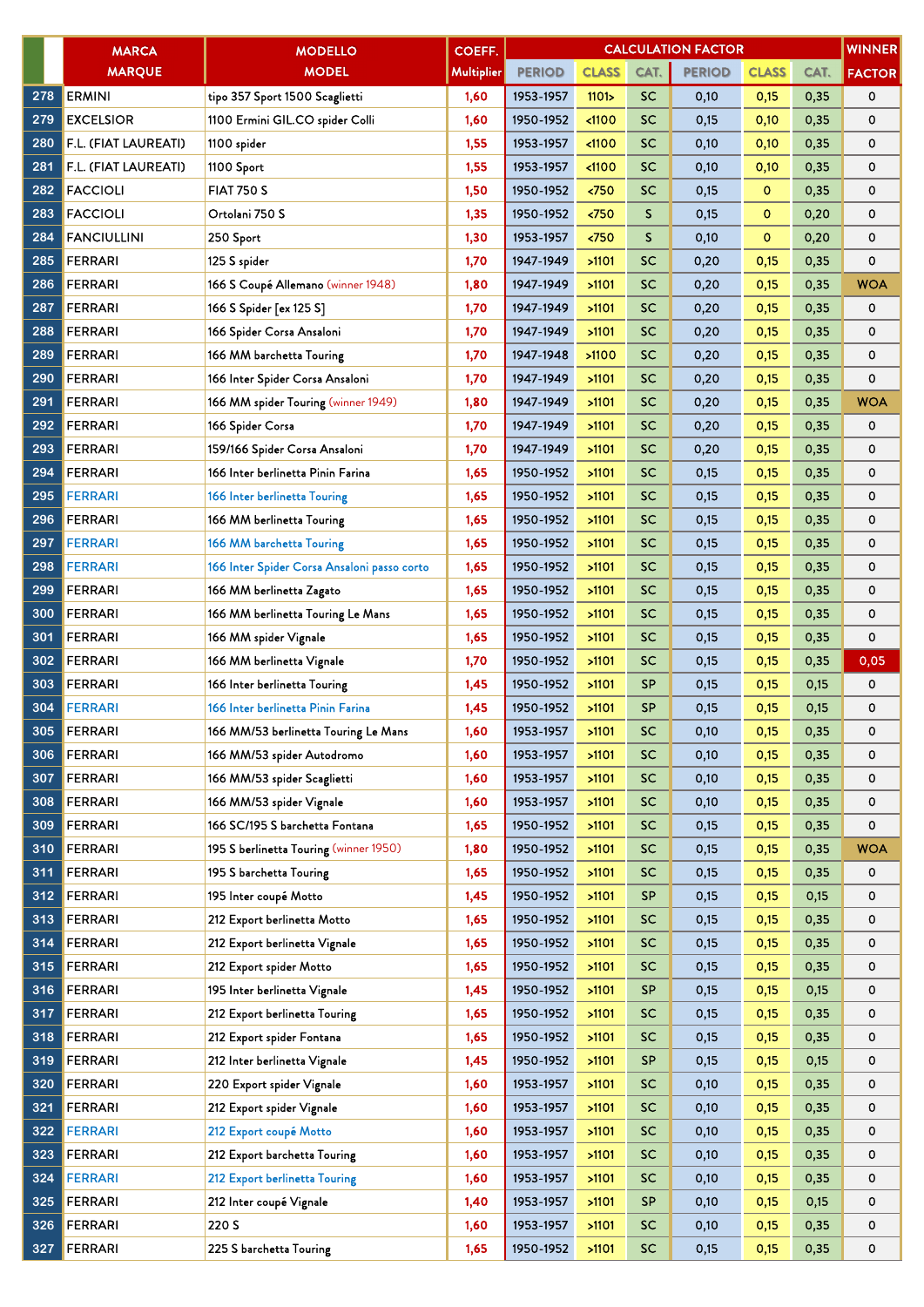| | MARCA MARQUE | MODELLO MODEL | COEFF. Multiplier | CALCULATION FACTOR | | | | | | WINNER FACTOR |
|---|---|---|---|---|---|---|---|---|---|---|
| | | | | PERIOD | CLASS | CAT. | PERIOD | CLASS | CAT. | |
| 278 | ERMINI | tipo 357 Sport 1500 Scaglietti | 1,60 | 1953-1957 | 1101> | SC | 0,10 | 0,15 | 0,35 | 0 |
| 279 | EXCELSIOR | 1100 Ermini GIL.CO spider Colli | 1,60 | 1950-1952 | <1100 | SC | 0,15 | 0,10 | 0,35 | 0 |
| 280 | F.L. (FIAT LAUREATI) | 1100 spider | 1,55 | 1953-1957 | <1100 | SC | 0,10 | 0,10 | 0,35 | 0 |
| 281 | F.L. (FIAT LAUREATI) | 1100 Sport | 1,55 | 1953-1957 | <1100 | SC | 0,10 | 0,10 | 0,35 | 0 |
| 282 | FACCIOLI | FIAT 750 S | 1,50 | 1950-1952 | <750 | SC | 0,15 | 0 | 0,35 | 0 |
| 283 | FACCIOLI | Ortolani 750 S | 1,35 | 1950-1952 | <750 | S | 0,15 | 0 | 0,20 | 0 |
| 284 | FANCIULLINI | 250 Sport | 1,30 | 1953-1957 | <750 | S | 0,10 | 0 | 0,20 | 0 |
| 285 | FERRARI | 125 S spider | 1,70 | 1947-1949 | >1101 | SC | 0,20 | 0,15 | 0,35 | 0 |
| 286 | FERRARI | 166 S Coupé Allemano (winner 1948) | 1,80 | 1947-1949 | >1101 | SC | 0,20 | 0,15 | 0,35 | WOA |
| 287 | FERRARI | 166 S Spider [ex 125 S] | 1,70 | 1947-1949 | >1101 | SC | 0,20 | 0,15 | 0,35 | 0 |
| 288 | FERRARI | 166 Spider Corsa Ansaloni | 1,70 | 1947-1949 | >1101 | SC | 0,20 | 0,15 | 0,35 | 0 |
| 289 | FERRARI | 166 MM barchetta Touring | 1,70 | 1947-1948 | >1100 | SC | 0,20 | 0,15 | 0,35 | 0 |
| 290 | FERRARI | 166 Inter Spider Corsa Ansaloni | 1,70 | 1947-1949 | >1101 | SC | 0,20 | 0,15 | 0,35 | 0 |
| 291 | FERRARI | 166 MM spider Touring (winner 1949) | 1,80 | 1947-1949 | >1101 | SC | 0,20 | 0,15 | 0,35 | WOA |
| 292 | FERRARI | 166 Spider Corsa | 1,70 | 1947-1949 | >1101 | SC | 0,20 | 0,15 | 0,35 | 0 |
| 293 | FERRARI | 159/166 Spider Corsa Ansaloni | 1,70 | 1947-1949 | >1101 | SC | 0,20 | 0,15 | 0,35 | 0 |
| 294 | FERRARI | 166 Inter berlinetta Pinin Farina | 1,65 | 1950-1952 | >1101 | SC | 0,15 | 0,15 | 0,35 | 0 |
| 295 | FERRARI | 166 Inter berlinetta Touring | 1,65 | 1950-1952 | >1101 | SC | 0,15 | 0,15 | 0,35 | 0 |
| 296 | FERRARI | 166 MM berlinetta Touring | 1,65 | 1950-1952 | >1101 | SC | 0,15 | 0,15 | 0,35 | 0 |
| 297 | FERRARI | 166 MM barchetta Touring | 1,65 | 1950-1952 | >1101 | SC | 0,15 | 0,15 | 0,35 | 0 |
| 298 | FERRARI | 166 Inter Spider Corsa Ansaloni passo corto | 1,65 | 1950-1952 | >1101 | SC | 0,15 | 0,15 | 0,35 | 0 |
| 299 | FERRARI | 166 MM berlinetta Zagato | 1,65 | 1950-1952 | >1101 | SC | 0,15 | 0,15 | 0,35 | 0 |
| 300 | FERRARI | 166 MM berlinetta Touring Le Mans | 1,65 | 1950-1952 | >1101 | SC | 0,15 | 0,15 | 0,35 | 0 |
| 301 | FERRARI | 166 MM spider Vignale | 1,65 | 1950-1952 | >1101 | SC | 0,15 | 0,15 | 0,35 | 0 |
| 302 | FERRARI | 166 MM berlinetta Vignale | 1,70 | 1950-1952 | >1101 | SC | 0,15 | 0,15 | 0,35 | 0,05 |
| 303 | FERRARI | 166 Inter berlinetta Touring | 1,45 | 1950-1952 | >1101 | SP | 0,15 | 0,15 | 0,15 | 0 |
| 304 | FERRARI | 166 Inter berlinetta Pinin Farina | 1,45 | 1950-1952 | >1101 | SP | 0,15 | 0,15 | 0,15 | 0 |
| 305 | FERRARI | 166 MM/53 berlinetta Touring Le Mans | 1,60 | 1953-1957 | >1101 | SC | 0,10 | 0,15 | 0,35 | 0 |
| 306 | FERRARI | 166 MM/53 spider Autodromo | 1,60 | 1953-1957 | >1101 | SC | 0,10 | 0,15 | 0,35 | 0 |
| 307 | FERRARI | 166 MM/53 spider Scaglietti | 1,60 | 1953-1957 | >1101 | SC | 0,10 | 0,15 | 0,35 | 0 |
| 308 | FERRARI | 166 MM/53 spider Vignale | 1,60 | 1953-1957 | >1101 | SC | 0,10 | 0,15 | 0,35 | 0 |
| 309 | FERRARI | 166 SC/195 S barchetta Fontana | 1,65 | 1950-1952 | >1101 | SC | 0,15 | 0,15 | 0,35 | 0 |
| 310 | FERRARI | 195 S berlinetta Touring (winner 1950) | 1,80 | 1950-1952 | >1101 | SC | 0,15 | 0,15 | 0,35 | WOA |
| 311 | FERRARI | 195 S barchetta Touring | 1,65 | 1950-1952 | >1101 | SC | 0,15 | 0,15 | 0,35 | 0 |
| 312 | FERRARI | 195 Inter coupé Motto | 1,45 | 1950-1952 | >1101 | SP | 0,15 | 0,15 | 0,15 | 0 |
| 313 | FERRARI | 212 Export berlinetta Motto | 1,65 | 1950-1952 | >1101 | SC | 0,15 | 0,15 | 0,35 | 0 |
| 314 | FERRARI | 212 Export berlinetta Vignale | 1,65 | 1950-1952 | >1101 | SC | 0,15 | 0,15 | 0,35 | 0 |
| 315 | FERRARI | 212 Export spider Motto | 1,65 | 1950-1952 | >1101 | SC | 0,15 | 0,15 | 0,35 | 0 |
| 316 | FERRARI | 195 Inter berlinetta Vignale | 1,45 | 1950-1952 | >1101 | SP | 0,15 | 0,15 | 0,15 | 0 |
| 317 | FERRARI | 212 Export berlinetta Touring | 1,65 | 1950-1952 | >1101 | SC | 0,15 | 0,15 | 0,35 | 0 |
| 318 | FERRARI | 212 Export spider Fontana | 1,65 | 1950-1952 | >1101 | SC | 0,15 | 0,15 | 0,35 | 0 |
| 319 | FERRARI | 212 Inter berlinetta Vignale | 1,45 | 1950-1952 | >1101 | SP | 0,15 | 0,15 | 0,15 | 0 |
| 320 | FERRARI | 220 Export spider Vignale | 1,60 | 1953-1957 | >1101 | SC | 0,10 | 0,15 | 0,35 | 0 |
| 321 | FERRARI | 212 Export spider Vignale | 1,60 | 1953-1957 | >1101 | SC | 0,10 | 0,15 | 0,35 | 0 |
| 322 | FERRARI | 212 Export coupé Motto | 1,60 | 1953-1957 | >1101 | SC | 0,10 | 0,15 | 0,35 | 0 |
| 323 | FERRARI | 212 Export barchetta Touring | 1,60 | 1953-1957 | >1101 | SC | 0,10 | 0,15 | 0,35 | 0 |
| 324 | FERRARI | 212 Export berlinetta Touring | 1,60 | 1953-1957 | >1101 | SC | 0,10 | 0,15 | 0,35 | 0 |
| 325 | FERRARI | 212 Inter coupé Vignale | 1,40 | 1953-1957 | >1101 | SP | 0,10 | 0,15 | 0,15 | 0 |
| 326 | FERRARI | 220 S | 1,60 | 1953-1957 | >1101 | SC | 0,10 | 0,15 | 0,35 | 0 |
| 327 | FERRARI | 225 S barchetta Touring | 1,65 | 1950-1952 | >1101 | SC | 0,15 | 0,15 | 0,35 | 0 |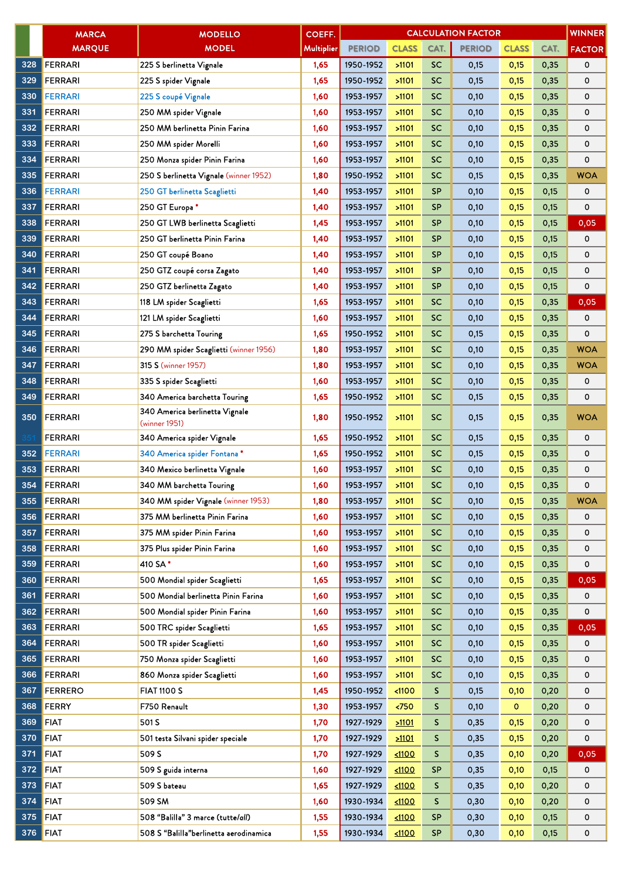| | MARCA MARQUE | MODELLO MODEL | COEFF. Multiplier | CALCULATION FACTOR | | | | | | WINNER FACTOR |
|---|---|---|---|---|---|---|---|---|---|---|
| | | | | PERIOD | CLASS | CAT. | PERIOD | CLASS | CAT. | |
| 328 | FERRARI | 225 S berlinetta Vignale | 1,65 | 1950-1952 | >1101 | SC | 0,15 | 0,15 | 0,35 | 0 |
| 329 | FERRARI | 225 S spider Vignale | 1,65 | 1950-1952 | >1101 | SC | 0,15 | 0,15 | 0,35 | 0 |
| 330 | FERRARI | 225 S coupé Vignale | 1,60 | 1953-1957 | >1101 | SC | 0,10 | 0,15 | 0,35 | 0 |
| 331 | FERRARI | 250 MM spider Vignale | 1,60 | 1953-1957 | >1101 | SC | 0,10 | 0,15 | 0,35 | 0 |
| 332 | FERRARI | 250 MM berlinetta Pinin Farina | 1,60 | 1953-1957 | >1101 | SC | 0,10 | 0,15 | 0,35 | 0 |
| 333 | FERRARI | 250 MM spider Morelli | 1,60 | 1953-1957 | >1101 | SC | 0,10 | 0,15 | 0,35 | 0 |
| 334 | FERRARI | 250 Monza spider Pinin Farina | 1,60 | 1953-1957 | >1101 | SC | 0,10 | 0,15 | 0,35 | 0 |
| 335 | FERRARI | 250 S berlinetta Vignale (winner 1952) | 1,80 | 1950-1952 | >1101 | SC | 0,15 | 0,15 | 0,35 | WOA |
| 336 | FERRARI | 250 GT berlinetta Scaglietti | 1,40 | 1953-1957 | >1101 | SP | 0,10 | 0,15 | 0,15 | 0 |
| 337 | FERRARI | 250 GT Europa * | 1,40 | 1953-1957 | >1101 | SP | 0,10 | 0,15 | 0,15 | 0 |
| 338 | FERRARI | 250 GT LWB berlinetta Scaglietti | 1,45 | 1953-1957 | >1101 | SP | 0,10 | 0,15 | 0,15 | 0,05 |
| 339 | FERRARI | 250 GT berlinetta Pinin Farina | 1,40 | 1953-1957 | >1101 | SP | 0,10 | 0,15 | 0,15 | 0 |
| 340 | FERRARI | 250 GT coupé Boano | 1,40 | 1953-1957 | >1101 | SP | 0,10 | 0,15 | 0,15 | 0 |
| 341 | FERRARI | 250 GTZ coupé corsa Zagato | 1,40 | 1953-1957 | >1101 | SP | 0,10 | 0,15 | 0,15 | 0 |
| 342 | FERRARI | 250 GTZ berlinetta Zagato | 1,40 | 1953-1957 | >1101 | SP | 0,10 | 0,15 | 0,15 | 0 |
| 343 | FERRARI | 118 LM spider Scaglietti | 1,65 | 1953-1957 | >1101 | SC | 0,10 | 0,15 | 0,35 | 0,05 |
| 344 | FERRARI | 121 LM spider Scaglietti | 1,60 | 1953-1957 | >1101 | SC | 0,10 | 0,15 | 0,35 | 0 |
| 345 | FERRARI | 275 S barchetta Touring | 1,65 | 1950-1952 | >1101 | SC | 0,15 | 0,15 | 0,35 | 0 |
| 346 | FERRARI | 290 MM spider Scaglietti (winner 1956) | 1,80 | 1953-1957 | >1101 | SC | 0,10 | 0,15 | 0,35 | WOA |
| 347 | FERRARI | 315 S (winner 1957) | 1,80 | 1953-1957 | >1101 | SC | 0,10 | 0,15 | 0,35 | WOA |
| 348 | FERRARI | 335 S spider Scaglietti | 1,60 | 1953-1957 | >1101 | SC | 0,10 | 0,15 | 0,35 | 0 |
| 349 | FERRARI | 340 America barchetta Touring | 1,65 | 1950-1952 | >1101 | SC | 0,15 | 0,15 | 0,35 | 0 |
| 350 | FERRARI | 340 America berlinetta Vignale (winner 1951) | 1,80 | 1950-1952 | >1101 | SC | 0,15 | 0,15 | 0,35 | WOA |
| 351 | FERRARI | 340 America spider Vignale | 1,65 | 1950-1952 | >1101 | SC | 0,15 | 0,15 | 0,35 | 0 |
| 352 | FERRARI | 340 America spider Fontana * | 1,65 | 1950-1952 | >1101 | SC | 0,15 | 0,15 | 0,35 | 0 |
| 353 | FERRARI | 340 Mexico berlinetta Vignale | 1,60 | 1953-1957 | >1101 | SC | 0,10 | 0,15 | 0,35 | 0 |
| 354 | FERRARI | 340 MM barchetta Touring | 1,60 | 1953-1957 | >1101 | SC | 0,10 | 0,15 | 0,35 | 0 |
| 355 | FERRARI | 340 MM spider Vignale (winner 1953) | 1,80 | 1953-1957 | >1101 | SC | 0,10 | 0,15 | 0,35 | WOA |
| 356 | FERRARI | 375 MM berlinetta Pinin Farina | 1,60 | 1953-1957 | >1101 | SC | 0,10 | 0,15 | 0,35 | 0 |
| 357 | FERRARI | 375 MM spider Pinin Farina | 1,60 | 1953-1957 | >1101 | SC | 0,10 | 0,15 | 0,35 | 0 |
| 358 | FERRARI | 375 Plus spider Pinin Farina | 1,60 | 1953-1957 | >1101 | SC | 0,10 | 0,15 | 0,35 | 0 |
| 359 | FERRARI | 410 SA * | 1,60 | 1953-1957 | >1101 | SC | 0,10 | 0,15 | 0,35 | 0 |
| 360 | FERRARI | 500 Mondial spider Scaglietti | 1,65 | 1953-1957 | >1101 | SC | 0,10 | 0,15 | 0,35 | 0,05 |
| 361 | FERRARI | 500 Mondial berlinetta Pinin Farina | 1,60 | 1953-1957 | >1101 | SC | 0,10 | 0,15 | 0,35 | 0 |
| 362 | FERRARI | 500 Mondial spider Pinin Farina | 1,60 | 1953-1957 | >1101 | SC | 0,10 | 0,15 | 0,35 | 0 |
| 363 | FERRARI | 500 TRC spider Scaglietti | 1,65 | 1953-1957 | >1101 | SC | 0,10 | 0,15 | 0,35 | 0,05 |
| 364 | FERRARI | 500 TR spider Scaglietti | 1,60 | 1953-1957 | >1101 | SC | 0,10 | 0,15 | 0,35 | 0 |
| 365 | FERRARI | 750 Monza spider Scaglietti | 1,60 | 1953-1957 | >1101 | SC | 0,10 | 0,15 | 0,35 | 0 |
| 366 | FERRARI | 860 Monza spider Scaglietti | 1,60 | 1953-1957 | >1101 | SC | 0,10 | 0,15 | 0,35 | 0 |
| 367 | FERRERO | FIAT 1100 S | 1,45 | 1950-1952 | <1100 | S | 0,15 | 0,10 | 0,20 | 0 |
| 368 | FERRY | F750 Renault | 1,30 | 1953-1957 | <750 | S | 0,10 | 0 | 0,20 | 0 |
| 369 | FIAT | 501 S | 1,70 | 1927-1929 | >1101 | S | 0,35 | 0,15 | 0,20 | 0 |
| 370 | FIAT | 501 testa Silvani spider speciale | 1,70 | 1927-1929 | >1101 | S | 0,35 | 0,15 | 0,20 | 0 |
| 371 | FIAT | 509 S | 1,70 | 1927-1929 | <1100 | S | 0,35 | 0,10 | 0,20 | 0,05 |
| 372 | FIAT | 509 S guida interna | 1,60 | 1927-1929 | <1100 | SP | 0,35 | 0,10 | 0,15 | 0 |
| 373 | FIAT | 509 S bateau | 1,65 | 1927-1929 | <1100 | S | 0,35 | 0,10 | 0,20 | 0 |
| 374 | FIAT | 509 SM | 1,60 | 1930-1934 | <1100 | S | 0,30 | 0,10 | 0,20 | 0 |
| 375 | FIAT | 508 "Balilla" 3 marce (tutte/*all*) | 1,55 | 1930-1934 | <1100 | SP | 0,30 | 0,10 | 0,15 | 0 |
| 376 | FIAT | 508 S "Balilla"berlinetta aerodinamica | 1,55 | 1930-1934 | <1100 | SP | 0,30 | 0,10 | 0,15 | 0 |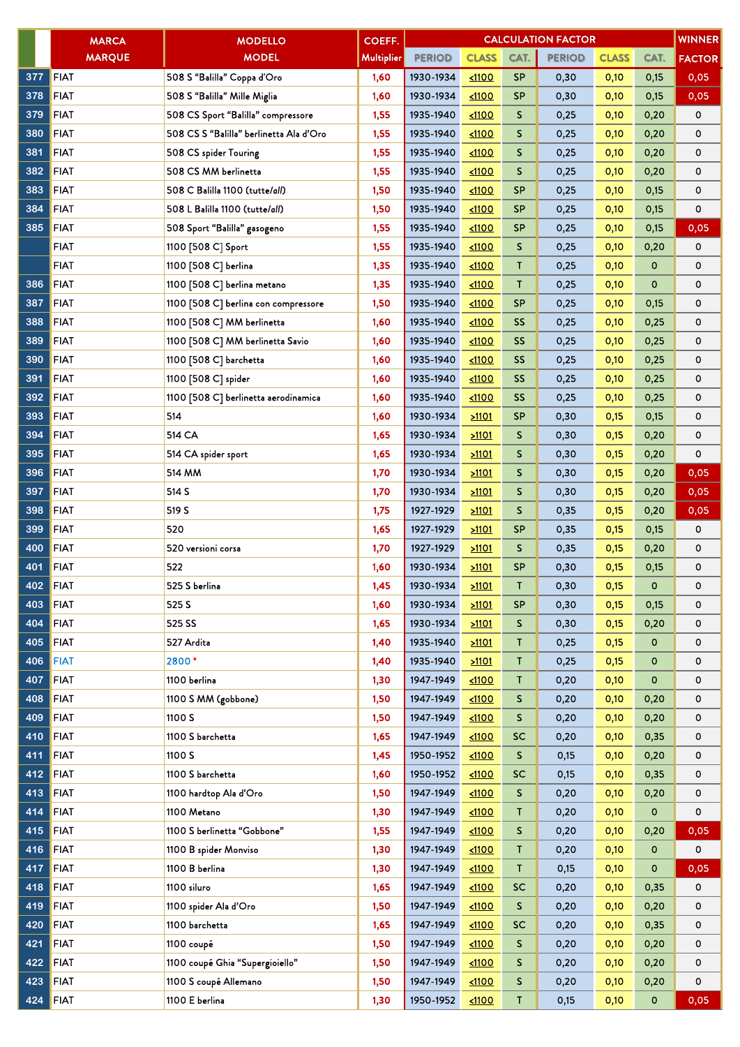| | MARCA MARQUE | MODELLO MODEL | COEFF. Multiplier | CALCULATION FACTOR | | | | | | WINNER FACTOR |
|---|---|---|---|---|---|---|---|---|---|---|
| | | | | PERIOD | CLASS | CAT. | PERIOD | CLASS | CAT. | |
| 377 | FIAT | 508 S "Balilla" Coppa d'Oro | 1,60 | 1930-1934 | ≤1100 | SP | 0,30 | 0,10 | 0,15 | 0,05 |
| 378 | FIAT | 508 S "Balilla" Mille Miglia | 1,60 | 1930-1934 | ≤1100 | SP | 0,30 | 0,10 | 0,15 | 0,05 |
| 379 | FIAT | 508 CS Sport "Balilla" compressore | 1,55 | 1935-1940 | ≤1100 | S | 0,25 | 0,10 | 0,20 | 0 |
| 380 | FIAT | 508 CS S "Balilla" berlinetta Ala d'Oro | 1,55 | 1935-1940 | ≤1100 | S | 0,25 | 0,10 | 0,20 | 0 |
| 381 | FIAT | 508 CS spider Touring | 1,55 | 1935-1940 | ≤1100 | S | 0,25 | 0,10 | 0,20 | 0 |
| 382 | FIAT | 508 CS MM berlinetta | 1,55 | 1935-1940 | ≤1100 | S | 0,25 | 0,10 | 0,20 | 0 |
| 383 | FIAT | 508 C Balilla 1100 (tutte/*all*) | 1,50 | 1935-1940 | ≤1100 | SP | 0,25 | 0,10 | 0,15 | 0 |
| 384 | FIAT | 508 L Balilla 1100 (tutte/*all*) | 1,50 | 1935-1940 | ≤1100 | SP | 0,25 | 0,10 | 0,15 | 0 |
| 385 | FIAT | 508 Sport "Balilla" gasogeno | 1,55 | 1935-1940 | ≤1100 | SP | 0,25 | 0,10 | 0,15 | 0,05 |
| | FIAT | 1100 [508 C] Sport | 1,55 | 1935-1940 | ≤1100 | S | 0,25 | 0,10 | 0,20 | 0 |
| | FIAT | 1100 [508 C] berlina | 1,35 | 1935-1940 | ≤1100 | T | 0,25 | 0,10 | 0 | 0 |
| 386 | FIAT | 1100 [508 C] berlina metano | 1,35 | 1935-1940 | ≤1100 | T | 0,25 | 0,10 | 0 | 0 |
| 387 | FIAT | 1100 [508 C] berlina con compressore | 1,50 | 1935-1940 | ≤1100 | SP | 0,25 | 0,10 | 0,15 | 0 |
| 388 | FIAT | 1100 [508 C] MM berlinetta | 1,60 | 1935-1940 | ≤1100 | SS | 0,25 | 0,10 | 0,25 | 0 |
| 389 | FIAT | 1100 [508 C] MM berlinetta Savio | 1,60 | 1935-1940 | ≤1100 | SS | 0,25 | 0,10 | 0,25 | 0 |
| 390 | FIAT | 1100 [508 C] barchetta | 1,60 | 1935-1940 | ≤1100 | SS | 0,25 | 0,10 | 0,25 | 0 |
| 391 | FIAT | 1100 [508 C] spider | 1,60 | 1935-1940 | ≤1100 | SS | 0,25 | 0,10 | 0,25 | 0 |
| 392 | FIAT | 1100 [508 C] berlinetta aerodinamica | 1,60 | 1935-1940 | ≤1100 | SS | 0,25 | 0,10 | 0,25 | 0 |
| 393 | FIAT | 514 | 1,60 | 1930-1934 | ≥1101 | SP | 0,30 | 0,15 | 0,15 | 0 |
| 394 | FIAT | 514 CA | 1,65 | 1930-1934 | ≥1101 | S | 0,30 | 0,15 | 0,20 | 0 |
| 395 | FIAT | 514 CA spider sport | 1,65 | 1930-1934 | ≥1101 | S | 0,30 | 0,15 | 0,20 | 0 |
| 396 | FIAT | 514 MM | 1,70 | 1930-1934 | ≥1101 | S | 0,30 | 0,15 | 0,20 | 0,05 |
| 397 | FIAT | 514 S | 1,70 | 1930-1934 | ≥1101 | S | 0,30 | 0,15 | 0,20 | 0,05 |
| 398 | FIAT | 519 S | 1,75 | 1927-1929 | ≥1101 | S | 0,35 | 0,15 | 0,20 | 0,05 |
| 399 | FIAT | 520 | 1,65 | 1927-1929 | ≥1101 | SP | 0,35 | 0,15 | 0,15 | 0 |
| 400 | FIAT | 520 versioni corsa | 1,70 | 1927-1929 | ≥1101 | S | 0,35 | 0,15 | 0,20 | 0 |
| 401 | FIAT | 522 | 1,60 | 1930-1934 | ≥1101 | SP | 0,30 | 0,15 | 0,15 | 0 |
| 402 | FIAT | 525 S berlina | 1,45 | 1930-1934 | ≥1101 | T | 0,30 | 0,15 | 0 | 0 |
| 403 | FIAT | 525 S | 1,60 | 1930-1934 | ≥1101 | SP | 0,30 | 0,15 | 0,15 | 0 |
| 404 | FIAT | 525 SS | 1,65 | 1930-1934 | ≥1101 | S | 0,30 | 0,15 | 0,20 | 0 |
| 405 | FIAT | 527 Ardita | 1,40 | 1935-1940 | ≥1101 | T | 0,25 | 0,15 | 0 | 0 |
| 406 | FIAT | 2800 * | 1,40 | 1935-1940 | ≥1101 | T | 0,25 | 0,15 | 0 | 0 |
| 407 | FIAT | 1100 berlina | 1,30 | 1947-1949 | ≤1100 | T | 0,20 | 0,10 | 0 | 0 |
| 408 | FIAT | 1100 S MM (gobbone) | 1,50 | 1947-1949 | ≤1100 | S | 0,20 | 0,10 | 0,20 | 0 |
| 409 | FIAT | 1100 S | 1,50 | 1947-1949 | ≤1100 | S | 0,20 | 0,10 | 0,20 | 0 |
| 410 | FIAT | 1100 S barchetta | 1,65 | 1947-1949 | ≤1100 | SC | 0,20 | 0,10 | 0,35 | 0 |
| 411 | FIAT | 1100 S | 1,45 | 1950-1952 | ≤1100 | S | 0,15 | 0,10 | 0,20 | 0 |
| 412 | FIAT | 1100 S barchetta | 1,60 | 1950-1952 | ≤1100 | SC | 0,15 | 0,10 | 0,35 | 0 |
| 413 | FIAT | 1100 hardtop Ala d'Oro | 1,50 | 1947-1949 | ≤1100 | S | 0,20 | 0,10 | 0,20 | 0 |
| 414 | FIAT | 1100 Metano | 1,30 | 1947-1949 | ≤1100 | T | 0,20 | 0,10 | 0 | 0 |
| 415 | FIAT | 1100 S berlinetta "Gobbone" | 1,55 | 1947-1949 | ≤1100 | S | 0,20 | 0,10 | 0,20 | 0,05 |
| 416 | FIAT | 1100 B spider Monviso | 1,30 | 1947-1949 | ≤1100 | T | 0,20 | 0,10 | 0 | 0 |
| 417 | FIAT | 1100 B berlina | 1,30 | 1947-1949 | ≤1100 | T | 0,15 | 0,10 | 0 | 0,05 |
| 418 | FIAT | 1100 siluro | 1,65 | 1947-1949 | ≤1100 | SC | 0,20 | 0,10 | 0,35 | 0 |
| 419 | FIAT | 1100 spider Ala d'Oro | 1,50 | 1947-1949 | ≤1100 | S | 0,20 | 0,10 | 0,20 | 0 |
| 420 | FIAT | 1100 barchetta | 1,65 | 1947-1949 | ≤1100 | SC | 0,20 | 0,10 | 0,35 | 0 |
| 421 | FIAT | 1100 coupé | 1,50 | 1947-1949 | ≤1100 | S | 0,20 | 0,10 | 0,20 | 0 |
| 422 | FIAT | 1100 coupé Ghia "Supergioiello" | 1,50 | 1947-1949 | ≤1100 | S | 0,20 | 0,10 | 0,20 | 0 |
| 423 | FIAT | 1100 S coupé Allemano | 1,50 | 1947-1949 | ≤1100 | S | 0,20 | 0,10 | 0,20 | 0 |
| 424 | FIAT | 1100 E berlina | 1,30 | 1950-1952 | ≤1100 | T | 0,15 | 0,10 | 0 | 0,05 |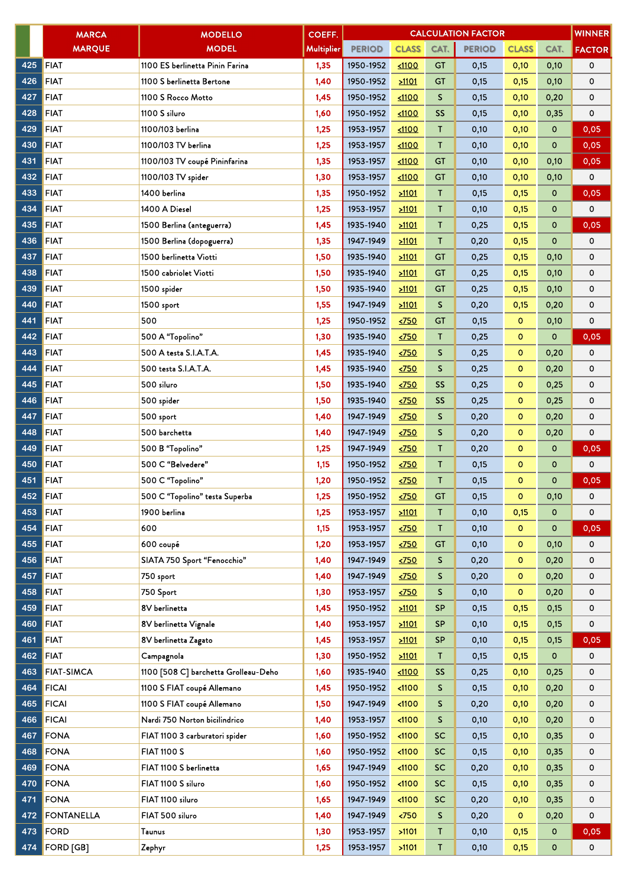| | MARCA MARQUE | MODELLO MODEL | COEFF. Multiplier | CALCULATION FACTOR | | | | | | WINNER FACTOR |
|---|---|---|---|---|---|---|---|---|---|---|
| | | | | PERIOD | CLASS | CAT. | PERIOD | CLASS | CAT. | |
| 425 | FIAT | 1100 ES berlinetta Pinin Farina | 1,35 | 1950-1952 | <1100 | GT | 0,15 | 0,10 | 0,10 | 0 |
| 426 | FIAT | 1100 S berlinetta Bertone | 1,40 | 1950-1952 | >1101 | GT | 0,15 | 0,15 | 0,10 | 0 |
| 427 | FIAT | 1100 S Rocco Motto | 1,45 | 1950-1952 | <1100 | S | 0,15 | 0,10 | 0,20 | 0 |
| 428 | FIAT | 1100 S siluro | 1,60 | 1950-1952 | <1100 | SS | 0,15 | 0,10 | 0,35 | 0 |
| 429 | FIAT | 1100/103 berlina | 1,25 | 1953-1957 | <1100 | T | 0,10 | 0,10 | 0 | 0,05 |
| 430 | FIAT | 1100/103 TV berlina | 1,25 | 1953-1957 | <1100 | T | 0,10 | 0,10 | 0 | 0,05 |
| 431 | FIAT | 1100/103 TV coupé Pininfarina | 1,35 | 1953-1957 | <1100 | GT | 0,10 | 0,10 | 0,10 | 0,05 |
| 432 | FIAT | 1100/103 TV spider | 1,30 | 1953-1957 | <1100 | GT | 0,10 | 0,10 | 0,10 | 0 |
| 433 | FIAT | 1400 berlina | 1,35 | 1950-1952 | >1101 | T | 0,15 | 0,15 | 0 | 0,05 |
| 434 | FIAT | 1400 A Diesel | 1,25 | 1953-1957 | >1101 | T | 0,10 | 0,15 | 0 | 0 |
| 435 | FIAT | 1500 Berlina (anteguerra) | 1,45 | 1935-1940 | >1101 | T | 0,25 | 0,15 | 0 | 0,05 |
| 436 | FIAT | 1500 Berlina (dopoguerra) | 1,35 | 1947-1949 | >1101 | T | 0,20 | 0,15 | 0 | 0 |
| 437 | FIAT | 1500 berlinetta Viotti | 1,50 | 1935-1940 | >1101 | GT | 0,25 | 0,15 | 0,10 | 0 |
| 438 | FIAT | 1500 cabriolet Viotti | 1,50 | 1935-1940 | >1101 | GT | 0,25 | 0,15 | 0,10 | 0 |
| 439 | FIAT | 1500 spider | 1,50 | 1935-1940 | >1101 | GT | 0,25 | 0,15 | 0,10 | 0 |
| 440 | FIAT | 1500 sport | 1,55 | 1947-1949 | >1101 | S | 0,20 | 0,15 | 0,20 | 0 |
| 441 | FIAT | 500 | 1,25 | 1950-1952 | <750 | GT | 0,15 | 0 | 0,10 | 0 |
| 442 | FIAT | 500 A “Topolino” | 1,30 | 1935-1940 | <750 | T | 0,25 | 0 | 0 | 0,05 |
| 443 | FIAT | 500 A testa S.I.A.T.A. | 1,45 | 1935-1940 | <750 | S | 0,25 | 0 | 0,20 | 0 |
| 444 | FIAT | 500 testa S.I.A.T.A. | 1,45 | 1935-1940 | <750 | S | 0,25 | 0 | 0,20 | 0 |
| 445 | FIAT | 500 siluro | 1,50 | 1935-1940 | <750 | SS | 0,25 | 0 | 0,25 | 0 |
| 446 | FIAT | 500 spider | 1,50 | 1935-1940 | <750 | SS | 0,25 | 0 | 0,25 | 0 |
| 447 | FIAT | 500 sport | 1,40 | 1947-1949 | <750 | S | 0,20 | 0 | 0,20 | 0 |
| 448 | FIAT | 500 barchetta | 1,40 | 1947-1949 | <750 | S | 0,20 | 0 | 0,20 | 0 |
| 449 | FIAT | 500 B “Topolino” | 1,25 | 1947-1949 | <750 | T | 0,20 | 0 | 0 | 0,05 |
| 450 | FIAT | 500 C “Belvedere” | 1,15 | 1950-1952 | <750 | T | 0,15 | 0 | 0 | 0 |
| 451 | FIAT | 500 C “Topolino” | 1,20 | 1950-1952 | <750 | T | 0,15 | 0 | 0 | 0,05 |
| 452 | FIAT | 500 C “Topolino” testa Superba | 1,25 | 1950-1952 | <750 | GT | 0,15 | 0 | 0,10 | 0 |
| 453 | FIAT | 1900 berlina | 1,25 | 1953-1957 | >1101 | T | 0,10 | 0,15 | 0 | 0 |
| 454 | FIAT | 600 | 1,15 | 1953-1957 | <750 | T | 0,10 | 0 | 0 | 0,05 |
| 455 | FIAT | 600 coupé | 1,20 | 1953-1957 | <750 | GT | 0,10 | 0 | 0,10 | 0 |
| 456 | FIAT | SIATA 750 Sport “Fenocchio” | 1,40 | 1947-1949 | <750 | S | 0,20 | 0 | 0,20 | 0 |
| 457 | FIAT | 750 sport | 1,40 | 1947-1949 | <750 | S | 0,20 | 0 | 0,20 | 0 |
| 458 | FIAT | 750 Sport | 1,30 | 1953-1957 | <750 | S | 0,10 | 0 | 0,20 | 0 |
| 459 | FIAT | 8V berlinetta | 1,45 | 1950-1952 | >1101 | SP | 0,15 | 0,15 | 0,15 | 0 |
| 460 | FIAT | 8V berlinetta Vignale | 1,40 | 1953-1957 | >1101 | SP | 0,10 | 0,15 | 0,15 | 0 |
| 461 | FIAT | 8V berlinetta Zagato | 1,45 | 1953-1957 | >1101 | SP | 0,10 | 0,15 | 0,15 | 0,05 |
| 462 | FIAT | Campagnola | 1,30 | 1950-1952 | >1101 | T | 0,15 | 0,15 | 0 | 0 |
| 463 | FIAT-SIMCA | 1100 [508 C] barchetta Grolleau-Deho | 1,60 | 1935-1940 | <1100 | SS | 0,25 | 0,10 | 0,25 | 0 |
| 464 | FICAI | 1100 S FIAT coupé Allemano | 1,45 | 1950-1952 | <1100 | S | 0,15 | 0,10 | 0,20 | 0 |
| 465 | FICAI | 1100 S FIAT coupé Allemano | 1,50 | 1947-1949 | <1100 | S | 0,20 | 0,10 | 0,20 | 0 |
| 466 | FICAI | Nardi 750 Norton bicilindrico | 1,40 | 1953-1957 | <1100 | S | 0,10 | 0,10 | 0,20 | 0 |
| 467 | FONA | FIAT 1100 3 carburatori spider | 1,60 | 1950-1952 | <1100 | SC | 0,15 | 0,10 | 0,35 | 0 |
| 468 | FONA | FIAT 1100 S | 1,60 | 1950-1952 | <1100 | SC | 0,15 | 0,10 | 0,35 | 0 |
| 469 | FONA | FIAT 1100 S berlinetta | 1,65 | 1947-1949 | <1100 | SC | 0,20 | 0,10 | 0,35 | 0 |
| 470 | FONA | FIAT 1100 S siluro | 1,60 | 1950-1952 | <1100 | SC | 0,15 | 0,10 | 0,35 | 0 |
| 471 | FONA | FIAT 1100 siluro | 1,65 | 1947-1949 | <1100 | SC | 0,20 | 0,10 | 0,35 | 0 |
| 472 | FONTANELLA | FIAT 500 siluro | 1,40 | 1947-1949 | <750 | S | 0,20 | 0 | 0,20 | 0 |
| 473 | FORD | Taunus | 1,30 | 1953-1957 | >1101 | T | 0,10 | 0,15 | 0 | 0,05 |
| 474 | FORD [GB] | Zephyr | 1,25 | 1953-1957 | >1101 | T | 0,10 | 0,15 | 0 | 0 |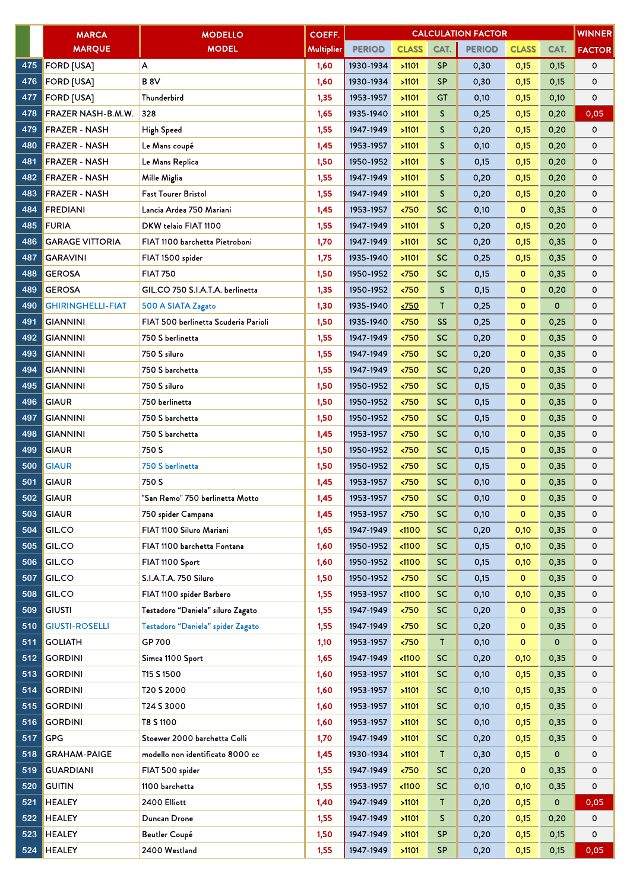| | MARCA MARQUE | MODELLO MODEL | COEFF. Multiplier | CALCULATION FACTOR | | | | | | WINNER FACTOR |
|---|---|---|---|---|---|---|---|---|---|---|
| | | | | PERIOD | CLASS | CAT. | PERIOD | CLASS | CAT. | |
| 475 | FORD [USA] | A | 1,60 | 1930-1934 | >1101 | SP | 0,30 | 0,15 | 0,15 | 0 |
| 476 | FORD [USA] | B 8V | 1,60 | 1930-1934 | >1101 | SP | 0,30 | 0,15 | 0,15 | 0 |
| 477 | FORD [USA] | Thunderbird | 1,35 | 1953-1957 | >1101 | GT | 0,10 | 0,15 | 0,10 | 0 |
| 478 | FRAZER NASH-B.M.W. | 328 | 1,65 | 1935-1940 | >1101 | S | 0,25 | 0,15 | 0,20 | 0,05 |
| 479 | FRAZER - NASH | High Speed | 1,55 | 1947-1949 | >1101 | S | 0,20 | 0,15 | 0,20 | 0 |
| 480 | FRAZER - NASH | Le Mans coupé | 1,45 | 1953-1957 | >1101 | S | 0,10 | 0,15 | 0,20 | 0 |
| 481 | FRAZER - NASH | Le Mans Replica | 1,50 | 1950-1952 | >1101 | S | 0,15 | 0,15 | 0,20 | 0 |
| 482 | FRAZER - NASH | Mille Miglia | 1,55 | 1947-1949 | >1101 | S | 0,20 | 0,15 | 0,20 | 0 |
| 483 | FRAZER - NASH | Fast Tourer Bristol | 1,55 | 1947-1949 | >1101 | S | 0,20 | 0,15 | 0,20 | 0 |
| 484 | FREDIANI | Lancia Ardea 750 Mariani | 1,45 | 1953-1957 | <750 | SC | 0,10 | 0 | 0,35 | 0 |
| 485 | FURIA | DKW telaio FIAT 1100 | 1,55 | 1947-1949 | >1101 | S | 0,20 | 0,15 | 0,20 | 0 |
| 486 | GARAGE VITTORIA | FIAT 1100 barchetta Pietroboni | 1,70 | 1947-1949 | >1101 | SC | 0,20 | 0,15 | 0,35 | 0 |
| 487 | GARAVINI | FIAT 1500 spider | 1,75 | 1935-1940 | >1101 | SC | 0,25 | 0,15 | 0,35 | 0 |
| 488 | GEROSA | FIAT 750 | 1,50 | 1950-1952 | <750 | SC | 0,15 | 0 | 0,35 | 0 |
| 489 | GEROSA | GIL.CO 750 S.I.A.T.A. berlinetta | 1,35 | 1950-1952 | <750 | S | 0,15 | 0 | 0,20 | 0 |
| 490 | GHIRINGHELLI-FIAT | 500 A SIATA Zagato | 1,30 | 1935-1940 | <750 | T | 0,25 | 0 | 0 | 0 |
| 491 | GIANNINI | FIAT 500 berlinetta Scuderia Parioli | 1,50 | 1935-1940 | <750 | SS | 0,25 | 0 | 0,25 | 0 |
| 492 | GIANNINI | 750 S berlinetta | 1,55 | 1947-1949 | <750 | SC | 0,20 | 0 | 0,35 | 0 |
| 493 | GIANNINI | 750 S siluro | 1,55 | 1947-1949 | <750 | SC | 0,20 | 0 | 0,35 | 0 |
| 494 | GIANNINI | 750 S barchetta | 1,55 | 1947-1949 | <750 | SC | 0,20 | 0 | 0,35 | 0 |
| 495 | GIANNINI | 750 S siluro | 1,50 | 1950-1952 | <750 | SC | 0,15 | 0 | 0,35 | 0 |
| 496 | GIAUR | 750 berlinetta | 1,50 | 1950-1952 | <750 | SC | 0,15 | 0 | 0,35 | 0 |
| 497 | GIANNINI | 750 S barchetta | 1,50 | 1950-1952 | <750 | SC | 0,15 | 0 | 0,35 | 0 |
| 498 | GIANNINI | 750 S barchetta | 1,45 | 1953-1957 | <750 | SC | 0,10 | 0 | 0,35 | 0 |
| 499 | GIAUR | 750 S | 1,50 | 1950-1952 | <750 | SC | 0,15 | 0 | 0,35 | 0 |
| 500 | GIAUR | 750 S berlinetta | 1,50 | 1950-1952 | <750 | SC | 0,15 | 0 | 0,35 | 0 |
| 501 | GIAUR | 750 S | 1,45 | 1953-1957 | <750 | SC | 0,10 | 0 | 0,35 | 0 |
| 502 | GIAUR | "San Remo" 750 berlinetta Motto | 1,45 | 1953-1957 | <750 | SC | 0,10 | 0 | 0,35 | 0 |
| 503 | GIAUR | 750 spider Campana | 1,45 | 1953-1957 | <750 | SC | 0,10 | 0 | 0,35 | 0 |
| 504 | GIL.CO | FIAT 1100 Siluro Mariani | 1,65 | 1947-1949 | <1100 | SC | 0,20 | 0,10 | 0,35 | 0 |
| 505 | GIL.CO | FIAT 1100 barchetta Fontana | 1,60 | 1950-1952 | <1100 | SC | 0,15 | 0,10 | 0,35 | 0 |
| 506 | GIL.CO | FIAT 1100 Sport | 1,60 | 1950-1952 | <1100 | SC | 0,15 | 0,10 | 0,35 | 0 |
| 507 | GIL.CO | S.I.A.T.A. 750 Siluro | 1,50 | 1950-1952 | <750 | SC | 0,15 | 0 | 0,35 | 0 |
| 508 | GIL.CO | FIAT 1100 spider Barbero | 1,55 | 1953-1957 | <1100 | SC | 0,10 | 0,10 | 0,35 | 0 |
| 509 | GIUSTI | Testadoro “Daniela” siluro Zagato | 1,55 | 1947-1949 | <750 | SC | 0,20 | 0 | 0,35 | 0 |
| 510 | GIUSTI-ROSELLI | Testadoro “Daniela” spider Zagato | 1,55 | 1947-1949 | <750 | SC | 0,20 | 0 | 0,35 | 0 |
| 511 | GOLIATH | GP 700 | 1,10 | 1953-1957 | <750 | T | 0,10 | 0 | 0 | 0 |
| 512 | GORDINI | Simca 1100 Sport | 1,65 | 1947-1949 | <1100 | SC | 0,20 | 0,10 | 0,35 | 0 |
| 513 | GORDINI | T15 S 1500 | 1,60 | 1953-1957 | >1101 | SC | 0,10 | 0,15 | 0,35 | 0 |
| 514 | GORDINI | T20 S 2000 | 1,60 | 1953-1957 | >1101 | SC | 0,10 | 0,15 | 0,35 | 0 |
| 515 | GORDINI | T24 S 3000 | 1,60 | 1953-1957 | >1101 | SC | 0,10 | 0,15 | 0,35 | 0 |
| 516 | GORDINI | T8 S 1100 | 1,60 | 1953-1957 | >1101 | SC | 0,10 | 0,15 | 0,35 | 0 |
| 517 | GPG | Stoewer 2000 barchetta Colli | 1,70 | 1947-1949 | >1101 | SC | 0,20 | 0,15 | 0,35 | 0 |
| 518 | GRAHAM-PAIGE | modello non identificato 8000 cc | 1,45 | 1930-1934 | >1101 | T | 0,30 | 0,15 | 0 | 0 |
| 519 | GUARDIANI | FIAT 500 spider | 1,55 | 1947-1949 | <750 | SC | 0,20 | 0 | 0,35 | 0 |
| 520 | GUITIN | 1100 barchetta | 1,55 | 1953-1957 | <1100 | SC | 0,10 | 0,10 | 0,35 | 0 |
| 521 | HEALEY | 2400 Elliott | 1,40 | 1947-1949 | >1101 | T | 0,20 | 0,15 | 0 | 0,05 |
| 522 | HEALEY | Duncan Drone | 1,55 | 1947-1949 | >1101 | S | 0,20 | 0,15 | 0,20 | 0 |
| 523 | HEALEY | Beutler Coupé | 1,50 | 1947-1949 | >1101 | SP | 0,20 | 0,15 | 0,15 | 0 |
| 524 | HEALEY | 2400 Westland | 1,55 | 1947-1949 | >1101 | SP | 0,20 | 0,15 | 0,15 | 0,05 |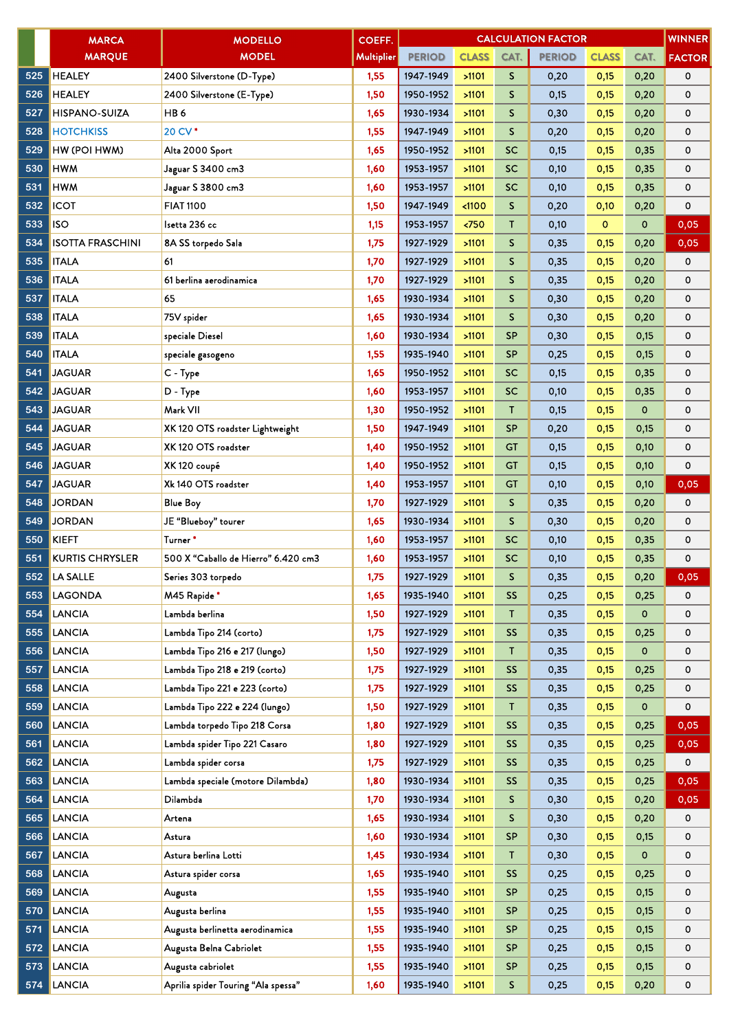| | MARCA MARQUE | MODELLO MODEL | COEFF. Multiplier | CALCULATION FACTOR | | | | | | WINNER FACTOR |
|---|---|---|---|---|---|---|---|---|---|---|
| | | | | PERIOD | CLASS | CAT. | PERIOD | CLASS | CAT. | |
| 525 | HEALEY | 2400 Silverstone (D-Type) | 1,55 | 1947-1949 | >1101 | S | 0,20 | 0,15 | 0,20 | 0 |
| 526 | HEALEY | 2400 Silverstone (E-Type) | 1,50 | 1950-1952 | >1101 | S | 0,15 | 0,15 | 0,20 | 0 |
| 527 | HISPANO-SUIZA | HB 6 | 1,65 | 1930-1934 | >1101 | S | 0,30 | 0,15 | 0,20 | 0 |
| 528 | HOTCHKISS | 20 CV * | 1,55 | 1947-1949 | >1101 | S | 0,20 | 0,15 | 0,20 | 0 |
| 529 | HW (POI HWM) | Alta 2000 Sport | 1,65 | 1950-1952 | >1101 | SC | 0,15 | 0,15 | 0,35 | 0 |
| 530 | HWM | Jaguar S 3400 cm3 | 1,60 | 1953-1957 | >1101 | SC | 0,10 | 0,15 | 0,35 | 0 |
| 531 | HWM | Jaguar S 3800 cm3 | 1,60 | 1953-1957 | >1101 | SC | 0,10 | 0,15 | 0,35 | 0 |
| 532 | ICOT | FIAT 1100 | 1,50 | 1947-1949 | <1100 | S | 0,20 | 0,10 | 0,20 | 0 |
| 533 | ISO | Isetta 236 cc | 1,15 | 1953-1957 | <750 | T | 0,10 | 0 | 0 | 0,05 |
| 534 | ISOTTA FRASCHINI | 8A SS torpedo Sala | 1,75 | 1927-1929 | >1101 | S | 0,35 | 0,15 | 0,20 | 0,05 |
| 535 | ITALA | 61 | 1,70 | 1927-1929 | >1101 | S | 0,35 | 0,15 | 0,20 | 0 |
| 536 | ITALA | 61 berlina aerodinamica | 1,70 | 1927-1929 | >1101 | S | 0,35 | 0,15 | 0,20 | 0 |
| 537 | ITALA | 65 | 1,65 | 1930-1934 | >1101 | S | 0,30 | 0,15 | 0,20 | 0 |
| 538 | ITALA | 75V spider | 1,65 | 1930-1934 | >1101 | S | 0,30 | 0,15 | 0,20 | 0 |
| 539 | ITALA | speciale Diesel | 1,60 | 1930-1934 | >1101 | SP | 0,30 | 0,15 | 0,15 | 0 |
| 540 | ITALA | speciale gasogeno | 1,55 | 1935-1940 | >1101 | SP | 0,25 | 0,15 | 0,15 | 0 |
| 541 | JAGUAR | C - Type | 1,65 | 1950-1952 | >1101 | SC | 0,15 | 0,15 | 0,35 | 0 |
| 542 | JAGUAR | D - Type | 1,60 | 1953-1957 | >1101 | SC | 0,10 | 0,15 | 0,35 | 0 |
| 543 | JAGUAR | Mark VII | 1,30 | 1950-1952 | >1101 | T | 0,15 | 0,15 | 0 | 0 |
| 544 | JAGUAR | XK 120 OTS roadster Lightweight | 1,50 | 1947-1949 | >1101 | SP | 0,20 | 0,15 | 0,15 | 0 |
| 545 | JAGUAR | XK 120 OTS roadster | 1,40 | 1950-1952 | >1101 | GT | 0,15 | 0,15 | 0,10 | 0 |
| 546 | JAGUAR | XK 120 coupé | 1,40 | 1950-1952 | >1101 | GT | 0,15 | 0,15 | 0,10 | 0 |
| 547 | JAGUAR | Xk 140 OTS roadster | 1,40 | 1953-1957 | >1101 | GT | 0,10 | 0,15 | 0,10 | 0,05 |
| 548 | JORDAN | Blue Boy | 1,70 | 1927-1929 | >1101 | S | 0,35 | 0,15 | 0,20 | 0 |
| 549 | JORDAN | JE “Blueboy” tourer | 1,65 | 1930-1934 | >1101 | S | 0,30 | 0,15 | 0,20 | 0 |
| 550 | KIEFT | Turner * | 1,60 | 1953-1957 | >1101 | SC | 0,10 | 0,15 | 0,35 | 0 |
| 551 | KURTIS CHRYSLER | 500 X “Caballo de Hierro” 6.420 cm3 | 1,60 | 1953-1957 | >1101 | SC | 0,10 | 0,15 | 0,35 | 0 |
| 552 | LA SALLE | Series 303 torpedo | 1,75 | 1927-1929 | >1101 | S | 0,35 | 0,15 | 0,20 | 0,05 |
| 553 | LAGONDA | M45 Rapide * | 1,65 | 1935-1940 | >1101 | SS | 0,25 | 0,15 | 0,25 | 0 |
| 554 | LANCIA | Lambda berlina | 1,50 | 1927-1929 | >1101 | T | 0,35 | 0,15 | 0 | 0 |
| 555 | LANCIA | Lambda Tipo 214 (corto) | 1,75 | 1927-1929 | >1101 | SS | 0,35 | 0,15 | 0,25 | 0 |
| 556 | LANCIA | Lambda Tipo 216 e 217 (lungo) | 1,50 | 1927-1929 | >1101 | T | 0,35 | 0,15 | 0 | 0 |
| 557 | LANCIA | Lambda Tipo 218 e 219 (corto) | 1,75 | 1927-1929 | >1101 | SS | 0,35 | 0,15 | 0,25 | 0 |
| 558 | LANCIA | Lambda Tipo 221 e 223 (corto) | 1,75 | 1927-1929 | >1101 | SS | 0,35 | 0,15 | 0,25 | 0 |
| 559 | LANCIA | Lambda Tipo 222 e 224 (lungo) | 1,50 | 1927-1929 | >1101 | T | 0,35 | 0,15 | 0 | 0 |
| 560 | LANCIA | Lambda torpedo Tipo 218 Corsa | 1,80 | 1927-1929 | >1101 | SS | 0,35 | 0,15 | 0,25 | 0,05 |
| 561 | LANCIA | Lambda spider Tipo 221 Casaro | 1,80 | 1927-1929 | >1101 | SS | 0,35 | 0,15 | 0,25 | 0,05 |
| 562 | LANCIA | Lambda spider corsa | 1,75 | 1927-1929 | >1101 | SS | 0,35 | 0,15 | 0,25 | 0 |
| 563 | LANCIA | Lambda speciale (motore Dilambda) | 1,80 | 1930-1934 | >1101 | SS | 0,35 | 0,15 | 0,25 | 0,05 |
| 564 | LANCIA | Dilambda | 1,70 | 1930-1934 | >1101 | S | 0,30 | 0,15 | 0,20 | 0,05 |
| 565 | LANCIA | Artena | 1,65 | 1930-1934 | >1101 | S | 0,30 | 0,15 | 0,20 | 0 |
| 566 | LANCIA | Astura | 1,60 | 1930-1934 | >1101 | SP | 0,30 | 0,15 | 0,15 | 0 |
| 567 | LANCIA | Astura berlina Lotti | 1,45 | 1930-1934 | >1101 | T | 0,30 | 0,15 | 0 | 0 |
| 568 | LANCIA | Astura spider corsa | 1,65 | 1935-1940 | >1101 | SS | 0,25 | 0,15 | 0,25 | 0 |
| 569 | LANCIA | Augusta | 1,55 | 1935-1940 | >1101 | SP | 0,25 | 0,15 | 0,15 | 0 |
| 570 | LANCIA | Augusta berlina | 1,55 | 1935-1940 | >1101 | SP | 0,25 | 0,15 | 0,15 | 0 |
| 571 | LANCIA | Augusta berlinetta aerodinamica | 1,55 | 1935-1940 | >1101 | SP | 0,25 | 0,15 | 0,15 | 0 |
| 572 | LANCIA | Augusta Belna Cabriolet | 1,55 | 1935-1940 | >1101 | SP | 0,25 | 0,15 | 0,15 | 0 |
| 573 | LANCIA | Augusta cabriolet | 1,55 | 1935-1940 | >1101 | SP | 0,25 | 0,15 | 0,15 | 0 |
| 574 | LANCIA | Aprilia spider Touring “Ala spessa” | 1,60 | 1935-1940 | >1101 | S | 0,25 | 0,15 | 0,20 | 0 |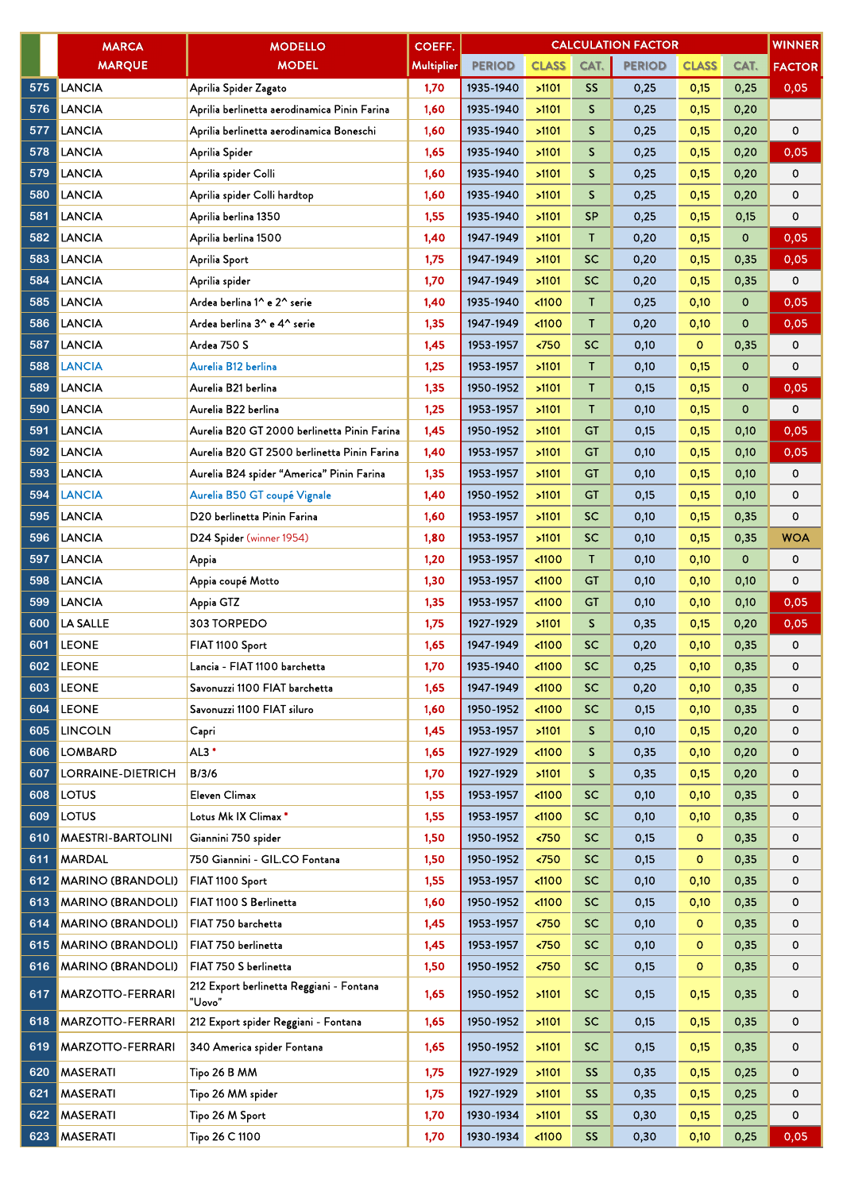| | MARCA MARQUE | MODELLO MODEL | COEFF. Multiplier | CALCULATION FACTOR | | | | | | WINNER FACTOR |
|---|---|---|---|---|---|---|---|---|---|---|
| | | | | PERIOD | CLASS | CAT. | PERIOD | CLASS | CAT. | |
| 575 | LANCIA | Aprilia Spider Zagato | 1,70 | 1935-1940 | >1101 | SS | 0,25 | 0,15 | 0,25 | 0,05 |
| 576 | LANCIA | Aprilia berlinetta aerodinamica Pinin Farina | 1,60 | 1935-1940 | >1101 | S | 0,25 | 0,15 | 0,20 | |
| 577 | LANCIA | Aprilia berlinetta aerodinamica Boneschi | 1,60 | 1935-1940 | >1101 | S | 0,25 | 0,15 | 0,20 | 0 |
| 578 | LANCIA | Aprilia Spider | 1,65 | 1935-1940 | >1101 | S | 0,25 | 0,15 | 0,20 | 0,05 |
| 579 | LANCIA | Aprilia spider Colli | 1,60 | 1935-1940 | >1101 | S | 0,25 | 0,15 | 0,20 | 0 |
| 580 | LANCIA | Aprilia spider Colli hardtop | 1,60 | 1935-1940 | >1101 | S | 0,25 | 0,15 | 0,20 | 0 |
| 581 | LANCIA | Aprilia berlina 1350 | 1,55 | 1935-1940 | >1101 | SP | 0,25 | 0,15 | 0,15 | 0 |
| 582 | LANCIA | Aprilia berlina 1500 | 1,40 | 1947-1949 | >1101 | T | 0,20 | 0,15 | 0 | 0,05 |
| 583 | LANCIA | Aprilia Sport | 1,75 | 1947-1949 | >1101 | SC | 0,20 | 0,15 | 0,35 | 0,05 |
| 584 | LANCIA | Aprilia spider | 1,70 | 1947-1949 | >1101 | SC | 0,20 | 0,15 | 0,35 | 0 |
| 585 | LANCIA | Ardea berlina 1^ e 2^ serie | 1,40 | 1935-1940 | <1100 | T | 0,25 | 0,10 | 0 | 0,05 |
| 586 | LANCIA | Ardea berlina 3^ e 4^ serie | 1,35 | 1947-1949 | <1100 | T | 0,20 | 0,10 | 0 | 0,05 |
| 587 | LANCIA | Ardea 750 S | 1,45 | 1953-1957 | <750 | SC | 0,10 | 0 | 0,35 | 0 |
| 588 | LANCIA | Aurelia B12 berlina | 1,25 | 1953-1957 | >1101 | T | 0,10 | 0,15 | 0 | 0 |
| 589 | LANCIA | Aurelia B21 berlina | 1,35 | 1950-1952 | >1101 | T | 0,15 | 0,15 | 0 | 0,05 |
| 590 | LANCIA | Aurelia B22 berlina | 1,25 | 1953-1957 | >1101 | T | 0,10 | 0,15 | 0 | 0 |
| 591 | LANCIA | Aurelia B20 GT 2000 berlinetta Pinin Farina | 1,45 | 1950-1952 | >1101 | GT | 0,15 | 0,15 | 0,10 | 0,05 |
| 592 | LANCIA | Aurelia B20 GT 2500 berlinetta Pinin Farina | 1,40 | 1953-1957 | >1101 | GT | 0,10 | 0,15 | 0,10 | 0,05 |
| 593 | LANCIA | Aurelia B24 spider "America" Pinin Farina | 1,35 | 1953-1957 | >1101 | GT | 0,10 | 0,15 | 0,10 | 0 |
| 594 | LANCIA | Aurelia B50 GT coupé Vignale | 1,40 | 1950-1952 | >1101 | GT | 0,15 | 0,15 | 0,10 | 0 |
| 595 | LANCIA | D20 berlinetta Pinin Farina | 1,60 | 1953-1957 | >1101 | SC | 0,10 | 0,15 | 0,35 | 0 |
| 596 | LANCIA | D24 Spider (winner 1954) | 1,80 | 1953-1957 | >1101 | SC | 0,10 | 0,15 | 0,35 | WOA |
| 597 | LANCIA | Appia | 1,20 | 1953-1957 | <1100 | T | 0,10 | 0,10 | 0 | 0 |
| 598 | LANCIA | Appia coupé Motto | 1,30 | 1953-1957 | <1100 | GT | 0,10 | 0,10 | 0,10 | 0 |
| 599 | LANCIA | Appia GTZ | 1,35 | 1953-1957 | <1100 | GT | 0,10 | 0,10 | 0,10 | 0,05 |
| 600 | LA SALLE | 303 TORPEDO | 1,75 | 1927-1929 | >1101 | S | 0,35 | 0,15 | 0,20 | 0,05 |
| 601 | LEONE | FIAT 1100 Sport | 1,65 | 1947-1949 | <1100 | SC | 0,20 | 0,10 | 0,35 | 0 |
| 602 | LEONE | Lancia - FIAT 1100 barchetta | 1,70 | 1935-1940 | <1100 | SC | 0,25 | 0,10 | 0,35 | 0 |
| 603 | LEONE | Savonuzzi 1100 FIAT barchetta | 1,65 | 1947-1949 | <1100 | SC | 0,20 | 0,10 | 0,35 | 0 |
| 604 | LEONE | Savonuzzi 1100 FIAT siluro | 1,60 | 1950-1952 | <1100 | SC | 0,15 | 0,10 | 0,35 | 0 |
| 605 | LINCOLN | Capri | 1,45 | 1953-1957 | >1101 | S | 0,10 | 0,15 | 0,20 | 0 |
| 606 | LOMBARD | AL3 * | 1,65 | 1927-1929 | <1100 | S | 0,35 | 0,10 | 0,20 | 0 |
| 607 | LORRAINE-DIETRICH | B/3/6 | 1,70 | 1927-1929 | >1101 | S | 0,35 | 0,15 | 0,20 | 0 |
| 608 | LOTUS | Eleven Climax | 1,55 | 1953-1957 | <1100 | SC | 0,10 | 0,10 | 0,35 | 0 |
| 609 | LOTUS | Lotus Mk IX Climax * | 1,55 | 1953-1957 | <1100 | SC | 0,10 | 0,10 | 0,35 | 0 |
| 610 | MAESTRI-BARTOLINI | Giannini 750 spider | 1,50 | 1950-1952 | <750 | SC | 0,15 | 0 | 0,35 | 0 |
| 611 | MARDAL | 750 Giannini - GIL.CO Fontana | 1,50 | 1950-1952 | <750 | SC | 0,15 | 0 | 0,35 | 0 |
| 612 | MARINO (BRANDOLI) | FIAT 1100 Sport | 1,55 | 1953-1957 | <1100 | SC | 0,10 | 0,10 | 0,35 | 0 |
| 613 | MARINO (BRANDOLI) | FIAT 1100 S Berlinetta | 1,60 | 1950-1952 | <1100 | SC | 0,15 | 0,10 | 0,35 | 0 |
| 614 | MARINO (BRANDOLI) | FIAT 750 barchetta | 1,45 | 1953-1957 | <750 | SC | 0,10 | 0 | 0,35 | 0 |
| 615 | MARINO (BRANDOLI) | FIAT 750 berlinetta | 1,45 | 1953-1957 | <750 | SC | 0,10 | 0 | 0,35 | 0 |
| 616 | MARINO (BRANDOLI) | FIAT 750 S berlinetta | 1,50 | 1950-1952 | <750 | SC | 0,15 | 0 | 0,35 | 0 |
| 617 | MARZOTTO-FERRARI | 212 Export berlinetta Reggiani - Fontana "Uovo" | 1,65 | 1950-1952 | >1101 | SC | 0,15 | 0,15 | 0,35 | 0 |
| 618 | MARZOTTO-FERRARI | 212 Export spider Reggiani - Fontana | 1,65 | 1950-1952 | >1101 | SC | 0,15 | 0,15 | 0,35 | 0 |
| 619 | MARZOTTO-FERRARI | 340 America spider Fontana | 1,65 | 1950-1952 | >1101 | SC | 0,15 | 0,15 | 0,35 | 0 |
| 620 | MASERATI | Tipo 26 B MM | 1,75 | 1927-1929 | >1101 | SS | 0,35 | 0,15 | 0,25 | 0 |
| 621 | MASERATI | Tipo 26 MM spider | 1,75 | 1927-1929 | >1101 | SS | 0,35 | 0,15 | 0,25 | 0 |
| 622 | MASERATI | Tipo 26 M Sport | 1,70 | 1930-1934 | >1101 | SS | 0,30 | 0,15 | 0,25 | 0 |
| 623 | MASERATI | Tipo 26 C 1100 | 1,70 | 1930-1934 | <1100 | SS | 0,30 | 0,10 | 0,25 | 0,05 |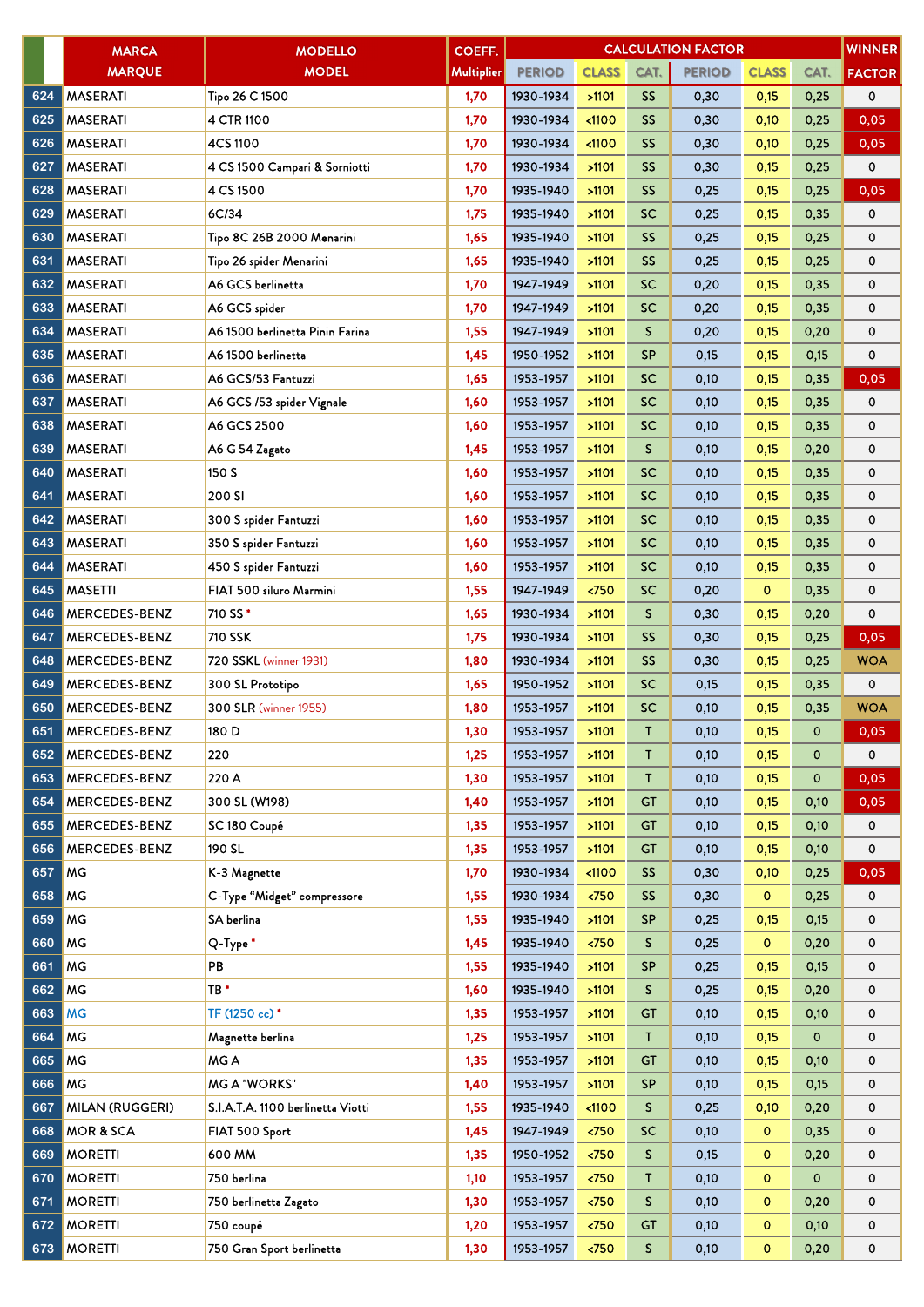| | MARCA MARQUE | MODELLO MODEL | COEFF. Multiplier | CALCULATION FACTOR | | | | | | WINNER FACTOR |
|---|---|---|---|---|---|---|---|---|---|---|
| | | | | PERIOD | CLASS | CAT. | PERIOD | CLASS | CAT. | |
| 624 | MASERATI | Tipo 26 C 1500 | 1,70 | 1930-1934 | >1101 | SS | 0,30 | 0,15 | 0,25 | 0 |
| 625 | MASERATI | 4 CTR 1100 | 1,70 | 1930-1934 | <1100 | SS | 0,30 | 0,10 | 0,25 | 0,05 |
| 626 | MASERATI | 4CS 1100 | 1,70 | 1930-1934 | <1100 | SS | 0,30 | 0,10 | 0,25 | 0,05 |
| 627 | MASERATI | 4 CS 1500 Campari & Sorniotti | 1,70 | 1930-1934 | >1101 | SS | 0,30 | 0,15 | 0,25 | 0 |
| 628 | MASERATI | 4 CS 1500 | 1,70 | 1935-1940 | >1101 | SS | 0,25 | 0,15 | 0,25 | 0,05 |
| 629 | MASERATI | 6C/34 | 1,75 | 1935-1940 | >1101 | SC | 0,25 | 0,15 | 0,35 | 0 |
| 630 | MASERATI | Tipo 8C 26B 2000 Menarini | 1,65 | 1935-1940 | >1101 | SS | 0,25 | 0,15 | 0,25 | 0 |
| 631 | MASERATI | Tipo 26 spider Menarini | 1,65 | 1935-1940 | >1101 | SS | 0,25 | 0,15 | 0,25 | 0 |
| 632 | MASERATI | A6 GCS berlinetta | 1,70 | 1947-1949 | >1101 | SC | 0,20 | 0,15 | 0,35 | 0 |
| 633 | MASERATI | A6 GCS spider | 1,70 | 1947-1949 | >1101 | SC | 0,20 | 0,15 | 0,35 | 0 |
| 634 | MASERATI | A6 1500 berlinetta Pinin Farina | 1,55 | 1947-1949 | >1101 | S | 0,20 | 0,15 | 0,20 | 0 |
| 635 | MASERATI | A6 1500 berlinetta | 1,45 | 1950-1952 | >1101 | SP | 0,15 | 0,15 | 0,15 | 0 |
| 636 | MASERATI | A6 GCS/53 Fantuzzi | 1,65 | 1953-1957 | >1101 | SC | 0,10 | 0,15 | 0,35 | 0,05 |
| 637 | MASERATI | A6 GCS /53 spider Vignale | 1,60 | 1953-1957 | >1101 | SC | 0,10 | 0,15 | 0,35 | 0 |
| 638 | MASERATI | A6 GCS 2500 | 1,60 | 1953-1957 | >1101 | SC | 0,10 | 0,15 | 0,35 | 0 |
| 639 | MASERATI | A6 G 54 Zagato | 1,45 | 1953-1957 | >1101 | S | 0,10 | 0,15 | 0,20 | 0 |
| 640 | MASERATI | 150 S | 1,60 | 1953-1957 | >1101 | SC | 0,10 | 0,15 | 0,35 | 0 |
| 641 | MASERATI | 200 SI | 1,60 | 1953-1957 | >1101 | SC | 0,10 | 0,15 | 0,35 | 0 |
| 642 | MASERATI | 300 S spider Fantuzzi | 1,60 | 1953-1957 | >1101 | SC | 0,10 | 0,15 | 0,35 | 0 |
| 643 | MASERATI | 350 S spider Fantuzzi | 1,60 | 1953-1957 | >1101 | SC | 0,10 | 0,15 | 0,35 | 0 |
| 644 | MASERATI | 450 S spider Fantuzzi | 1,60 | 1953-1957 | >1101 | SC | 0,10 | 0,15 | 0,35 | 0 |
| 645 | MASETTI | FIAT 500 siluro Marmini | 1,55 | 1947-1949 | <750 | SC | 0,20 | 0 | 0,35 | 0 |
| 646 | MERCEDES-BENZ | 710 SS * | 1,65 | 1930-1934 | >1101 | S | 0,30 | 0,15 | 0,20 | 0 |
| 647 | MERCEDES-BENZ | 710 SSK | 1,75 | 1930-1934 | >1101 | SS | 0,30 | 0,15 | 0,25 | 0,05 |
| 648 | MERCEDES-BENZ | 720 SSKL (winner 1931) | 1,80 | 1930-1934 | >1101 | SS | 0,30 | 0,15 | 0,25 | WOA |
| 649 | MERCEDES-BENZ | 300 SL Prototipo | 1,65 | 1950-1952 | >1101 | SC | 0,15 | 0,15 | 0,35 | 0 |
| 650 | MERCEDES-BENZ | 300 SLR (winner 1955) | 1,80 | 1953-1957 | >1101 | SC | 0,10 | 0,15 | 0,35 | WOA |
| 651 | MERCEDES-BENZ | 180 D | 1,30 | 1953-1957 | >1101 | T | 0,10 | 0,15 | 0 | 0,05 |
| 652 | MERCEDES-BENZ | 220 | 1,25 | 1953-1957 | >1101 | T | 0,10 | 0,15 | 0 | 0 |
| 653 | MERCEDES-BENZ | 220 A | 1,30 | 1953-1957 | >1101 | T | 0,10 | 0,15 | 0 | 0,05 |
| 654 | MERCEDES-BENZ | 300 SL (W198) | 1,40 | 1953-1957 | >1101 | GT | 0,10 | 0,15 | 0,10 | 0,05 |
| 655 | MERCEDES-BENZ | SC 180 Coupé | 1,35 | 1953-1957 | >1101 | GT | 0,10 | 0,15 | 0,10 | 0 |
| 656 | MERCEDES-BENZ | 190 SL | 1,35 | 1953-1957 | >1101 | GT | 0,10 | 0,15 | 0,10 | 0 |
| 657 | MG | K-3 Magnette | 1,70 | 1930-1934 | <1100 | SS | 0,30 | 0,10 | 0,25 | 0,05 |
| 658 | MG | C-Type "Midget" compressore | 1,55 | 1930-1934 | <750 | SS | 0,30 | 0 | 0,25 | 0 |
| 659 | MG | SA berlina | 1,55 | 1935-1940 | >1101 | SP | 0,25 | 0,15 | 0,15 | 0 |
| 660 | MG | Q-Type * | 1,45 | 1935-1940 | <750 | S | 0,25 | 0 | 0,20 | 0 |
| 661 | MG | PB | 1,55 | 1935-1940 | >1101 | SP | 0,25 | 0,15 | 0,15 | 0 |
| 662 | MG | TB * | 1,60 | 1935-1940 | >1101 | S | 0,25 | 0,15 | 0,20 | 0 |
| 663 | MG | TF (1250 cc) * | 1,35 | 1953-1957 | >1101 | GT | 0,10 | 0,15 | 0,10 | 0 |
| 664 | MG | Magnette berlina | 1,25 | 1953-1957 | >1101 | T | 0,10 | 0,15 | 0 | 0 |
| 665 | MG | MG A | 1,35 | 1953-1957 | >1101 | GT | 0,10 | 0,15 | 0,10 | 0 |
| 666 | MG | MG A "WORKS" | 1,40 | 1953-1957 | >1101 | SP | 0,10 | 0,15 | 0,15 | 0 |
| 667 | MILAN (RUGGERI) | S.I.A.T.A. 1100 berlinetta Viotti | 1,55 | 1935-1940 | <1100 | S | 0,25 | 0,10 | 0,20 | 0 |
| 668 | MOR & SCA | FIAT 500 Sport | 1,45 | 1947-1949 | <750 | SC | 0,10 | 0 | 0,35 | 0 |
| 669 | MORETTI | 600 MM | 1,35 | 1950-1952 | <750 | S | 0,15 | 0 | 0,20 | 0 |
| 670 | MORETTI | 750 berlina | 1,10 | 1953-1957 | <750 | T | 0,10 | 0 | 0 | 0 |
| 671 | MORETTI | 750 berlinetta Zagato | 1,30 | 1953-1957 | <750 | S | 0,10 | 0 | 0,20 | 0 |
| 672 | MORETTI | 750 coupé | 1,20 | 1953-1957 | <750 | GT | 0,10 | 0 | 0,10 | 0 |
| 673 | MORETTI | 750 Gran Sport berlinetta | 1,30 | 1953-1957 | <750 | S | 0,10 | 0 | 0,20 | 0 |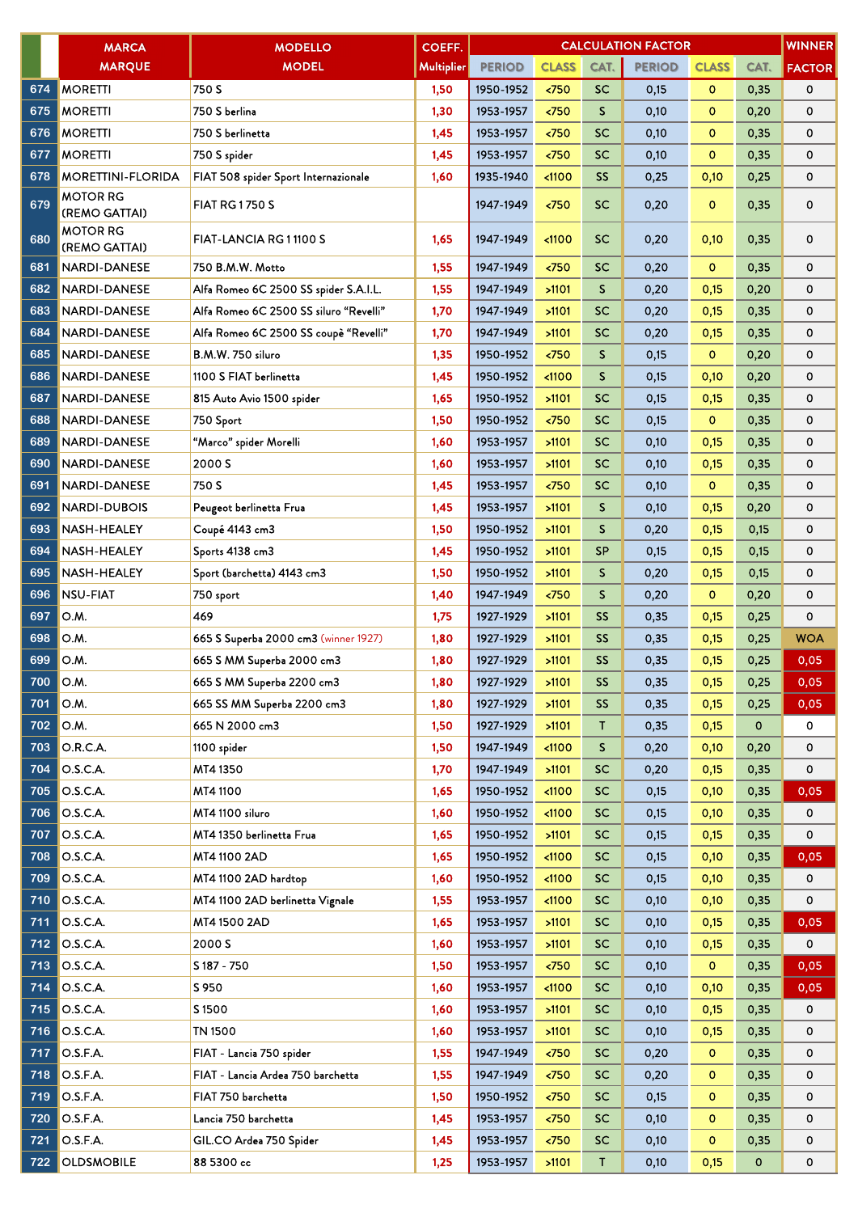| | MARCA MARQUE | MODELLO MODEL | COEFF. Multiplier | CALCULATION FACTOR | | | | | | WINNER |
|---|---|---|---|---|---|---|---|---|---|---|
| | | | | PERIOD | CLASS | CAT. | PERIOD | CLASS | CAT. | FACTOR |
| 674 | MORETTI | 750 S | 1,50 | 1950-1952 | <750 | SC | 0,15 | 0 | 0,35 | 0 |
| 675 | MORETTI | 750 S berlina | 1,30 | 1953-1957 | <750 | S | 0,10 | 0 | 0,20 | 0 |
| 676 | MORETTI | 750 S berlinetta | 1,45 | 1953-1957 | <750 | SC | 0,10 | 0 | 0,35 | 0 |
| 677 | MORETTI | 750 S spider | 1,45 | 1953-1957 | <750 | SC | 0,10 | 0 | 0,35 | 0 |
| 678 | MORETTINI-FLORIDA | FIAT 508 spider Sport Internazionale | 1,60 | 1935-1940 | <1100 | SS | 0,25 | 0,10 | 0,25 | 0 |
| 679 | MOTOR RG (REMO GATTAI) | FIAT RG 1 750 S | | 1947-1949 | <750 | SC | 0,20 | 0 | 0,35 | 0 |
| 680 | MOTOR RG (REMO GATTAI) | FIAT-LANCIA RG 1 1100 S | 1,65 | 1947-1949 | <1100 | SC | 0,20 | 0,10 | 0,35 | 0 |
| 681 | NARDI-DANESE | 750 B.M.W. Motto | 1,55 | 1947-1949 | <750 | SC | 0,20 | 0 | 0,35 | 0 |
| 682 | NARDI-DANESE | Alfa Romeo 6C 2500 SS spider S.A.I.L. | 1,55 | 1947-1949 | >1101 | S | 0,20 | 0,15 | 0,20 | 0 |
| 683 | NARDI-DANESE | Alfa Romeo 6C 2500 SS siluro “Revelli” | 1,70 | 1947-1949 | >1101 | SC | 0,20 | 0,15 | 0,35 | 0 |
| 684 | NARDI-DANESE | Alfa Romeo 6C 2500 SS coupè “Revelli” | 1,70 | 1947-1949 | >1101 | SC | 0,20 | 0,15 | 0,35 | 0 |
| 685 | NARDI-DANESE | B.M.W. 750 siluro | 1,35 | 1950-1952 | <750 | S | 0,15 | 0 | 0,20 | 0 |
| 686 | NARDI-DANESE | 1100 S FIAT berlinetta | 1,45 | 1950-1952 | <1100 | S | 0,15 | 0,10 | 0,20 | 0 |
| 687 | NARDI-DANESE | 815 Auto Avio 1500 spider | 1,65 | 1950-1952 | >1101 | SC | 0,15 | 0,15 | 0,35 | 0 |
| 688 | NARDI-DANESE | 750 Sport | 1,50 | 1950-1952 | <750 | SC | 0,15 | 0 | 0,35 | 0 |
| 689 | NARDI-DANESE | “Marco” spider Morelli | 1,60 | 1953-1957 | >1101 | SC | 0,10 | 0,15 | 0,35 | 0 |
| 690 | NARDI-DANESE | 2000 S | 1,60 | 1953-1957 | >1101 | SC | 0,10 | 0,15 | 0,35 | 0 |
| 691 | NARDI-DANESE | 750 S | 1,45 | 1953-1957 | <750 | SC | 0,10 | 0 | 0,35 | 0 |
| 692 | NARDI-DUBOIS | Peugeot berlinetta Frua | 1,45 | 1953-1957 | >1101 | S | 0,10 | 0,15 | 0,20 | 0 |
| 693 | NASH-HEALEY | Coupé 4143 cm3 | 1,50 | 1950-1952 | >1101 | S | 0,20 | 0,15 | 0,15 | 0 |
| 694 | NASH-HEALEY | Sports 4138 cm3 | 1,45 | 1950-1952 | >1101 | SP | 0,15 | 0,15 | 0,15 | 0 |
| 695 | NASH-HEALEY | Sport (barchetta) 4143 cm3 | 1,50 | 1950-1952 | >1101 | S | 0,20 | 0,15 | 0,15 | 0 |
| 696 | NSU-FIAT | 750 sport | 1,40 | 1947-1949 | <750 | S | 0,20 | 0 | 0,20 | 0 |
| 697 | O.M. | 469 | 1,75 | 1927-1929 | >1101 | SS | 0,35 | 0,15 | 0,25 | 0 |
| 698 | O.M. | 665 S Superba 2000 cm3 (winner 1927) | 1,80 | 1927-1929 | >1101 | SS | 0,35 | 0,15 | 0,25 | WOA |
| 699 | O.M. | 665 S MM Superba 2000 cm3 | 1,80 | 1927-1929 | >1101 | SS | 0,35 | 0,15 | 0,25 | 0,05 |
| 700 | O.M. | 665 S MM Superba 2200 cm3 | 1,80 | 1927-1929 | >1101 | SS | 0,35 | 0,15 | 0,25 | 0,05 |
| 701 | O.M. | 665 SS MM Superba 2200 cm3 | 1,80 | 1927-1929 | >1101 | SS | 0,35 | 0,15 | 0,25 | 0,05 |
| 702 | O.M. | 665 N 2000 cm3 | 1,50 | 1927-1929 | >1101 | T | 0,35 | 0,15 | 0 | 0 |
| 703 | O.R.C.A. | 1100 spider | 1,50 | 1947-1949 | <1100 | S | 0,20 | 0,10 | 0,20 | 0 |
| 704 | O.S.C.A. | MT4 1350 | 1,70 | 1947-1949 | >1101 | SC | 0,20 | 0,15 | 0,35 | 0 |
| 705 | O.S.C.A. | MT4 1100 | 1,65 | 1950-1952 | <1100 | SC | 0,15 | 0,10 | 0,35 | 0,05 |
| 706 | O.S.C.A. | MT4 1100 siluro | 1,60 | 1950-1952 | <1100 | SC | 0,15 | 0,10 | 0,35 | 0 |
| 707 | O.S.C.A. | MT4 1350 berlinetta Frua | 1,65 | 1950-1952 | >1101 | SC | 0,15 | 0,15 | 0,35 | 0 |
| 708 | O.S.C.A. | MT4 1100 2AD | 1,65 | 1950-1952 | <1100 | SC | 0,15 | 0,10 | 0,35 | 0,05 |
| 709 | O.S.C.A. | MT4 1100 2AD hardtop | 1,60 | 1950-1952 | <1100 | SC | 0,15 | 0,10 | 0,35 | 0 |
| 710 | O.S.C.A. | MT4 1100 2AD berlinetta Vignale | 1,55 | 1953-1957 | <1100 | SC | 0,10 | 0,10 | 0,35 | 0 |
| 711 | O.S.C.A. | MT4 1500 2AD | 1,65 | 1953-1957 | >1101 | SC | 0,10 | 0,15 | 0,35 | 0,05 |
| 712 | O.S.C.A. | 2000 S | 1,60 | 1953-1957 | >1101 | SC | 0,10 | 0,15 | 0,35 | 0 |
| 713 | O.S.C.A. | S 187 - 750 | 1,50 | 1953-1957 | <750 | SC | 0,10 | 0 | 0,35 | 0,05 |
| 714 | O.S.C.A. | S 950 | 1,60 | 1953-1957 | <1100 | SC | 0,10 | 0,10 | 0,35 | 0,05 |
| 715 | O.S.C.A. | S 1500 | 1,60 | 1953-1957 | >1101 | SC | 0,10 | 0,15 | 0,35 | 0 |
| 716 | O.S.C.A. | TN 1500 | 1,60 | 1953-1957 | >1101 | SC | 0,10 | 0,15 | 0,35 | 0 |
| 717 | O.S.F.A. | FIAT - Lancia 750 spider | 1,55 | 1947-1949 | <750 | SC | 0,20 | 0 | 0,35 | 0 |
| 718 | O.S.F.A. | FIAT - Lancia Ardea 750 barchetta | 1,55 | 1947-1949 | <750 | SC | 0,20 | 0 | 0,35 | 0 |
| 719 | O.S.F.A. | FIAT 750 barchetta | 1,50 | 1950-1952 | <750 | SC | 0,15 | 0 | 0,35 | 0 |
| 720 | O.S.F.A. | Lancia 750 barchetta | 1,45 | 1953-1957 | <750 | SC | 0,10 | 0 | 0,35 | 0 |
| 721 | O.S.F.A. | GIL.CO Ardea 750 Spider | 1,45 | 1953-1957 | <750 | SC | 0,10 | 0 | 0,35 | 0 |
| 722 | OLDSMOBILE | 88 5300 cc | 1,25 | 1953-1957 | >1101 | T | 0,10 | 0,15 | 0 | 0 |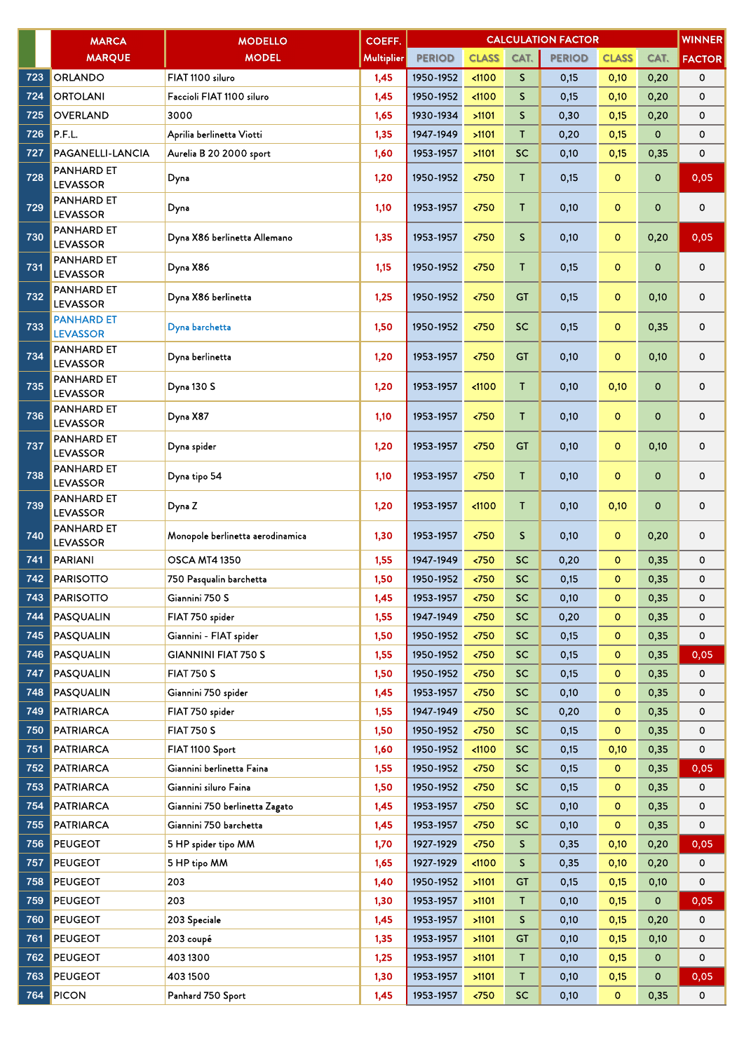| | MARCA MARQUE | MODELLO MODEL | COEFF. Multiplier | CALCULATION FACTOR | | | | | | WINNER FACTOR |
|---|---|---|---|---|---|---|---|---|---|---|
| | | | | PERIOD | CLASS | CAT. | PERIOD | CLASS | CAT. | |
| 723 | ORLANDO | FIAT 1100 siluro | 1,45 | 1950-1952 | <1100 | S | 0,15 | 0,10 | 0,20 | 0 |
| 724 | ORTOLANI | Faccioli FIAT 1100 siluro | 1,45 | 1950-1952 | <1100 | S | 0,15 | 0,10 | 0,20 | 0 |
| 725 | OVERLAND | 3000 | 1,65 | 1930-1934 | >1101 | S | 0,30 | 0,15 | 0,20 | 0 |
| 726 | P.F.L. | Aprilia berlinetta Viotti | 1,35 | 1947-1949 | >1101 | T | 0,20 | 0,15 | 0 | 0 |
| 727 | PAGANELLI-LANCIA | Aurelia B 20 2000 sport | 1,60 | 1953-1957 | >1101 | SC | 0,10 | 0,15 | 0,35 | 0 |
| 728 | PANHARD ET LEVASSOR | Dyna | 1,20 | 1950-1952 | <750 | T | 0,15 | 0 | 0 | 0,05 |
| 729 | PANHARD ET LEVASSOR | Dyna | 1,10 | 1953-1957 | <750 | T | 0,10 | 0 | 0 | 0 |
| 730 | PANHARD ET LEVASSOR | Dyna X86 berlinetta Allemano | 1,35 | 1953-1957 | <750 | S | 0,10 | 0 | 0,20 | 0,05 |
| 731 | PANHARD ET LEVASSOR | Dyna X86 | 1,15 | 1950-1952 | <750 | T | 0,15 | 0 | 0 | 0 |
| 732 | PANHARD ET LEVASSOR | Dyna X86 berlinetta | 1,25 | 1950-1952 | <750 | GT | 0,15 | 0 | 0,10 | 0 |
| 733 | PANHARD ET LEVASSOR | Dyna barchetta | 1,50 | 1950-1952 | <750 | SC | 0,15 | 0 | 0,35 | 0 |
| 734 | PANHARD ET LEVASSOR | Dyna berlinetta | 1,20 | 1953-1957 | <750 | GT | 0,10 | 0 | 0,10 | 0 |
| 735 | PANHARD ET LEVASSOR | Dyna 130 S | 1,20 | 1953-1957 | <1100 | T | 0,10 | 0,10 | 0 | 0 |
| 736 | PANHARD ET LEVASSOR | Dyna X87 | 1,10 | 1953-1957 | <750 | T | 0,10 | 0 | 0 | 0 |
| 737 | PANHARD ET LEVASSOR | Dyna spider | 1,20 | 1953-1957 | <750 | GT | 0,10 | 0 | 0,10 | 0 |
| 738 | PANHARD ET LEVASSOR | Dyna tipo 54 | 1,10 | 1953-1957 | <750 | T | 0,10 | 0 | 0 | 0 |
| 739 | PANHARD ET LEVASSOR | Dyna Z | 1,20 | 1953-1957 | <1100 | T | 0,10 | 0,10 | 0 | 0 |
| 740 | PANHARD ET LEVASSOR | Monopole berlinetta aerodinamica | 1,30 | 1953-1957 | <750 | S | 0,10 | 0 | 0,20 | 0 |
| 741 | PARIANI | OSCA MT4 1350 | 1,55 | 1947-1949 | <750 | SC | 0,20 | 0 | 0,35 | 0 |
| 742 | PARISOTTO | 750 Pasqualin barchetta | 1,50 | 1950-1952 | <750 | SC | 0,15 | 0 | 0,35 | 0 |
| 743 | PARISOTTO | Giannini 750 S | 1,45 | 1953-1957 | <750 | SC | 0,10 | 0 | 0,35 | 0 |
| 744 | PASQUALIN | FIAT 750 spider | 1,55 | 1947-1949 | <750 | SC | 0,20 | 0 | 0,35 | 0 |
| 745 | PASQUALIN | Giannini - FIAT spider | 1,50 | 1950-1952 | <750 | SC | 0,15 | 0 | 0,35 | 0 |
| 746 | PASQUALIN | GIANNINI FIAT 750 S | 1,55 | 1950-1952 | <750 | SC | 0,15 | 0 | 0,35 | 0,05 |
| 747 | PASQUALIN | FIAT 750 S | 1,50 | 1950-1952 | <750 | SC | 0,15 | 0 | 0,35 | 0 |
| 748 | PASQUALIN | Giannini 750 spider | 1,45 | 1953-1957 | <750 | SC | 0,10 | 0 | 0,35 | 0 |
| 749 | PATRIARCA | FIAT 750 spider | 1,55 | 1947-1949 | <750 | SC | 0,20 | 0 | 0,35 | 0 |
| 750 | PATRIARCA | FIAT 750 S | 1,50 | 1950-1952 | <750 | SC | 0,15 | 0 | 0,35 | 0 |
| 751 | PATRIARCA | FIAT 1100 Sport | 1,60 | 1950-1952 | <1100 | SC | 0,15 | 0,10 | 0,35 | 0 |
| 752 | PATRIARCA | Giannini berlinetta Faina | 1,55 | 1950-1952 | <750 | SC | 0,15 | 0 | 0,35 | 0,05 |
| 753 | PATRIARCA | Giannini siluro Faina | 1,50 | 1950-1952 | <750 | SC | 0,15 | 0 | 0,35 | 0 |
| 754 | PATRIARCA | Giannini 750 berlinetta Zagato | 1,45 | 1953-1957 | <750 | SC | 0,10 | 0 | 0,35 | 0 |
| 755 | PATRIARCA | Giannini 750 barchetta | 1,45 | 1953-1957 | <750 | SC | 0,10 | 0 | 0,35 | 0 |
| 756 | PEUGEOT | 5 HP spider tipo MM | 1,70 | 1927-1929 | <750 | S | 0,35 | 0,10 | 0,20 | 0,05 |
| 757 | PEUGEOT | 5 HP tipo MM | 1,65 | 1927-1929 | <1100 | S | 0,35 | 0,10 | 0,20 | 0 |
| 758 | PEUGEOT | 203 | 1,40 | 1950-1952 | >1101 | GT | 0,15 | 0,15 | 0,10 | 0 |
| 759 | PEUGEOT | 203 | 1,30 | 1953-1957 | >1101 | T | 0,10 | 0,15 | 0 | 0,05 |
| 760 | PEUGEOT | 203 Speciale | 1,45 | 1953-1957 | >1101 | S | 0,10 | 0,15 | 0,20 | 0 |
| 761 | PEUGEOT | 203 coupé | 1,35 | 1953-1957 | >1101 | GT | 0,10 | 0,15 | 0,10 | 0 |
| 762 | PEUGEOT | 403 1300 | 1,25 | 1953-1957 | >1101 | T | 0,10 | 0,15 | 0 | 0 |
| 763 | PEUGEOT | 403 1500 | 1,30 | 1953-1957 | >1101 | T | 0,10 | 0,15 | 0 | 0,05 |
| 764 | PICON | Panhard 750 Sport | 1,45 | 1953-1957 | <750 | SC | 0,10 | 0 | 0,35 | 0 |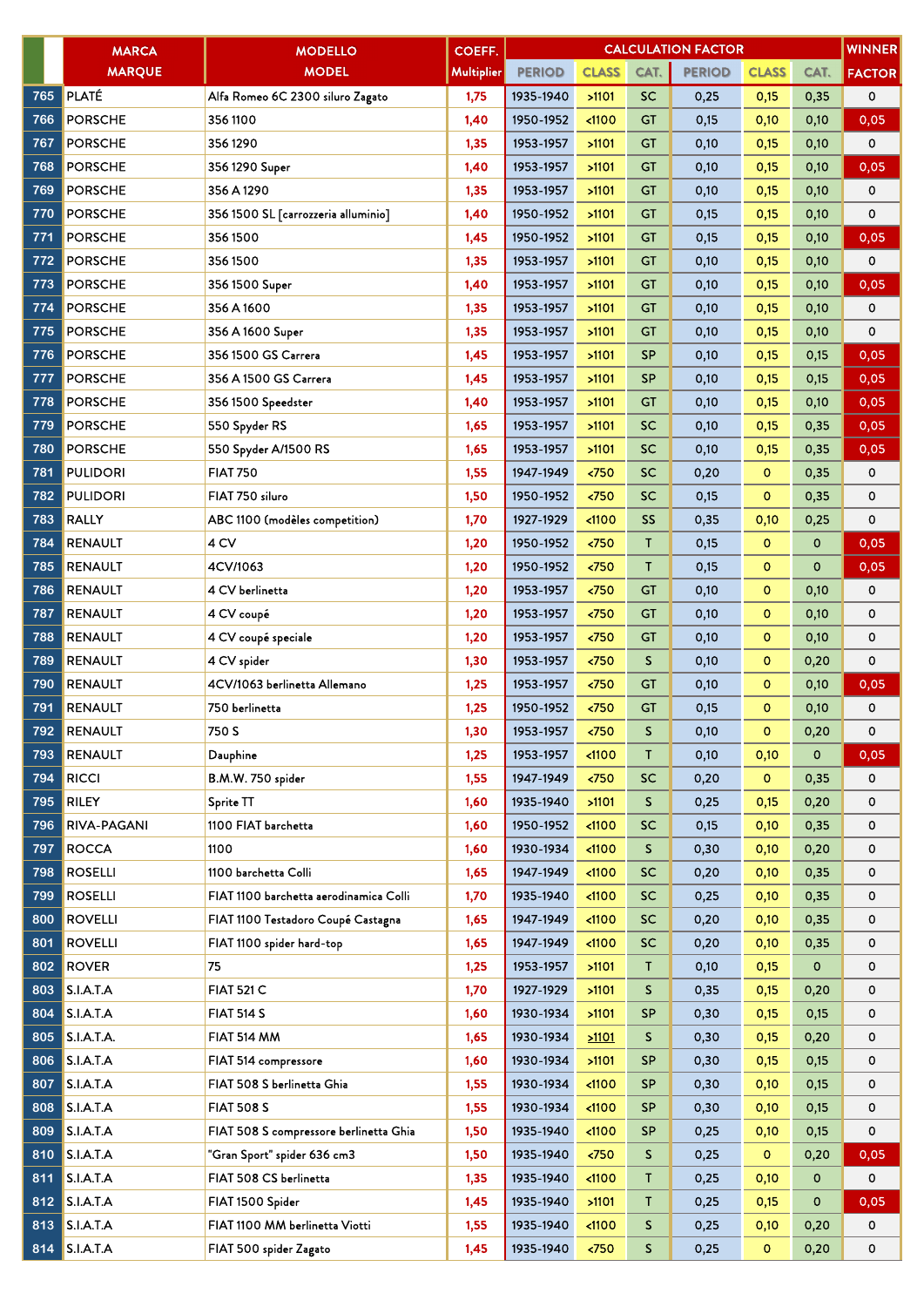| | MARCA MARQUE | MODELLO MODEL | COEFF. Multiplier | CALCULATION FACTOR | | | | | | WINNER FACTOR |
|---|---|---|---|---|---|---|---|---|---|---|
| | | | | PERIOD | CLASS | CAT. | PERIOD | CLASS | CAT. | |
| 765 | PLATÉ | Alfa Romeo 6C 2300 siluro Zagato | 1,75 | 1935-1940 | >1101 | SC | 0,25 | 0,15 | 0,35 | 0 |
| 766 | PORSCHE | 356 1100 | 1,40 | 1950-1952 | <1100 | GT | 0,15 | 0,10 | 0,10 | 0,05 |
| 767 | PORSCHE | 356 1290 | 1,35 | 1953-1957 | >1101 | GT | 0,10 | 0,15 | 0,10 | 0 |
| 768 | PORSCHE | 356 1290 Super | 1,40 | 1953-1957 | >1101 | GT | 0,10 | 0,15 | 0,10 | 0,05 |
| 769 | PORSCHE | 356 A 1290 | 1,35 | 1953-1957 | >1101 | GT | 0,10 | 0,15 | 0,10 | 0 |
| 770 | PORSCHE | 356 1500 SL [carrozzeria alluminio] | 1,40 | 1950-1952 | >1101 | GT | 0,15 | 0,15 | 0,10 | 0 |
| 771 | PORSCHE | 356 1500 | 1,45 | 1950-1952 | >1101 | GT | 0,15 | 0,15 | 0,10 | 0,05 |
| 772 | PORSCHE | 356 1500 | 1,35 | 1953-1957 | >1101 | GT | 0,10 | 0,15 | 0,10 | 0 |
| 773 | PORSCHE | 356 1500 Super | 1,40 | 1953-1957 | >1101 | GT | 0,10 | 0,15 | 0,10 | 0,05 |
| 774 | PORSCHE | 356 A 1600 | 1,35 | 1953-1957 | >1101 | GT | 0,10 | 0,15 | 0,10 | 0 |
| 775 | PORSCHE | 356 A 1600 Super | 1,35 | 1953-1957 | >1101 | GT | 0,10 | 0,15 | 0,10 | 0 |
| 776 | PORSCHE | 356 1500 GS Carrera | 1,45 | 1953-1957 | >1101 | SP | 0,10 | 0,15 | 0,15 | 0,05 |
| 777 | PORSCHE | 356 A 1500 GS Carrera | 1,45 | 1953-1957 | >1101 | SP | 0,10 | 0,15 | 0,15 | 0,05 |
| 778 | PORSCHE | 356 1500 Speedster | 1,40 | 1953-1957 | >1101 | GT | 0,10 | 0,15 | 0,10 | 0,05 |
| 779 | PORSCHE | 550 Spyder RS | 1,65 | 1953-1957 | >1101 | SC | 0,10 | 0,15 | 0,35 | 0,05 |
| 780 | PORSCHE | 550 Spyder A/1500 RS | 1,65 | 1953-1957 | >1101 | SC | 0,10 | 0,15 | 0,35 | 0,05 |
| 781 | PULIDORI | FIAT 750 | 1,55 | 1947-1949 | <750 | SC | 0,20 | 0 | 0,35 | 0 |
| 782 | PULIDORI | FIAT 750 siluro | 1,50 | 1950-1952 | <750 | SC | 0,15 | 0 | 0,35 | 0 |
| 783 | RALLY | ABC 1100 (modèles competition) | 1,70 | 1927-1929 | <1100 | SS | 0,35 | 0,10 | 0,25 | 0 |
| 784 | RENAULT | 4 CV | 1,20 | 1950-1952 | <750 | T | 0,15 | 0 | 0 | 0,05 |
| 785 | RENAULT | 4CV/1063 | 1,20 | 1950-1952 | <750 | T | 0,15 | 0 | 0 | 0,05 |
| 786 | RENAULT | 4 CV berlinetta | 1,20 | 1953-1957 | <750 | GT | 0,10 | 0 | 0,10 | 0 |
| 787 | RENAULT | 4 CV coupé | 1,20 | 1953-1957 | <750 | GT | 0,10 | 0 | 0,10 | 0 |
| 788 | RENAULT | 4 CV coupé speciale | 1,20 | 1953-1957 | <750 | GT | 0,10 | 0 | 0,10 | 0 |
| 789 | RENAULT | 4 CV spider | 1,30 | 1953-1957 | <750 | S | 0,10 | 0 | 0,20 | 0 |
| 790 | RENAULT | 4CV/1063 berlinetta Allemano | 1,25 | 1953-1957 | <750 | GT | 0,10 | 0 | 0,10 | 0,05 |
| 791 | RENAULT | 750 berlinetta | 1,25 | 1950-1952 | <750 | GT | 0,15 | 0 | 0,10 | 0 |
| 792 | RENAULT | 750 S | 1,30 | 1953-1957 | <750 | S | 0,10 | 0 | 0,20 | 0 |
| 793 | RENAULT | Dauphine | 1,25 | 1953-1957 | <1100 | T | 0,10 | 0,10 | 0 | 0,05 |
| 794 | RICCI | B.M.W. 750 spider | 1,55 | 1947-1949 | <750 | SC | 0,20 | 0 | 0,35 | 0 |
| 795 | RILEY | Sprite TT | 1,60 | 1935-1940 | >1101 | S | 0,25 | 0,15 | 0,20 | 0 |
| 796 | RIVA-PAGANI | 1100 FIAT barchetta | 1,60 | 1950-1952 | <1100 | SC | 0,15 | 0,10 | 0,35 | 0 |
| 797 | ROCCA | 1100 | 1,60 | 1930-1934 | <1100 | S | 0,30 | 0,10 | 0,20 | 0 |
| 798 | ROSELLI | 1100 barchetta Colli | 1,65 | 1947-1949 | <1100 | SC | 0,20 | 0,10 | 0,35 | 0 |
| 799 | ROSELLI | FIAT 1100 barchetta aerodinamica Colli | 1,70 | 1935-1940 | <1100 | SC | 0,25 | 0,10 | 0,35 | 0 |
| 800 | ROVELLI | FIAT 1100 Testadoro Coupé Castagna | 1,65 | 1947-1949 | <1100 | SC | 0,20 | 0,10 | 0,35 | 0 |
| 801 | ROVELLI | FIAT 1100 spider hard-top | 1,65 | 1947-1949 | <1100 | SC | 0,20 | 0,10 | 0,35 | 0 |
| 802 | ROVER | 75 | 1,25 | 1953-1957 | >1101 | T | 0,10 | 0,15 | 0 | 0 |
| 803 | S.I.A.T.A | FIAT 521 C | 1,70 | 1927-1929 | >1101 | S | 0,35 | 0,15 | 0,20 | 0 |
| 804 | S.I.A.T.A | FIAT 514 S | 1,60 | 1930-1934 | >1101 | SP | 0,30 | 0,15 | 0,15 | 0 |
| 805 | S.I.A.T.A. | FIAT 514 MM | 1,65 | 1930-1934 | >1101 | S | 0,30 | 0,15 | 0,20 | 0 |
| 806 | S.I.A.T.A | FIAT 514 compressore | 1,60 | 1930-1934 | >1101 | SP | 0,30 | 0,15 | 0,15 | 0 |
| 807 | S.I.A.T.A | FIAT 508 S berlinetta Ghia | 1,55 | 1930-1934 | <1100 | SP | 0,30 | 0,10 | 0,15 | 0 |
| 808 | S.I.A.T.A | FIAT 508 S | 1,55 | 1930-1934 | <1100 | SP | 0,30 | 0,10 | 0,15 | 0 |
| 809 | S.I.A.T.A | FIAT 508 S compressore berlinetta Ghia | 1,50 | 1935-1940 | <1100 | SP | 0,25 | 0,10 | 0,15 | 0 |
| 810 | S.I.A.T.A | "Gran Sport" spider 636 cm3 | 1,50 | 1935-1940 | <750 | S | 0,25 | 0 | 0,20 | 0,05 |
| 811 | S.I.A.T.A | FIAT 508 CS berlinetta | 1,35 | 1935-1940 | <1100 | T | 0,25 | 0,10 | 0 | 0 |
| 812 | S.I.A.T.A | FIAT 1500 Spider | 1,45 | 1935-1940 | >1101 | T | 0,25 | 0,15 | 0 | 0,05 |
| 813 | S.I.A.T.A | FIAT 1100 MM berlinetta Viotti | 1,55 | 1935-1940 | <1100 | S | 0,25 | 0,10 | 0,20 | 0 |
| 814 | S.I.A.T.A | FIAT 500 spider Zagato | 1,45 | 1935-1940 | <750 | S | 0,25 | 0 | 0,20 | 0 |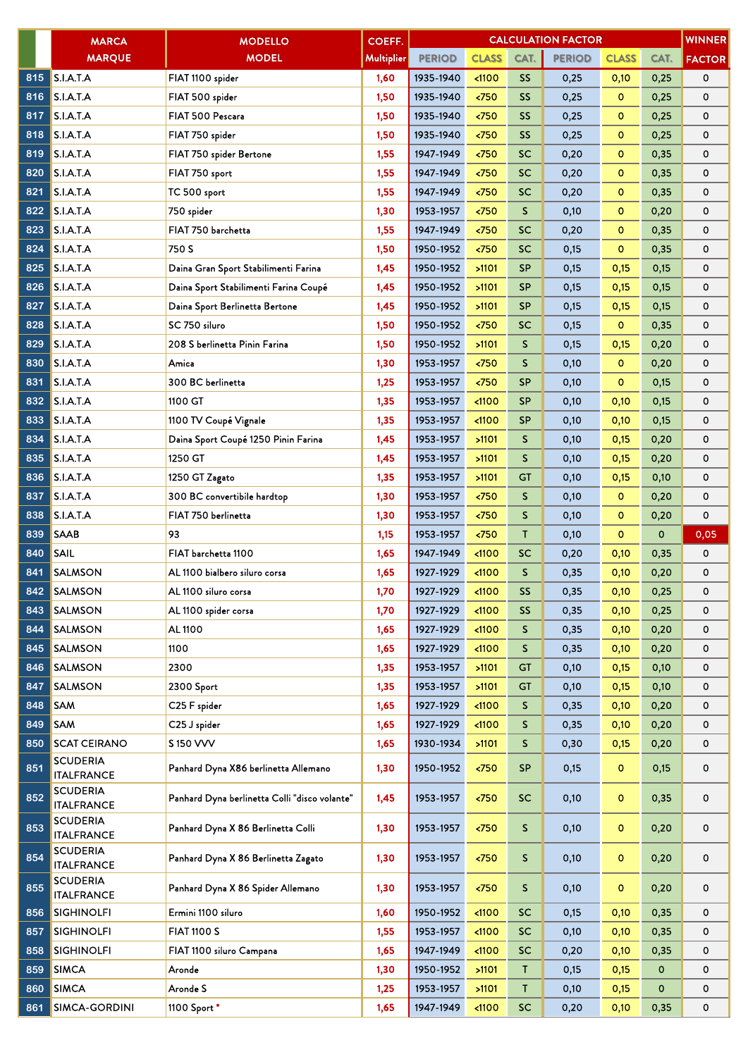| | MARCA MARQUE | MODELLO MODEL | COEFF. Multiplier | CALCULATION FACTOR | | | | | | WINNER FACTOR |
|---|---|---|---|---|---|---|---|---|---|---|
| | | | | PERIOD | CLASS | CAT. | PERIOD | CLASS | CAT. | |
| 815 | S.I.A.T.A | FIAT 1100 spider | 1,60 | 1935-1940 | <1100 | SS | 0,25 | 0,10 | 0,25 | 0 |
| 816 | S.I.A.T.A | FIAT 500 spider | 1,50 | 1935-1940 | <750 | SS | 0,25 | 0 | 0,25 | 0 |
| 817 | S.I.A.T.A | FIAT 500 Pescara | 1,50 | 1935-1940 | <750 | SS | 0,25 | 0 | 0,25 | 0 |
| 818 | S.I.A.T.A | FIAT 750 spider | 1,50 | 1935-1940 | <750 | SS | 0,25 | 0 | 0,25 | 0 |
| 819 | S.I.A.T.A | FIAT 750 spider Bertone | 1,55 | 1947-1949 | <750 | SC | 0,20 | 0 | 0,35 | 0 |
| 820 | S.I.A.T.A | FIAT 750 sport | 1,55 | 1947-1949 | <750 | SC | 0,20 | 0 | 0,35 | 0 |
| 821 | S.I.A.T.A | TC 500 sport | 1,55 | 1947-1949 | <750 | SC | 0,20 | 0 | 0,35 | 0 |
| 822 | S.I.A.T.A | 750 spider | 1,30 | 1953-1957 | <750 | S | 0,10 | 0 | 0,20 | 0 |
| 823 | S.I.A.T.A | FIAT 750 barchetta | 1,55 | 1947-1949 | <750 | SC | 0,20 | 0 | 0,35 | 0 |
| 824 | S.I.A.T.A | 750 S | 1,50 | 1950-1952 | <750 | SC | 0,15 | 0 | 0,35 | 0 |
| 825 | S.I.A.T.A | Daina Gran Sport Stabilimenti Farina | 1,45 | 1950-1952 | >1101 | SP | 0,15 | 0,15 | 0,15 | 0 |
| 826 | S.I.A.T.A | Daina Sport Stabilimenti Farina Coupé | 1,45 | 1950-1952 | >1101 | SP | 0,15 | 0,15 | 0,15 | 0 |
| 827 | S.I.A.T.A | Daina Sport Berlinetta Bertone | 1,45 | 1950-1952 | >1101 | SP | 0,15 | 0,15 | 0,15 | 0 |
| 828 | S.I.A.T.A | SC 750 siluro | 1,50 | 1950-1952 | <750 | SC | 0,15 | 0 | 0,35 | 0 |
| 829 | S.I.A.T.A | 208 S berlinetta Pinin Farina | 1,50 | 1950-1952 | >1101 | S | 0,15 | 0,15 | 0,20 | 0 |
| 830 | S.I.A.T.A | Amica | 1,30 | 1953-1957 | <750 | S | 0,10 | 0 | 0,20 | 0 |
| 831 | S.I.A.T.A | 300 BC berlinetta | 1,25 | 1953-1957 | <750 | SP | 0,10 | 0 | 0,15 | 0 |
| 832 | S.I.A.T.A | 1100 GT | 1,35 | 1953-1957 | <1100 | SP | 0,10 | 0,10 | 0,15 | 0 |
| 833 | S.I.A.T.A | 1100 TV Coupé Vignale | 1,35 | 1953-1957 | <1100 | SP | 0,10 | 0,10 | 0,15 | 0 |
| 834 | S.I.A.T.A | Daina Sport Coupé 1250 Pinin Farina | 1,45 | 1953-1957 | >1101 | S | 0,10 | 0,15 | 0,20 | 0 |
| 835 | S.I.A.T.A | 1250 GT | 1,45 | 1953-1957 | >1101 | S | 0,10 | 0,15 | 0,20 | 0 |
| 836 | S.I.A.T.A | 1250 GT Zagato | 1,35 | 1953-1957 | >1101 | GT | 0,10 | 0,15 | 0,10 | 0 |
| 837 | S.I.A.T.A | 300 BC convertibile hardtop | 1,30 | 1953-1957 | <750 | S | 0,10 | 0 | 0,20 | 0 |
| 838 | S.I.A.T.A | FIAT 750 berlinetta | 1,30 | 1953-1957 | <750 | S | 0,10 | 0 | 0,20 | 0 |
| 839 | SAAB | 93 | 1,15 | 1953-1957 | <750 | T | 0,10 | 0 | 0 | 0,05 |
| 840 | SAIL | FIAT barchetta 1100 | 1,65 | 1947-1949 | <1100 | SC | 0,20 | 0,10 | 0,35 | 0 |
| 841 | SALMSON | AL 1100 bialbero siluro corsa | 1,65 | 1927-1929 | <1100 | S | 0,35 | 0,10 | 0,20 | 0 |
| 842 | SALMSON | AL 1100 siluro corsa | 1,70 | 1927-1929 | <1100 | SS | 0,35 | 0,10 | 0,25 | 0 |
| 843 | SALMSON | AL 1100 spider corsa | 1,70 | 1927-1929 | <1100 | SS | 0,35 | 0,10 | 0,25 | 0 |
| 844 | SALMSON | AL 1100 | 1,65 | 1927-1929 | <1100 | S | 0,35 | 0,10 | 0,20 | 0 |
| 845 | SALMSON | 1100 | 1,65 | 1927-1929 | <1100 | S | 0,35 | 0,10 | 0,20 | 0 |
| 846 | SALMSON | 2300 | 1,35 | 1953-1957 | >1101 | GT | 0,10 | 0,15 | 0,10 | 0 |
| 847 | SALMSON | 2300 Sport | 1,35 | 1953-1957 | >1101 | GT | 0,10 | 0,15 | 0,10 | 0 |
| 848 | SAM | C25 F spider | 1,65 | 1927-1929 | <1100 | S | 0,35 | 0,10 | 0,20 | 0 |
| 849 | SAM | C25 J spider | 1,65 | 1927-1929 | <1100 | S | 0,35 | 0,10 | 0,20 | 0 |
| 850 | SCAT CEIRANO | S 150 VVV | 1,65 | 1930-1934 | >1101 | S | 0,30 | 0,15 | 0,20 | 0 |
| 851 | SCUDERIA ITALFRANCE | Panhard Dyna X86 berlinetta Allemano | 1,30 | 1950-1952 | <750 | SP | 0,15 | 0 | 0,15 | 0 |
| 852 | SCUDERIA ITALFRANCE | Panhard Dyna berlinetta Colli "disco volante" | 1,45 | 1953-1957 | <750 | SC | 0,10 | 0 | 0,35 | 0 |
| 853 | SCUDERIA ITALFRANCE | Panhard Dyna X 86 Berlinetta Colli | 1,30 | 1953-1957 | <750 | S | 0,10 | 0 | 0,20 | 0 |
| 854 | SCUDERIA ITALFRANCE | Panhard Dyna X 86 Berlinetta Zagato | 1,30 | 1953-1957 | <750 | S | 0,10 | 0 | 0,20 | 0 |
| 855 | SCUDERIA ITALFRANCE | Panhard Dyna X 86 Spider Allemano | 1,30 | 1953-1957 | <750 | S | 0,10 | 0 | 0,20 | 0 |
| 856 | SIGHINOLFI | Ermini 1100 siluro | 1,60 | 1950-1952 | <1100 | SC | 0,15 | 0,10 | 0,35 | 0 |
| 857 | SIGHINOLFI | FIAT 1100 S | 1,55 | 1953-1957 | <1100 | SC | 0,10 | 0,10 | 0,35 | 0 |
| 858 | SIGHINOLFI | FIAT 1100 siluro Campana | 1,65 | 1947-1949 | <1100 | SC | 0,20 | 0,10 | 0,35 | 0 |
| 859 | SIMCA | Aronde | 1,30 | 1950-1952 | >1101 | T | 0,15 | 0,15 | 0 | 0 |
| 860 | SIMCA | Aronde S | 1,25 | 1953-1957 | >1101 | T | 0,10 | 0,15 | 0 | 0 |
| 861 | SIMCA-GORDINI | 1100 Sport * | 1,65 | 1947-1949 | <1100 | SC | 0,20 | 0,10 | 0,35 | 0 |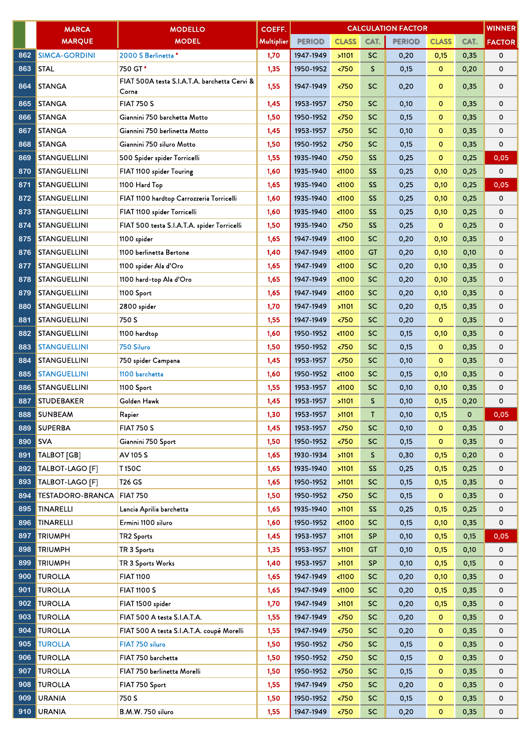| | MARCA MARQUE | MODELLO MODEL | COEFF. Multiplier | CALCULATION FACTOR | | | | | | WINNER FACTOR |
|---|---|---|---|---|---|---|---|---|---|---|
| | | | | PERIOD | CLASS | CAT. | PERIOD | CLASS | CAT. | |
| 862 | SIMCA-GORDINI | 2000 S Berlinetta * | 1,70 | 1947-1949 | >1101 | SC | 0,20 | 0,15 | 0,35 | 0 |
| 863 | STAL | 750 GT * | 1,35 | 1950-1952 | <750 | S | 0,15 | 0 | 0,20 | 0 |
| 864 | STANGA | FIAT 500A testa S.I.A.T.A. barchetta Cervi & Corna | 1,55 | 1947-1949 | <750 | SC | 0,20 | 0 | 0,35 | 0 |
| 865 | STANGA | FIAT 750 S | 1,45 | 1953-1957 | <750 | SC | 0,10 | 0 | 0,35 | 0 |
| 866 | STANGA | Giannini 750 barchetta Motto | 1,50 | 1950-1952 | <750 | SC | 0,15 | 0 | 0,35 | 0 |
| 867 | STANGA | Giannini 750 berlinetta Motto | 1,45 | 1953-1957 | <750 | SC | 0,10 | 0 | 0,35 | 0 |
| 868 | STANGA | Giannini 750 siluro Motto | 1,50 | 1950-1952 | <750 | SC | 0,15 | 0 | 0,35 | 0 |
| 869 | STANGUELLINI | 500 Spider spider Torricelli | 1,55 | 1935-1940 | <750 | SS | 0,25 | 0 | 0,25 | 0,05 |
| 870 | STANGUELLINI | FIAT 1100 spider Touring | 1,60 | 1935-1940 | <1100 | SS | 0,25 | 0,10 | 0,25 | 0 |
| 871 | STANGUELLINI | 1100 Hard Top | 1,65 | 1935-1940 | <1100 | SS | 0,25 | 0,10 | 0,25 | 0,05 |
| 872 | STANGUELLINI | FIAT 1100 hardtop Carrozzeria Torricelli | 1,60 | 1935-1940 | <1100 | SS | 0,25 | 0,10 | 0,25 | 0 |
| 873 | STANGUELLINI | FIAT 1100 spider Torricelli | 1,60 | 1935-1940 | <1100 | SS | 0,25 | 0,10 | 0,25 | 0 |
| 874 | STANGUELLINI | FIAT 500 testa S.I.A.T.A. spider Torricelli | 1,50 | 1935-1940 | <750 | SS | 0,25 | 0 | 0,25 | 0 |
| 875 | STANGUELLINI | 1100 spider | 1,65 | 1947-1949 | <1100 | SC | 0,20 | 0,10 | 0,35 | 0 |
| 876 | STANGUELLINI | 1100 berlinetta Bertone | 1,40 | 1947-1949 | <1100 | GT | 0,20 | 0,10 | 0,10 | 0 |
| 877 | STANGUELLINI | 1100 spider Ala d'Oro | 1,65 | 1947-1949 | <1100 | SC | 0,20 | 0,10 | 0,35 | 0 |
| 878 | STANGUELLINI | 1100 hard-top Ala d'Oro | 1,65 | 1947-1949 | <1100 | SC | 0,20 | 0,10 | 0,35 | 0 |
| 879 | STANGUELLINI | 1100 Sport | 1,65 | 1947-1949 | <1100 | SC | 0,20 | 0,10 | 0,35 | 0 |
| 880 | STANGUELLINI | 2800 spider | 1,70 | 1947-1949 | >1101 | SC | 0,20 | 0,15 | 0,35 | 0 |
| 881 | STANGUELLINI | 750 S | 1,55 | 1947-1949 | <750 | SC | 0,20 | 0 | 0,35 | 0 |
| 882 | STANGUELLINI | 1100 hardtop | 1,60 | 1950-1952 | <1100 | SC | 0,15 | 0,10 | 0,35 | 0 |
| 883 | STANGUELLINI | 750 Siluro | 1,50 | 1950-1952 | <750 | SC | 0,15 | 0 | 0,35 | 0 |
| 884 | STANGUELLINI | 750 spider Campana | 1,45 | 1953-1957 | <750 | SC | 0,10 | 0 | 0,35 | 0 |
| 885 | STANGUELLINI | 1100 barchetta | 1,60 | 1950-1952 | <1100 | SC | 0,15 | 0,10 | 0,35 | 0 |
| 886 | STANGUELLINI | 1100 Sport | 1,55 | 1953-1957 | <1100 | SC | 0,10 | 0,10 | 0,35 | 0 |
| 887 | STUDEBAKER | Golden Hawk | 1,45 | 1953-1957 | >1101 | S | 0,10 | 0,15 | 0,20 | 0 |
| 888 | SUNBEAM | Rapier | 1,30 | 1953-1957 | >1101 | T | 0,10 | 0,15 | 0 | 0,05 |
| 889 | SUPERBA | FIAT 750 S | 1,45 | 1953-1957 | <750 | SC | 0,10 | 0 | 0,35 | 0 |
| 890 | SVA | Giannini 750 Sport | 1,50 | 1950-1952 | <750 | SC | 0,15 | 0 | 0,35 | 0 |
| 891 | TALBOT [GB] | AV 105 S | 1,65 | 1930-1934 | >1101 | S | 0,30 | 0,15 | 0,20 | 0 |
| 892 | TALBOT-LAGO [F] | T 150C | 1,65 | 1935-1940 | >1101 | SS | 0,25 | 0,15 | 0,25 | 0 |
| 893 | TALBOT-LAGO [F] | T26 GS | 1,65 | 1950-1952 | >1101 | SC | 0,15 | 0,15 | 0,35 | 0 |
| 894 | TESTADORO-BRANCA | FIAT 750 | 1,50 | 1950-1952 | <750 | SC | 0,15 | 0 | 0,35 | 0 |
| 895 | TINARELLI | Lancia Aprilia barchetta | 1,65 | 1935-1940 | >1101 | SS | 0,25 | 0,15 | 0,25 | 0 |
| 896 | TINARELLI | Ermini 1100 siluro | 1,60 | 1950-1952 | <1100 | SC | 0,15 | 0,10 | 0,35 | 0 |
| 897 | TRIUMPH | TR2 Sports | 1,45 | 1953-1957 | >1101 | SP | 0,10 | 0,15 | 0,15 | 0,05 |
| 898 | TRIUMPH | TR 3 Sports | 1,35 | 1953-1957 | >1101 | GT | 0,10 | 0,15 | 0,10 | 0 |
| 899 | TRIUMPH | TR 3 Sports Works | 1,40 | 1953-1957 | >1101 | SP | 0,10 | 0,15 | 0,15 | 0 |
| 900 | TUROLLA | FIAT 1100 | 1,65 | 1947-1949 | <1100 | SC | 0,20 | 0,10 | 0,35 | 0 |
| 901 | TUROLLA | FIAT 1100 S | 1,65 | 1947-1949 | <1100 | SC | 0,20 | 0,15 | 0,35 | 0 |
| 902 | TUROLLA | FIAT 1500 spider | 1,70 | 1947-1949 | >1101 | SC | 0,20 | 0,15 | 0,35 | 0 |
| 903 | TUROLLA | FIAT 500 A testa S.I.A.T.A. | 1,55 | 1947-1949 | <750 | SC | 0,20 | 0 | 0,35 | 0 |
| 904 | TUROLLA | FIAT 500 A testa S.I.A.T.A. coupé Morelli | 1,55 | 1947-1949 | <750 | SC | 0,20 | 0 | 0,35 | 0 |
| 905 | TUROLLA | FIAT 750 siluro | 1,50 | 1950-1952 | <750 | SC | 0,15 | 0 | 0,35 | 0 |
| 906 | TUROLLA | FIAT 750 barchetta | 1,50 | 1950-1952 | <750 | SC | 0,15 | 0 | 0,35 | 0 |
| 907 | TUROLLA | FIAT 750 berlinetta Morelli | 1,50 | 1950-1952 | <750 | SC | 0,15 | 0 | 0,35 | 0 |
| 908 | TUROLLA | FIAT 750 Sport | 1,55 | 1947-1949 | <750 | SC | 0,20 | 0 | 0,35 | 0 |
| 909 | URANIA | 750 S | 1,50 | 1950-1952 | <750 | SC | 0,15 | 0 | 0,35 | 0 |
| 910 | URANIA | B.M.W. 750 siluro | 1,55 | 1947-1949 | <750 | SC | 0,20 | 0 | 0,35 | 0 |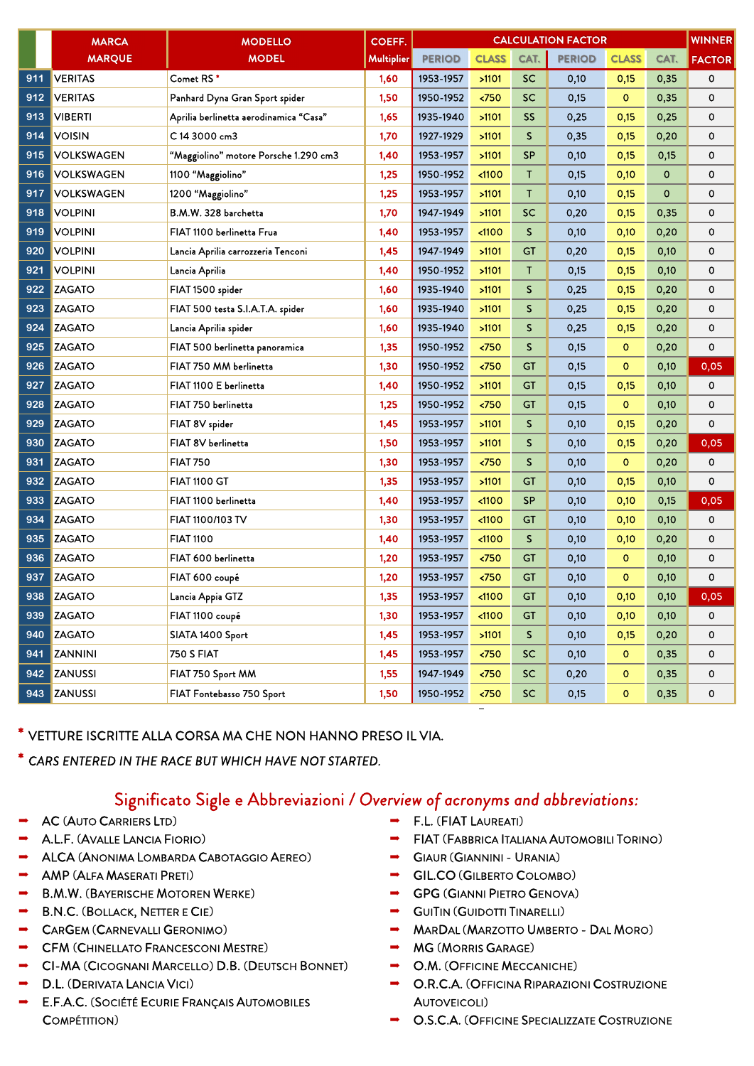| | MARCA MARQUE | MODELLO MODEL | COEFF. Multiplier | CALCULATION FACTOR | | | | | | WINNER FACTOR |
|---|---|---|---|---|---|---|---|---|---|---|
| | | | | PERIOD | CLASS | CAT. | PERIOD | CLASS | CAT. | |
| 911 | VERITAS | Comet RS * | 1,60 | 1953-1957 | >1101 | SC | 0,10 | 0,15 | 0,35 | 0 |
| 912 | VERITAS | Panhard Dyna Gran Sport spider | 1,50 | 1950-1952 | <750 | SC | 0,15 | 0 | 0,35 | 0 |
| 913 | VIBERTI | Aprilia berlinetta aerodinamica "Casa" | 1,65 | 1935-1940 | >1101 | SS | 0,25 | 0,15 | 0,25 | 0 |
| 914 | VOISIN | C 14 3000 cm3 | 1,70 | 1927-1929 | >1101 | S | 0,35 | 0,15 | 0,20 | 0 |
| 915 | VOLKSWAGEN | "Maggiolino" motore Porsche 1.290 cm3 | 1,40 | 1953-1957 | >1101 | SP | 0,10 | 0,15 | 0,15 | 0 |
| 916 | VOLKSWAGEN | 1100 "Maggiolino" | 1,25 | 1950-1952 | <1100 | T | 0,15 | 0,10 | 0 | 0 |
| 917 | VOLKSWAGEN | 1200 "Maggiolino" | 1,25 | 1953-1957 | >1101 | T | 0,10 | 0,15 | 0 | 0 |
| 918 | VOLPINI | B.M.W. 328 barchetta | 1,70 | 1947-1949 | >1101 | SC | 0,20 | 0,15 | 0,35 | 0 |
| 919 | VOLPINI | FIAT 1100 berlinetta Frua | 1,40 | 1953-1957 | <1100 | S | 0,10 | 0,10 | 0,20 | 0 |
| 920 | VOLPINI | Lancia Aprilia carrozzeria Tenconi | 1,45 | 1947-1949 | >1101 | GT | 0,20 | 0,15 | 0,10 | 0 |
| 921 | VOLPINI | Lancia Aprilia | 1,40 | 1950-1952 | >1101 | T | 0,15 | 0,15 | 0,10 | 0 |
| 922 | ZAGATO | FIAT 1500 spider | 1,60 | 1935-1940 | >1101 | S | 0,25 | 0,15 | 0,20 | 0 |
| 923 | ZAGATO | FIAT 500 testa S.I.A.T.A. spider | 1,60 | 1935-1940 | >1101 | S | 0,25 | 0,15 | 0,20 | 0 |
| 924 | ZAGATO | Lancia Aprilia spider | 1,60 | 1935-1940 | >1101 | S | 0,25 | 0,15 | 0,20 | 0 |
| 925 | ZAGATO | FIAT 500 berlinetta panoramica | 1,35 | 1950-1952 | <750 | S | 0,15 | 0 | 0,20 | 0 |
| 926 | ZAGATO | FIAT 750 MM berlinetta | 1,30 | 1950-1952 | <750 | GT | 0,15 | 0 | 0,10 | 0,05 |
| 927 | ZAGATO | FIAT 1100 E berlinetta | 1,40 | 1950-1952 | >1101 | GT | 0,15 | 0,15 | 0,10 | 0 |
| 928 | ZAGATO | FIAT 750 berlinetta | 1,25 | 1950-1952 | <750 | GT | 0,15 | 0 | 0,10 | 0 |
| 929 | ZAGATO | FIAT 8V spider | 1,45 | 1953-1957 | >1101 | S | 0,10 | 0,15 | 0,20 | 0 |
| 930 | ZAGATO | FIAT 8V berlinetta | 1,50 | 1953-1957 | >1101 | S | 0,10 | 0,15 | 0,20 | 0,05 |
| 931 | ZAGATO | FIAT 750 | 1,30 | 1953-1957 | <750 | S | 0,10 | 0 | 0,20 | 0 |
| 932 | ZAGATO | FIAT 1100 GT | 1,35 | 1953-1957 | >1101 | GT | 0,10 | 0,15 | 0,10 | 0 |
| 933 | ZAGATO | FIAT 1100 berlinetta | 1,40 | 1953-1957 | <1100 | SP | 0,10 | 0,10 | 0,15 | 0,05 |
| 934 | ZAGATO | FIAT 1100/103 TV | 1,30 | 1953-1957 | <1100 | GT | 0,10 | 0,10 | 0,10 | 0 |
| 935 | ZAGATO | FIAT 1100 | 1,40 | 1953-1957 | <1100 | S | 0,10 | 0,10 | 0,20 | 0 |
| 936 | ZAGATO | FIAT 600 berlinetta | 1,20 | 1953-1957 | <750 | GT | 0,10 | 0 | 0,10 | 0 |
| 937 | ZAGATO | FIAT 600 coupé | 1,20 | 1953-1957 | <750 | GT | 0,10 | 0 | 0,10 | 0 |
| 938 | ZAGATO | Lancia Appia GTZ | 1,35 | 1953-1957 | <1100 | GT | 0,10 | 0,10 | 0,10 | 0,05 |
| 939 | ZAGATO | FIAT 1100 coupé | 1,30 | 1953-1957 | <1100 | GT | 0,10 | 0,10 | 0,10 | 0 |
| 940 | ZAGATO | SIATA 1400 Sport | 1,45 | 1953-1957 | >1101 | S | 0,10 | 0,15 | 0,20 | 0 |
| 941 | ZANNINI | 750 S FIAT | 1,45 | 1953-1957 | <750 | SC | 0,10 | 0 | 0,35 | 0 |
| 942 | ZANUSSI | FIAT 750 Sport MM | 1,55 | 1947-1949 | <750 | SC | 0,20 | 0 | 0,35 | 0 |
| 943 | ZANUSSI | FIAT Fontebasso 750 Sport | 1,50 | 1950-1952 | <750 | SC | 0,15 | 0 | 0,35 | 0 |

* VETTURE ISCRITTE ALLA CORSA MA CHE NON HANNO PRESO IL VIA.

* *CARS ENTERED IN THE RACE BUT WHICH HAVE NOT STARTED.*

## Significato Sigle e Abbreviazioni / *Overview of acronyms and abbreviations:*

- AC (Auto Carriers Ltd)
- A.L.F. (Avalle Lancia Fiorio)
- ALCA (Anonima Lombarda Cabotaggio Aereo)
- AMP (Alfa Maserati Preti)
- B.M.W. (Bayerische Motoren Werke)
- B.N.C. (Bollack, Netter e Cie)
- CarGem (Carnevalli Geronimo)
- CFM (Chinellato Francesconi Mestre)
- CI-MA (Cicognani Marcello) D.B. (Deutsch Bonnet)
- D.L. (Derivata Lancia Vici)
- E.F.A.C. (Société Ecurie Français Automobiles Compétition)
- F.L. (FIAT Laureati)
- FIAT (Fabbrica Italiana Automobili Torino)
- Giaur (Giannini - Urania)
- GIL.CO (Gilberto Colombo)
- GPG (Gianni Pietro Genova)
- GuiTin (Guidotti Tinarelli)
- MarDal (Marzotto Umberto - Dal Moro)
- MG (Morris Garage)
- O.M. (Officine Meccaniche)
- O.R.C.A. (Officina Riparazioni Costruzione Autoveicoli)
- O.S.C.A. (Officine Specializzate Costruzione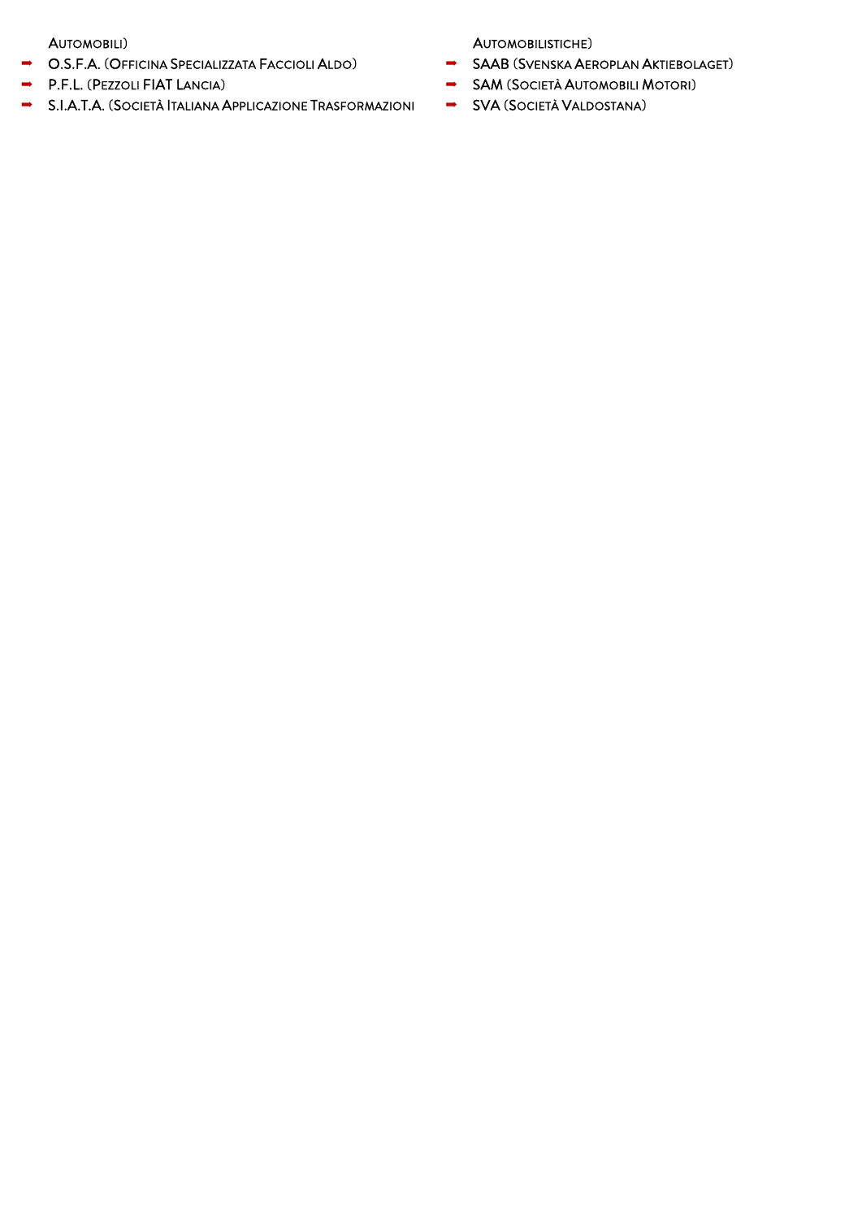Automobili)

- O.S.F.A. (Officina Specializzata Faccioli Aldo)
- P.F.L. (Pezzoli FIAT Lancia)
- S.I.A.T.A. (Società Italiana Applicazione Trasformazioni

Automobilistiche)

- SAAB (Svenska Aeroplan Aktiebolaget)
- SAM (Società Automobili Motori)
- SVA (Società Valdostana)